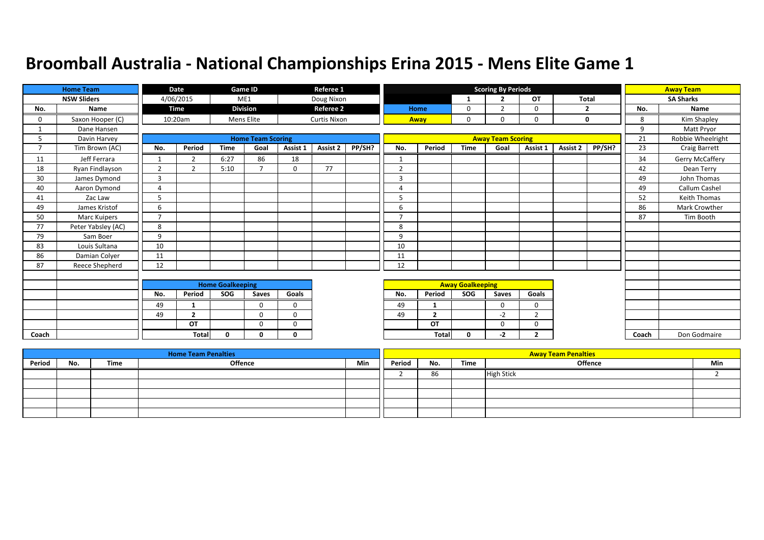# Broomball Australia - National Championships Erina 2015 - Mens Elite Game 1

| Home Team | | Date | Game ID | Referee 1 |
|---|---|---|---|---|
| NSW Sliders | | 4/06/2015 | ME1 | Doug Nixon |
| | | **Time** | **Division** | **Referee 2** |
| | | 10:20am | Mens Elite | Curtis Nixon |

**Scoring By Periods**

| | 1 | 2 | OT | Total |
|---|---|---|---|---|
| Home | 0 | 2 | 0 | 2 |
| Away | 0 | 0 | 0 | 0 |

**Home Team (NSW Sliders)**

| No. | Name |
|---|---|
| 0 | Saxon Hooper (C) |
| 1 | Dane Hansen |
| 5 | Davin Harvey |
| 7 | Tim Brown (AC) |
| 11 | Jeff Ferrara |
| 18 | Ryan Findlayson |
| 30 | James Dymond |
| 40 | Aaron Dymond |
| 41 | Zac Law |
| 49 | James Kristof |
| 50 | Marc Kuipers |
| 77 | Peter Yabsley (AC) |
| 79 | Sam Boer |
| 83 | Louis Sultana |
| 86 | Damian Colyer |
| 87 | Reece Shepherd |
| Coach | |

**Away Team (SA Sharks)**

| No. | Name |
|---|---|
| 8 | Kim Shapley |
| 9 | Matt Pryor |
| 21 | Robbie Wheelright |
| 23 | Craig Barrett |
| 34 | Gerry McCaffery |
| 42 | Dean Terry |
| 49 | John Thomas |
| 49 | Callum Cashel |
| 52 | Keith Thomas |
| 86 | Mark Crowther |
| 87 | Tim Booth |
| Coach | Don Godmaire |

**Home Team Scoring**

| No. | Period | Time | Goal | Assist 1 | Assist 2 | PP/SH? |
|---|---|---|---|---|---|---|
| 1 | 2 | 6:27 | 86 | 18 | | |
| 2 | 2 | 5:10 | 7 | 0 | 77 | |
| 3 | | | | | | |
| 4 | | | | | | |
| 5 | | | | | | |
| 6 | | | | | | |
| 7 | | | | | | |
| 8 | | | | | | |
| 9 | | | | | | |
| 10 | | | | | | |
| 11 | | | | | | |
| 12 | | | | | | |

**Away Team Scoring**

| No. | Period | Time | Goal | Assist 1 | Assist 2 | PP/SH? |
|---|---|---|---|---|---|---|
| 1 | | | | | | |
| 2 | | | | | | |
| 3 | | | | | | |
| 4 | | | | | | |
| 5 | | | | | | |
| 6 | | | | | | |
| 7 | | | | | | |
| 8 | | | | | | |
| 9 | | | | | | |
| 10 | | | | | | |
| 11 | | | | | | |
| 12 | | | | | | |

**Home Goalkeeping**

| No. | Period | SOG | Saves | Goals |
|---|---|---|---|---|
| 49 | 1 | | 0 | 0 |
| 49 | 2 | | 0 | 0 |
| | OT | | 0 | 0 |
| | Total | 0 | 0 | 0 |

**Away Goalkeeping**

| No. | Period | SOG | Saves | Goals |
|---|---|---|---|---|
| 49 | 1 | | 0 | 0 |
| 49 | 2 | | -2 | 2 |
| | OT | | 0 | 0 |
| | Total | 0 | -2 | 2 |

**Home Team Penalties**

| Period | No. | Time | Offence | Min |
|---|---|---|---|---|
| | | | | |

**Away Team Penalties**

| Period | No. | Time | Offence | Min |
|---|---|---|---|---|
| 2 | 86 | | High Stick | 2 |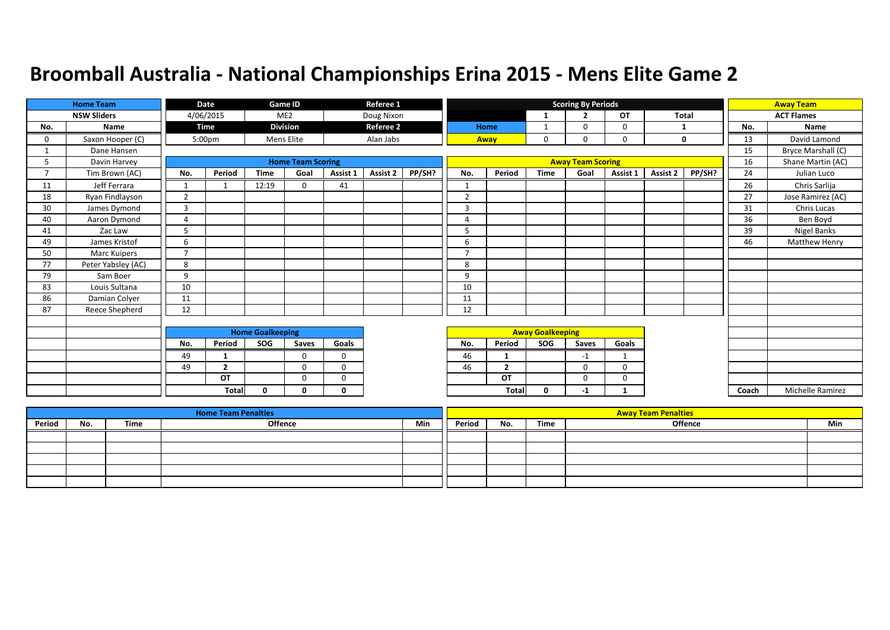# Broomball Australia - National Championships Erina 2015 - Mens Elite Game 2

| Home Team | Date | Game ID | Referee 1 |
|---|---|---|---|
| NSW Sliders | 4/06/2015 | ME2 | Doug Nixon |
| | **Time** | **Division** | **Referee 2** |
| | 5:00pm | Mens Elite | Alan Jabs |

**Scoring By Periods**

| | 1 | 2 | OT | Total |
|---|---|---|---|---|
| Home | 1 | 0 | 0 | 1 |
| Away | 0 | 0 | 0 | 0 |

**Away Team:** ACT Flames

**Home Team Roster (NSW Sliders)**

| No. | Name |
|---|---|
| 0 | Saxon Hooper (C) |
| 1 | Dane Hansen |
| 5 | Davin Harvey |
| 7 | Tim Brown (AC) |
| 11 | Jeff Ferrara |
| 18 | Ryan Findlayson |
| 30 | James Dymond |
| 40 | Aaron Dymond |
| 41 | Zac Law |
| 49 | James Kristof |
| 50 | Marc Kuipers |
| 77 | Peter Yabsley (AC) |
| 79 | Sam Boer |
| 83 | Louis Sultana |
| 86 | Damian Colyer |
| 87 | Reece Shepherd |

**Away Team Roster (ACT Flames)**

| No. | Name |
|---|---|
| 13 | David Lamond |
| 15 | Bryce Marshall (C) |
| 16 | Shane Martin (AC) |
| 24 | Julian Luco |
| 26 | Chris Sarlija |
| 27 | Jose Ramirez (AC) |
| 31 | Chris Lucas |
| 36 | Ben Boyd |
| 39 | Nigel Banks |
| 46 | Matthew Henry |
| Coach | Michelle Ramirez |

**Home Team Scoring**

| No. | Period | Time | Goal | Assist 1 | Assist 2 | PP/SH? |
|---|---|---|---|---|---|---|
| 1 | 1 | 12:19 | 0 | 41 | | |
| 2 | | | | | | |
| 3 | | | | | | |
| 4 | | | | | | |
| 5 | | | | | | |
| 6 | | | | | | |
| 7 | | | | | | |
| 8 | | | | | | |
| 9 | | | | | | |
| 10 | | | | | | |
| 11 | | | | | | |
| 12 | | | | | | |

**Away Team Scoring**

| No. | Period | Time | Goal | Assist 1 | Assist 2 | PP/SH? |
|---|---|---|---|---|---|---|
| 1 | | | | | | |
| 2 | | | | | | |
| 3 | | | | | | |
| 4 | | | | | | |
| 5 | | | | | | |
| 6 | | | | | | |
| 7 | | | | | | |
| 8 | | | | | | |
| 9 | | | | | | |
| 10 | | | | | | |
| 11 | | | | | | |
| 12 | | | | | | |

**Home Goalkeeping**

| No. | Period | SOG | Saves | Goals |
|---|---|---|---|---|
| 49 | 1 | | 0 | 0 |
| 49 | 2 | | 0 | 0 |
| | OT | | 0 | 0 |
| | Total | 0 | 0 | 0 |

**Away Goalkeeping**

| No. | Period | SOG | Saves | Goals |
|---|---|---|---|---|
| 46 | 1 | | -1 | 1 |
| 46 | 2 | | 0 | 0 |
| | OT | | 0 | 0 |
| | Total | 0 | -1 | 1 |

**Home Team Penalties**

| Period | No. | Time | Offence | Min |
|---|---|---|---|---|
| | | | | |
| | | | | |
| | | | | |
| | | | | |
| | | | | |

**Away Team Penalties**

| Period | No. | Time | Offence | Min |
|---|---|---|---|---|
| | | | | |
| | | | | |
| | | | | |
| | | | | |
| | | | | |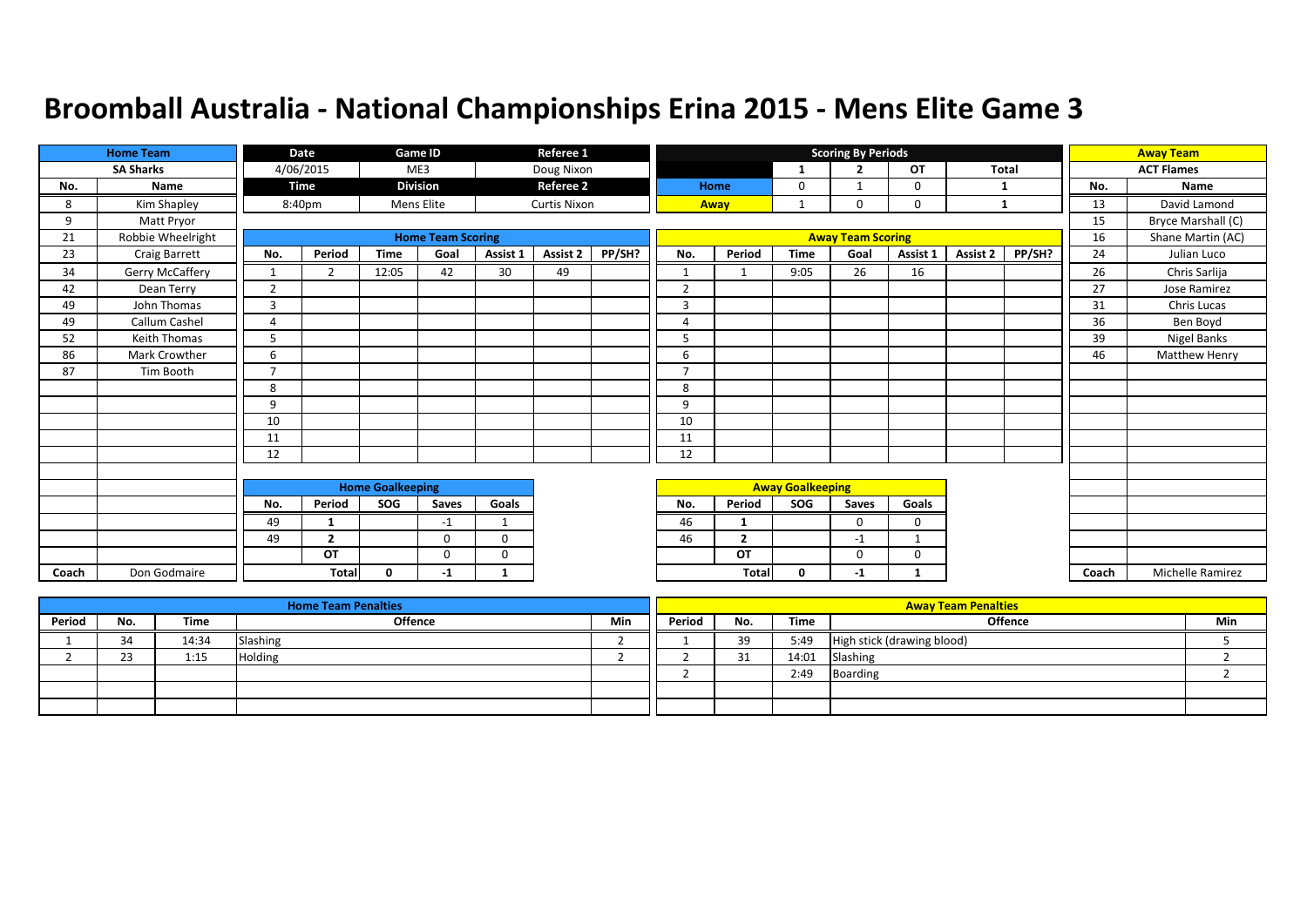# Broomball Australia - National Championships Erina 2015 - Mens Elite Game 3

| Home Team | |
|---|---|
| SA Sharks | |
| No. | Name |
| 8 | Kim Shapley |
| 9 | Matt Pryor |
| 21 | Robbie Wheelright |
| 23 | Craig Barrett |
| 34 | Gerry McCaffery |
| 42 | Dean Terry |
| 49 | John Thomas |
| 49 | Callum Cashel |
| 52 | Keith Thomas |
| 86 | Mark Crowther |
| 87 | Tim Booth |
| Coach | Don Godmaire |

| Date | Game ID | Referee 1 |
|---|---|---|
| 4/06/2015 | ME3 | Doug Nixon |
| **Time** | **Division** | **Referee 2** |
| 8:40pm | Mens Elite | Curtis Nixon |

| Scoring By Periods | 1 | 2 | OT | Total |
|---|---|---|---|---|
| Home | 0 | 1 | 0 | 1 |
| Away | 1 | 0 | 0 | 1 |

| Away Team | |
|---|---|
| ACT Flames | |
| No. | Name |
| 13 | David Lamond |
| 15 | Bryce Marshall (C) |
| 16 | Shane Martin (AC) |
| 24 | Julian Luco |
| 26 | Chris Sarlija |
| 27 | Jose Ramirez |
| 31 | Chris Lucas |
| 36 | Ben Boyd |
| 39 | Nigel Banks |
| 46 | Matthew Henry |
| Coach | Michelle Ramirez |

**Home Team Scoring**

| No. | Period | Time | Goal | Assist 1 | Assist 2 | PP/SH? |
|---|---|---|---|---|---|---|
| 1 | 2 | 12:05 | 42 | 30 | 49 | |
| 2 | | | | | | |
| 3 | | | | | | |
| 4 | | | | | | |
| 5 | | | | | | |
| 6 | | | | | | |
| 7 | | | | | | |
| 8 | | | | | | |
| 9 | | | | | | |
| 10 | | | | | | |
| 11 | | | | | | |
| 12 | | | | | | |

**Away Team Scoring**

| No. | Period | Time | Goal | Assist 1 | Assist 2 | PP/SH? |
|---|---|---|---|---|---|---|
| 1 | 1 | 9:05 | 26 | 16 | | |
| 2 | | | | | | |
| 3 | | | | | | |
| 4 | | | | | | |
| 5 | | | | | | |
| 6 | | | | | | |
| 7 | | | | | | |
| 8 | | | | | | |
| 9 | | | | | | |
| 10 | | | | | | |
| 11 | | | | | | |
| 12 | | | | | | |

**Home Goalkeeping**

| No. | Period | SOG | Saves | Goals |
|---|---|---|---|---|
| 49 | 1 | | -1 | 1 |
| 49 | 2 | | 0 | 0 |
| | OT | | 0 | 0 |
| | Total | 0 | -1 | 1 |

**Away Goalkeeping**

| No. | Period | SOG | Saves | Goals |
|---|---|---|---|---|
| 46 | 1 | | 0 | 0 |
| 46 | 2 | | -1 | 1 |
| | OT | | 0 | 0 |
| | Total | 0 | -1 | 1 |

**Home Team Penalties**

| Period | No. | Time | Offence | Min |
|---|---|---|---|---|
| 1 | 34 | 14:34 | Slashing | 2 |
| 2 | 23 | 1:15 | Holding | 2 |

**Away Team Penalties**

| Period | No. | Time | Offence | Min |
|---|---|---|---|---|
| 1 | 39 | 5:49 | High stick (drawing blood) | 5 |
| 2 | 31 | 14:01 | Slashing | 2 |
| 2 | | 2:49 | Boarding | 2 |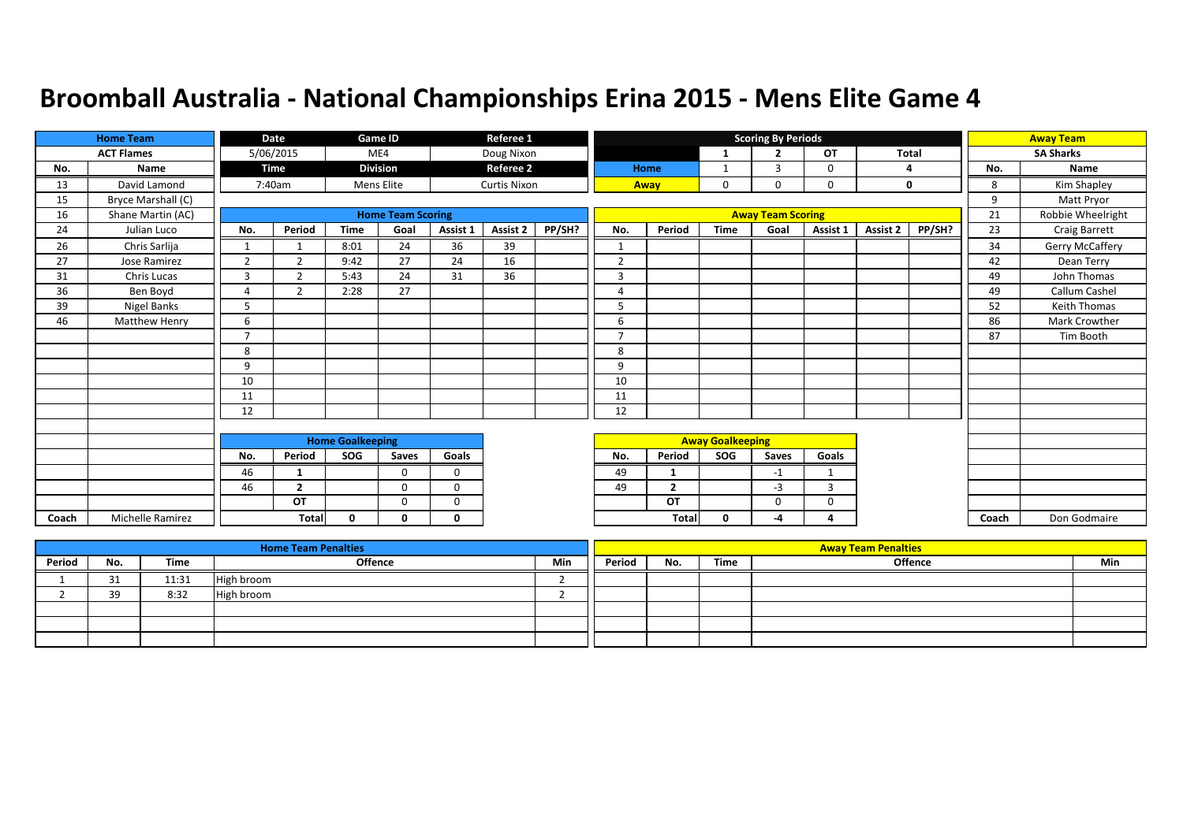# Broomball Australia - National Championships Erina 2015 - Mens Elite Game 4

| Home Team | | Date | Game ID | Referee 1 |
|---|---|---|---|---|
| ACT Flames | | 5/06/2015 | ME4 | Doug Nixon |
| | | Time | Division | Referee 2 |
| | | 7:40am | Mens Elite | Curtis Nixon |

**Scoring By Periods**

| | 1 | 2 | OT | Total |
|---|---|---|---|---|
| Home | 1 | 3 | 0 | 4 |
| Away | 0 | 0 | 0 | 0 |

**Home Team (ACT Flames)**

| No. | Name |
|---|---|
| 13 | David Lamond |
| 15 | Bryce Marshall (C) |
| 16 | Shane Martin (AC) |
| 24 | Julian Luco |
| 26 | Chris Sarlija |
| 27 | Jose Ramirez |
| 31 | Chris Lucas |
| 36 | Ben Boyd |
| 39 | Nigel Banks |
| 46 | Matthew Henry |
| Coach | Michelle Ramirez |

**Away Team (SA Sharks)**

| No. | Name |
|---|---|
| 8 | Kim Shapley |
| 9 | Matt Pryor |
| 21 | Robbie Wheelright |
| 23 | Craig Barrett |
| 34 | Gerry McCaffery |
| 42 | Dean Terry |
| 49 | John Thomas |
| 49 | Callum Cashel |
| 52 | Keith Thomas |
| 86 | Mark Crowther |
| 87 | Tim Booth |
| Coach | Don Godmaire |

**Home Team Scoring**

| No. | Period | Time | Goal | Assist 1 | Assist 2 | PP/SH? |
|---|---|---|---|---|---|---|
| 1 | 1 | 8:01 | 24 | 36 | 39 | |
| 2 | 2 | 9:42 | 27 | 24 | 16 | |
| 3 | 2 | 5:43 | 24 | 31 | 36 | |
| 4 | 2 | 2:28 | 27 | | | |
| 5 | | | | | | |
| 6 | | | | | | |
| 7 | | | | | | |
| 8 | | | | | | |
| 9 | | | | | | |
| 10 | | | | | | |
| 11 | | | | | | |
| 12 | | | | | | |

**Away Team Scoring**

| No. | Period | Time | Goal | Assist 1 | Assist 2 | PP/SH? |
|---|---|---|---|---|---|---|
| 1 | | | | | | |
| 2 | | | | | | |
| 3 | | | | | | |
| 4 | | | | | | |
| 5 | | | | | | |
| 6 | | | | | | |
| 7 | | | | | | |
| 8 | | | | | | |
| 9 | | | | | | |
| 10 | | | | | | |
| 11 | | | | | | |
| 12 | | | | | | |

**Home Goalkeeping**

| No. | Period | SOG | Saves | Goals |
|---|---|---|---|---|
| 46 | 1 | | 0 | 0 |
| 46 | 2 | | 0 | 0 |
| | OT | | 0 | 0 |
| | Total | 0 | 0 | 0 |

**Away Goalkeeping**

| No. | Period | SOG | Saves | Goals |
|---|---|---|---|---|
| 49 | 1 | | -1 | 1 |
| 49 | 2 | | -3 | 3 |
| | OT | | 0 | 0 |
| | Total | 0 | -4 | 4 |

**Home Team Penalties**

| Period | No. | Time | Offence | Min |
|---|---|---|---|---|
| 1 | 31 | 11:31 | High broom | 2 |
| 2 | 39 | 8:32 | High broom | 2 |
| | | | | |
| | | | | |
| | | | | |

**Away Team Penalties**

| Period | No. | Time | Offence | Min |
|---|---|---|---|---|
| | | | | |
| | | | | |
| | | | | |
| | | | | |
| | | | | |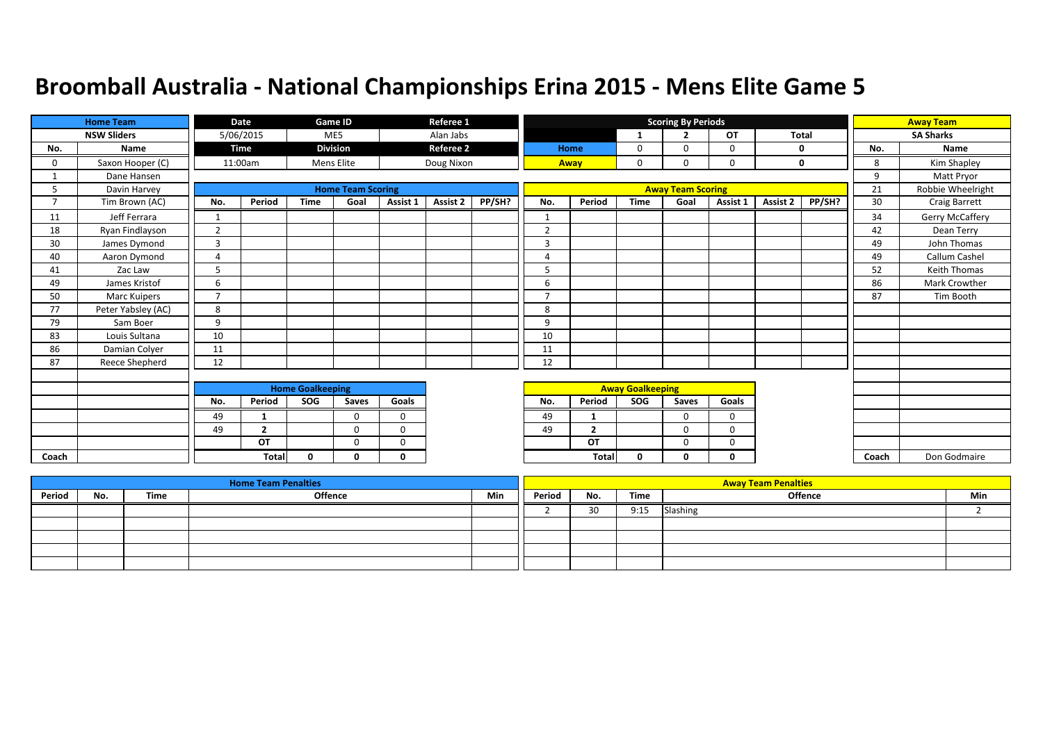# Broomball Australia - National Championships Erina 2015 - Mens Elite Game 5

| Home Team | |
|---|---|
| NSW Sliders | |
| No. | Name |
| 0 | Saxon Hooper (C) |
| 1 | Dane Hansen |
| 5 | Davin Harvey |
| 7 | Tim Brown (AC) |
| 11 | Jeff Ferrara |
| 18 | Ryan Findlayson |
| 30 | James Dymond |
| 40 | Aaron Dymond |
| 41 | Zac Law |
| 49 | James Kristof |
| 50 | Marc Kuipers |
| 77 | Peter Yabsley (AC) |
| 79 | Sam Boer |
| 83 | Louis Sultana |
| 86 | Damian Colyer |
| 87 | Reece Shepherd |
| Coach | |

| Date | Game ID | Referee 1 |
|---|---|---|
| 5/06/2015 | ME5 | Alan Jabs |
| **Time** | **Division** | **Referee 2** |
| 11:00am | Mens Elite | Doug Nixon |

| Scoring By Periods | 1 | 2 | OT | Total |
|---|---|---|---|---|
| Home | 0 | 0 | 0 | 0 |
| Away | 0 | 0 | 0 | 0 |

| Away Team | |
|---|---|
| SA Sharks | |
| No. | Name |
| 8 | Kim Shapley |
| 9 | Matt Pryor |
| 21 | Robbie Wheelright |
| 30 | Craig Barrett |
| 34 | Gerry McCaffery |
| 42 | Dean Terry |
| 49 | John Thomas |
| 49 | Callum Cashel |
| 52 | Keith Thomas |
| 86 | Mark Crowther |
| 87 | Tim Booth |
| Coach | Don Godmaire |

**Home Team Scoring**

| No. | Period | Time | Goal | Assist 1 | Assist 2 | PP/SH? |
|---|---|---|---|---|---|---|
| 1 | | | | | | |
| 2 | | | | | | |
| 3 | | | | | | |
| 4 | | | | | | |
| 5 | | | | | | |
| 6 | | | | | | |
| 7 | | | | | | |
| 8 | | | | | | |
| 9 | | | | | | |
| 10 | | | | | | |
| 11 | | | | | | |
| 12 | | | | | | |

**Away Team Scoring**

| No. | Period | Time | Goal | Assist 1 | Assist 2 | PP/SH? |
|---|---|---|---|---|---|---|
| 1 | | | | | | |
| 2 | | | | | | |
| 3 | | | | | | |
| 4 | | | | | | |
| 5 | | | | | | |
| 6 | | | | | | |
| 7 | | | | | | |
| 8 | | | | | | |
| 9 | | | | | | |
| 10 | | | | | | |
| 11 | | | | | | |
| 12 | | | | | | |

**Home Goalkeeping**

| No. | Period | SOG | Saves | Goals |
|---|---|---|---|---|
| 49 | 1 | | 0 | 0 |
| 49 | 2 | | 0 | 0 |
| | OT | | 0 | 0 |
| | Total | 0 | 0 | 0 |

**Away Goalkeeping**

| No. | Period | SOG | Saves | Goals |
|---|---|---|---|---|
| 49 | 1 | | 0 | 0 |
| 49 | 2 | | 0 | 0 |
| | OT | | 0 | 0 |
| | Total | 0 | 0 | 0 |

**Home Team Penalties**

| Period | No. | Time | Offence | Min |
|---|---|---|---|---|
| | | | | |

**Away Team Penalties**

| Period | No. | Time | Offence | Min |
|---|---|---|---|---|
| 2 | 30 | 9:15 | Slashing | 2 |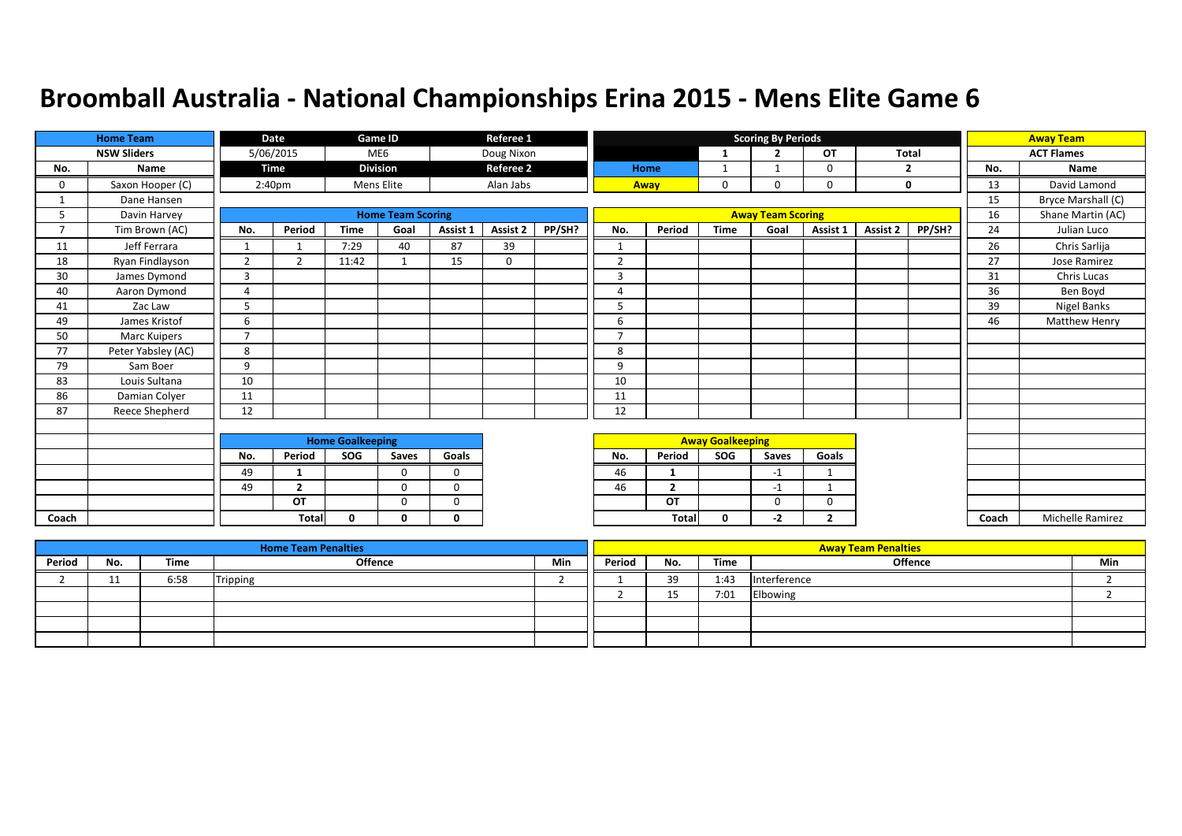# Broomball Australia - National Championships Erina 2015 - Mens Elite Game 6

| Home Team | | Date | Game ID | Referee 1 |
|---|---|---|---|---|
| NSW Sliders | | 5/06/2015 | ME6 | Doug Nixon |
| | | Time | Division | Referee 2 |
| | | 2:40pm | Mens Elite | Alan Jabs |

**Scoring By Periods**

| | 1 | 2 | OT | Total |
|---|---|---|---|---|
| Home | 1 | 1 | 0 | 2 |
| Away | 0 | 0 | 0 | 0 |

**Home Team: NSW Sliders**

| No. | Name |
|---|---|
| 0 | Saxon Hooper (C) |
| 1 | Dane Hansen |
| 5 | Davin Harvey |
| 7 | Tim Brown (AC) |
| 11 | Jeff Ferrara |
| 18 | Ryan Findlayson |
| 30 | James Dymond |
| 40 | Aaron Dymond |
| 41 | Zac Law |
| 49 | James Kristof |
| 50 | Marc Kuipers |
| 77 | Peter Yabsley (AC) |
| 79 | Sam Boer |
| 83 | Louis Sultana |
| 86 | Damian Colyer |
| 87 | Reece Shepherd |
| Coach | |

**Away Team: ACT Flames**

| No. | Name |
|---|---|
| 13 | David Lamond |
| 15 | Bryce Marshall (C) |
| 16 | Shane Martin (AC) |
| 24 | Julian Luco |
| 26 | Chris Sarlija |
| 27 | Jose Ramirez |
| 31 | Chris Lucas |
| 36 | Ben Boyd |
| 39 | Nigel Banks |
| 46 | Matthew Henry |
| Coach | Michelle Ramirez |

**Home Team Scoring**

| No. | Period | Time | Goal | Assist 1 | Assist 2 | PP/SH? |
|---|---|---|---|---|---|---|
| 1 | 1 | 7:29 | 40 | 87 | 39 | |
| 2 | 2 | 11:42 | 1 | 15 | 0 | |
| 3 | | | | | | |
| 4 | | | | | | |
| 5 | | | | | | |
| 6 | | | | | | |
| 7 | | | | | | |
| 8 | | | | | | |
| 9 | | | | | | |
| 10 | | | | | | |
| 11 | | | | | | |
| 12 | | | | | | |

**Away Team Scoring**

| No. | Period | Time | Goal | Assist 1 | Assist 2 | PP/SH? |
|---|---|---|---|---|---|---|
| 1 | | | | | | |
| 2 | | | | | | |
| 3 | | | | | | |
| 4 | | | | | | |
| 5 | | | | | | |
| 6 | | | | | | |
| 7 | | | | | | |
| 8 | | | | | | |
| 9 | | | | | | |
| 10 | | | | | | |
| 11 | | | | | | |
| 12 | | | | | | |

**Home Goalkeeping**

| No. | Period | SOG | Saves | Goals |
|---|---|---|---|---|
| 49 | 1 | | 0 | 0 |
| 49 | 2 | | 0 | 0 |
| | OT | | 0 | 0 |
| | Total | 0 | 0 | 0 |

**Away Goalkeeping**

| No. | Period | SOG | Saves | Goals |
|---|---|---|---|---|
| 46 | 1 | | -1 | 1 |
| 46 | 2 | | -1 | 1 |
| | OT | | 0 | 0 |
| | Total | 0 | -2 | 2 |

**Home Team Penalties**

| Period | No. | Time | Offence | Min |
|---|---|---|---|---|
| 2 | 11 | 6:58 | Tripping | 2 |
| | | | | |
| | | | | |
| | | | | |
| | | | | |

**Away Team Penalties**

| Period | No. | Time | Offence | Min |
|---|---|---|---|---|
| 1 | 39 | 1:43 | Interference | 2 |
| 2 | 15 | 7:01 | Elbowing | 2 |
| | | | | |
| | | | | |
| | | | | |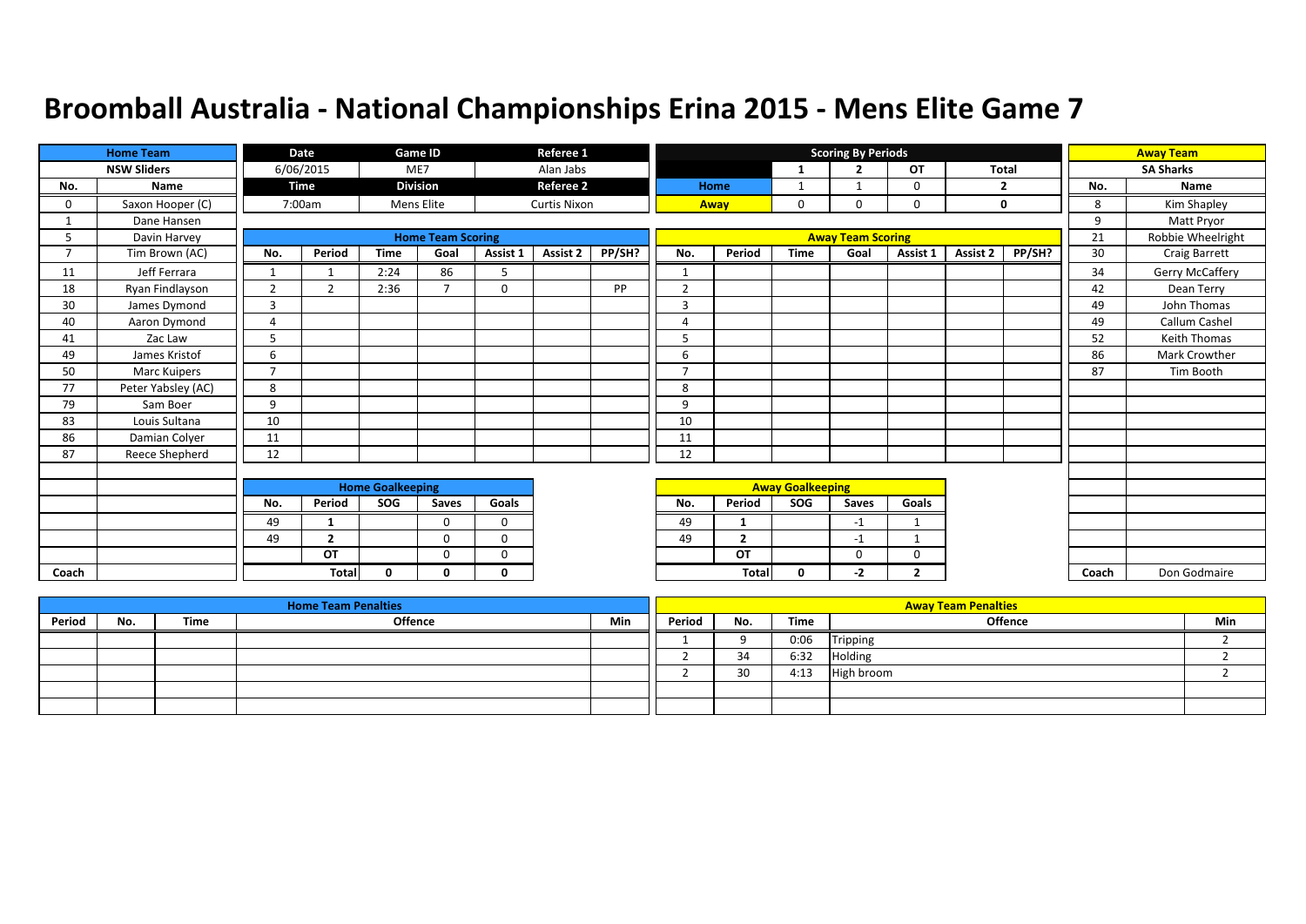# Broomball Australia - National Championships Erina 2015 - Mens Elite Game 7

| Home Team | Date | Game ID | Referee 1 |
|---|---|---|---|
| NSW Sliders | 6/06/2015 | ME7 | Alan Jabs |
| | **Time** | **Division** | **Referee 2** |
| | 7:00am | Mens Elite | Curtis Nixon |

## Scoring By Periods

| | 1 | 2 | OT | Total |
|---|---|---|---|---|
| Home | 1 | 1 | 0 | 2 |
| Away | 0 | 0 | 0 | 0 |

## Home Team: NSW Sliders

| No. | Name |
|---|---|
| 0 | Saxon Hooper (C) |
| 1 | Dane Hansen |
| 5 | Davin Harvey |
| 7 | Tim Brown (AC) |
| 11 | Jeff Ferrara |
| 18 | Ryan Findlayson |
| 30 | James Dymond |
| 40 | Aaron Dymond |
| 41 | Zac Law |
| 49 | James Kristof |
| 50 | Marc Kuipers |
| 77 | Peter Yabsley (AC) |
| 79 | Sam Boer |
| 83 | Louis Sultana |
| 86 | Damian Colyer |
| 87 | Reece Shepherd |
| Coach | |

## Away Team: SA Sharks

| No. | Name |
|---|---|
| 8 | Kim Shapley |
| 9 | Matt Pryor |
| 21 | Robbie Wheelright |
| 30 | Craig Barrett |
| 34 | Gerry McCaffery |
| 42 | Dean Terry |
| 49 | John Thomas |
| 49 | Callum Cashel |
| 52 | Keith Thomas |
| 86 | Mark Crowther |
| 87 | Tim Booth |
| Coach | Don Godmaire |

## Home Team Scoring

| No. | Period | Time | Goal | Assist 1 | Assist 2 | PP/SH? |
|---|---|---|---|---|---|---|
| 1 | 1 | 2:24 | 86 | 5 | | |
| 2 | 2 | 2:36 | 7 | 0 | | PP |
| 3 | | | | | | |
| 4 | | | | | | |
| 5 | | | | | | |
| 6 | | | | | | |
| 7 | | | | | | |
| 8 | | | | | | |
| 9 | | | | | | |
| 10 | | | | | | |
| 11 | | | | | | |
| 12 | | | | | | |

## Away Team Scoring

| No. | Period | Time | Goal | Assist 1 | Assist 2 | PP/SH? |
|---|---|---|---|---|---|---|
| 1 | | | | | | |
| 2 | | | | | | |
| 3 | | | | | | |
| 4 | | | | | | |
| 5 | | | | | | |
| 6 | | | | | | |
| 7 | | | | | | |
| 8 | | | | | | |
| 9 | | | | | | |
| 10 | | | | | | |
| 11 | | | | | | |
| 12 | | | | | | |

## Home Goalkeeping

| No. | Period | SOG | Saves | Goals |
|---|---|---|---|---|
| 49 | 1 | | 0 | 0 |
| 49 | 2 | | 0 | 0 |
| | OT | | 0 | 0 |
| | Total | 0 | 0 | 0 |

## Away Goalkeeping

| No. | Period | SOG | Saves | Goals |
|---|---|---|---|---|
| 49 | 1 | | -1 | 1 |
| 49 | 2 | | -1 | 1 |
| | OT | | 0 | 0 |
| | Total | 0 | -2 | 2 |

## Home Team Penalties

| Period | No. | Time | Offence | Min |
|---|---|---|---|---|
| | | | | |

## Away Team Penalties

| Period | No. | Time | Offence | Min |
|---|---|---|---|---|
| 1 | 9 | 0:06 | Tripping | 2 |
| 2 | 34 | 6:32 | Holding | 2 |
| 2 | 30 | 4:13 | High broom | 2 |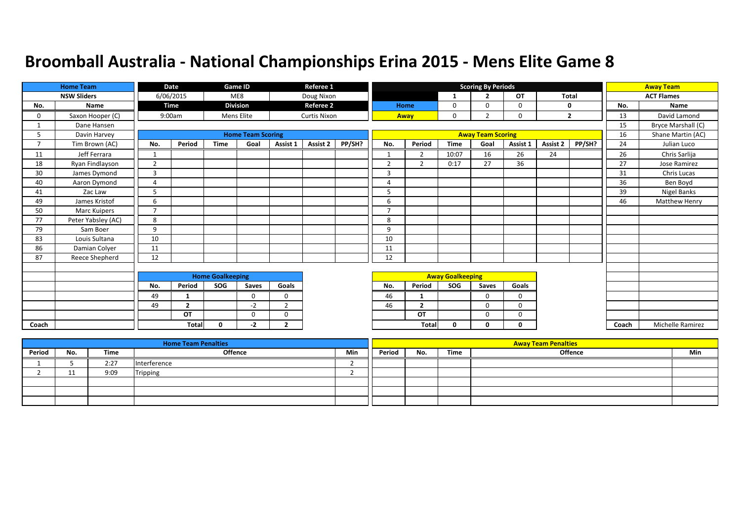# Broomball Australia - National Championships Erina 2015 - Mens Elite Game 8

| Home Team | | Date | Game ID | Referee 1 |
|---|---|---|---|---|
| NSW Sliders | | 6/06/2015 | ME8 | Doug Nixon |
| | | Time | Division | Referee 2 |
| | | 9:00am | Mens Elite | Curtis Nixon |

**Scoring By Periods**

| | 1 | 2 | OT | Total |
|---|---|---|---|---|
| Home | 0 | 0 | 0 | 0 |
| Away | 0 | 2 | 0 | 2 |

**Home Team: NSW Sliders**

| No. | Name |
|---|---|
| 0 | Saxon Hooper (C) |
| 1 | Dane Hansen |
| 5 | Davin Harvey |
| 7 | Tim Brown (AC) |
| 11 | Jeff Ferrara |
| 18 | Ryan Findlayson |
| 30 | James Dymond |
| 40 | Aaron Dymond |
| 41 | Zac Law |
| 49 | James Kristof |
| 50 | Marc Kuipers |
| 77 | Peter Yabsley (AC) |
| 79 | Sam Boer |
| 83 | Louis Sultana |
| 86 | Damian Colyer |
| 87 | Reece Shepherd |
| Coach | |

**Away Team: ACT Flames**

| No. | Name |
|---|---|
| 13 | David Lamond |
| 15 | Bryce Marshall (C) |
| 16 | Shane Martin (AC) |
| 24 | Julian Luco |
| 26 | Chris Sarlija |
| 27 | Jose Ramirez |
| 31 | Chris Lucas |
| 36 | Ben Boyd |
| 39 | Nigel Banks |
| 46 | Matthew Henry |
| Coach | Michelle Ramirez |

**Home Team Scoring**

| No. | Period | Time | Goal | Assist 1 | Assist 2 | PP/SH? |
|---|---|---|---|---|---|---|
| 1 | | | | | | |
| 2 | | | | | | |
| 3 | | | | | | |
| 4 | | | | | | |
| 5 | | | | | | |
| 6 | | | | | | |
| 7 | | | | | | |
| 8 | | | | | | |
| 9 | | | | | | |
| 10 | | | | | | |
| 11 | | | | | | |
| 12 | | | | | | |

**Away Team Scoring**

| No. | Period | Time | Goal | Assist 1 | Assist 2 | PP/SH? |
|---|---|---|---|---|---|---|
| 1 | 2 | 10:07 | 16 | 26 | 24 | |
| 2 | 2 | 0:17 | 27 | 36 | | |
| 3 | | | | | | |
| 4 | | | | | | |
| 5 | | | | | | |
| 6 | | | | | | |
| 7 | | | | | | |
| 8 | | | | | | |
| 9 | | | | | | |
| 10 | | | | | | |
| 11 | | | | | | |
| 12 | | | | | | |

**Home Goalkeeping**

| No. | Period | SOG | Saves | Goals |
|---|---|---|---|---|
| 49 | 1 | | 0 | 0 |
| 49 | 2 | | -2 | 2 |
| | OT | | 0 | 0 |
| | Total | 0 | -2 | 2 |

**Away Goalkeeping**

| No. | Period | SOG | Saves | Goals |
|---|---|---|---|---|
| 46 | 1 | | 0 | 0 |
| 46 | 2 | | 0 | 0 |
| | OT | | 0 | 0 |
| | Total | 0 | 0 | 0 |

**Home Team Penalties**

| Period | No. | Time | Offence | Min |
|---|---|---|---|---|
| 1 | 5 | 2:27 | Interference | 2 |
| 2 | 11 | 9:09 | Tripping | 2 |
| | | | | |
| | | | | |
| | | | | |

**Away Team Penalties**

| Period | No. | Time | Offence | Min |
|---|---|---|---|---|
| | | | | |
| | | | | |
| | | | | |
| | | | | |
| | | | | |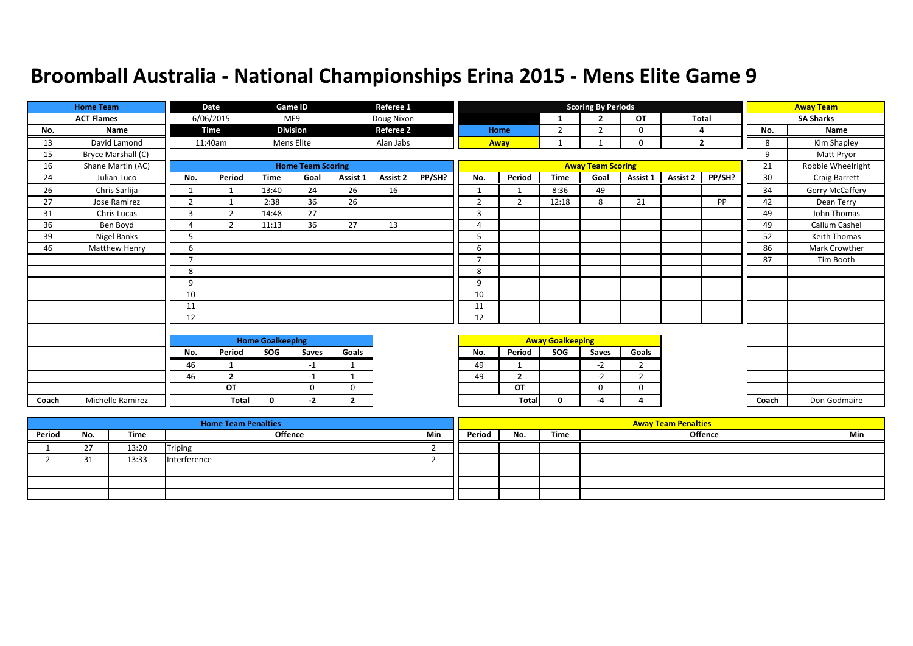# Broomball Australia - National Championships Erina 2015 - Mens Elite Game 9

| Home Team | | Date | Game ID | Referee 1 |
|---|---|---|---|---|
| ACT Flames | | 6/06/2015 | ME9 | Doug Nixon |
| No. | Name | Time | Division | Referee 2 |
| 13 | David Lamond | 11:40am | Mens Elite | Alan Jabs |
| 15 | Bryce Marshall (C) | | | |
| 16 | Shane Martin (AC) | | | |
| 24 | Julian Luco | | | |
| 26 | Chris Sarlija | | | |
| 27 | Jose Ramirez | | | |
| 31 | Chris Lucas | | | |
| 36 | Ben Boyd | | | |
| 39 | Nigel Banks | | | |
| 46 | Matthew Henry | | | |
| Coach | Michelle Ramirez | | | |

**Scoring By Periods**

| | 1 | 2 | OT | Total |
|---|---|---|---|---|
| Home | 2 | 2 | 0 | 4 |
| Away | 1 | 1 | 0 | 2 |

| Away Team | |
|---|---|
| SA Sharks | |
| No. | Name |
| 8 | Kim Shapley |
| 9 | Matt Pryor |
| 21 | Robbie Wheelright |
| 30 | Craig Barrett |
| 34 | Gerry McCaffery |
| 42 | Dean Terry |
| 49 | John Thomas |
| 49 | Callum Cashel |
| 52 | Keith Thomas |
| 86 | Mark Crowther |
| 87 | Tim Booth |
| Coach | Don Godmaire |

**Home Team Scoring**

| No. | Period | Time | Goal | Assist 1 | Assist 2 | PP/SH? |
|---|---|---|---|---|---|---|
| 1 | 1 | 13:40 | 24 | 26 | 16 | |
| 2 | 1 | 2:38 | 36 | 26 | | |
| 3 | 2 | 14:48 | 27 | | | |
| 4 | 2 | 11:13 | 36 | 27 | 13 | |
| 5 | | | | | | |
| 6 | | | | | | |
| 7 | | | | | | |
| 8 | | | | | | |
| 9 | | | | | | |
| 10 | | | | | | |
| 11 | | | | | | |
| 12 | | | | | | |

**Away Team Scoring**

| No. | Period | Time | Goal | Assist 1 | Assist 2 | PP/SH? |
|---|---|---|---|---|---|---|
| 1 | 1 | 8:36 | 49 | | | |
| 2 | 2 | 12:18 | 8 | 21 | | PP |
| 3 | | | | | | |
| 4 | | | | | | |
| 5 | | | | | | |
| 6 | | | | | | |
| 7 | | | | | | |
| 8 | | | | | | |
| 9 | | | | | | |
| 10 | | | | | | |
| 11 | | | | | | |
| 12 | | | | | | |

**Home Goalkeeping**

| No. | Period | SOG | Saves | Goals |
|---|---|---|---|---|
| 46 | 1 | | -1 | 1 |
| 46 | 2 | | -1 | 1 |
| | OT | | 0 | 0 |
| | Total | 0 | -2 | 2 |

**Away Goalkeeping**

| No. | Period | SOG | Saves | Goals |
|---|---|---|---|---|
| 49 | 1 | | -2 | 2 |
| 49 | 2 | | -2 | 2 |
| | OT | | 0 | 0 |
| | Total | 0 | -4 | 4 |

**Home Team Penalties**

| Period | No. | Time | Offence | Min |
|---|---|---|---|---|
| 1 | 27 | 13:20 | Triping | 2 |
| 2 | 31 | 13:33 | Interference | 2 |

**Away Team Penalties**

| Period | No. | Time | Offence | Min |
|---|---|---|---|---|
| | | | | |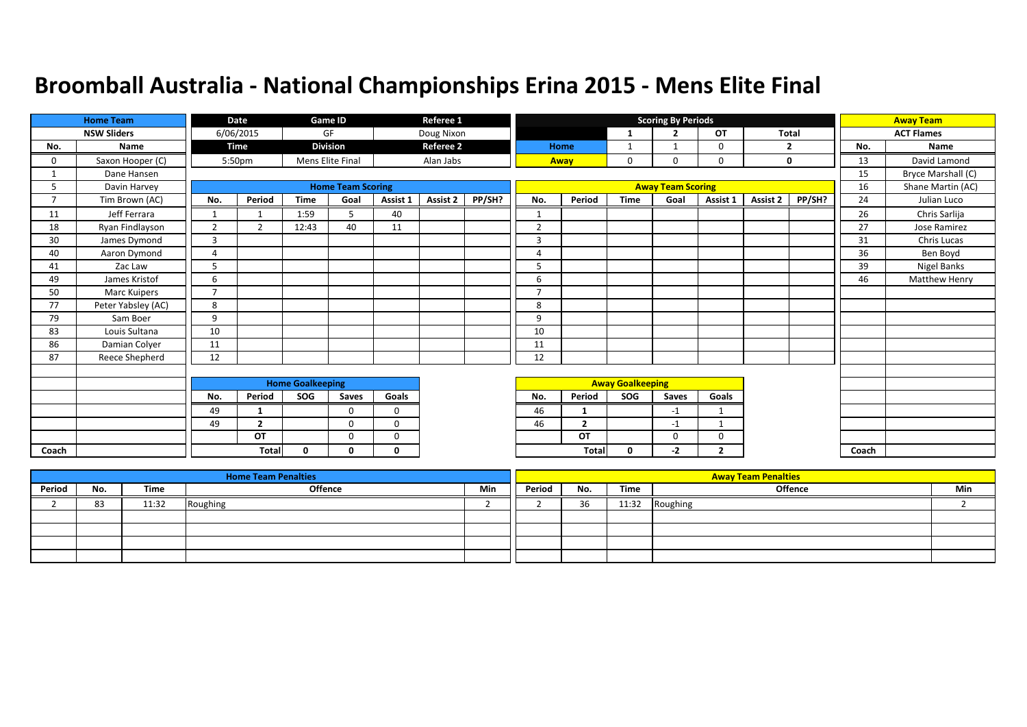# Broomball Australia - National Championships Erina 2015 - Mens Elite Final

| Home Team | |
|---|---|
| NSW Sliders | |
| No. | Name |
| 0 | Saxon Hooper (C) |
| 1 | Dane Hansen |
| 5 | Davin Harvey |
| 7 | Tim Brown (AC) |
| 11 | Jeff Ferrara |
| 18 | Ryan Findlayson |
| 30 | James Dymond |
| 40 | Aaron Dymond |
| 41 | Zac Law |
| 49 | James Kristof |
| 50 | Marc Kuipers |
| 77 | Peter Yabsley (AC) |
| 79 | Sam Boer |
| 83 | Louis Sultana |
| 86 | Damian Colyer |
| 87 | Reece Shepherd |
| Coach | |

| Date | Game ID | Referee 1 |
|---|---|---|
| 6/06/2015 | GF | Doug Nixon |
| **Time** | **Division** | **Referee 2** |
| 5:50pm | Mens Elite Final | Alan Jabs |

| Scoring By Periods | 1 | 2 | OT | Total |
|---|---|---|---|---|
| Home | 1 | 1 | 0 | 2 |
| Away | 0 | 0 | 0 | 0 |

| Away Team | |
|---|---|
| ACT Flames | |
| No. | Name |
| 13 | David Lamond |
| 15 | Bryce Marshall (C) |
| 16 | Shane Martin (AC) |
| 24 | Julian Luco |
| 26 | Chris Sarlija |
| 27 | Jose Ramirez |
| 31 | Chris Lucas |
| 36 | Ben Boyd |
| 39 | Nigel Banks |
| 46 | Matthew Henry |
| Coach | |

## Home Team Scoring

| No. | Period | Time | Goal | Assist 1 | Assist 2 | PP/SH? |
|---|---|---|---|---|---|---|
| 1 | 1 | 1:59 | 5 | 40 | | |
| 2 | 2 | 12:43 | 40 | 11 | | |
| 3 | | | | | | |
| 4 | | | | | | |
| 5 | | | | | | |
| 6 | | | | | | |
| 7 | | | | | | |
| 8 | | | | | | |
| 9 | | | | | | |
| 10 | | | | | | |
| 11 | | | | | | |
| 12 | | | | | | |

## Away Team Scoring

| No. | Period | Time | Goal | Assist 1 | Assist 2 | PP/SH? |
|---|---|---|---|---|---|---|
| 1 | | | | | | |
| 2 | | | | | | |
| 3 | | | | | | |
| 4 | | | | | | |
| 5 | | | | | | |
| 6 | | | | | | |
| 7 | | | | | | |
| 8 | | | | | | |
| 9 | | | | | | |
| 10 | | | | | | |
| 11 | | | | | | |
| 12 | | | | | | |

## Home Goalkeeping

| No. | Period | SOG | Saves | Goals |
|---|---|---|---|---|
| 49 | 1 | | 0 | 0 |
| 49 | 2 | | 0 | 0 |
| | OT | | 0 | 0 |
| | Total | 0 | 0 | 0 |

## Away Goalkeeping

| No. | Period | SOG | Saves | Goals |
|---|---|---|---|---|
| 46 | 1 | | -1 | 1 |
| 46 | 2 | | -1 | 1 |
| | OT | | 0 | 0 |
| | Total | 0 | -2 | 2 |

## Home Team Penalties

| Period | No. | Time | Offence | Min |
|---|---|---|---|---|
| 2 | 83 | 11:32 | Roughing | 2 |
| | | | | |
| | | | | |
| | | | | |
| | | | | |

## Away Team Penalties

| Period | No. | Time | Offence | Min |
|---|---|---|---|---|
| 2 | 36 | 11:32 | Roughing | 2 |
| | | | | |
| | | | | |
| | | | | |
| | | | | |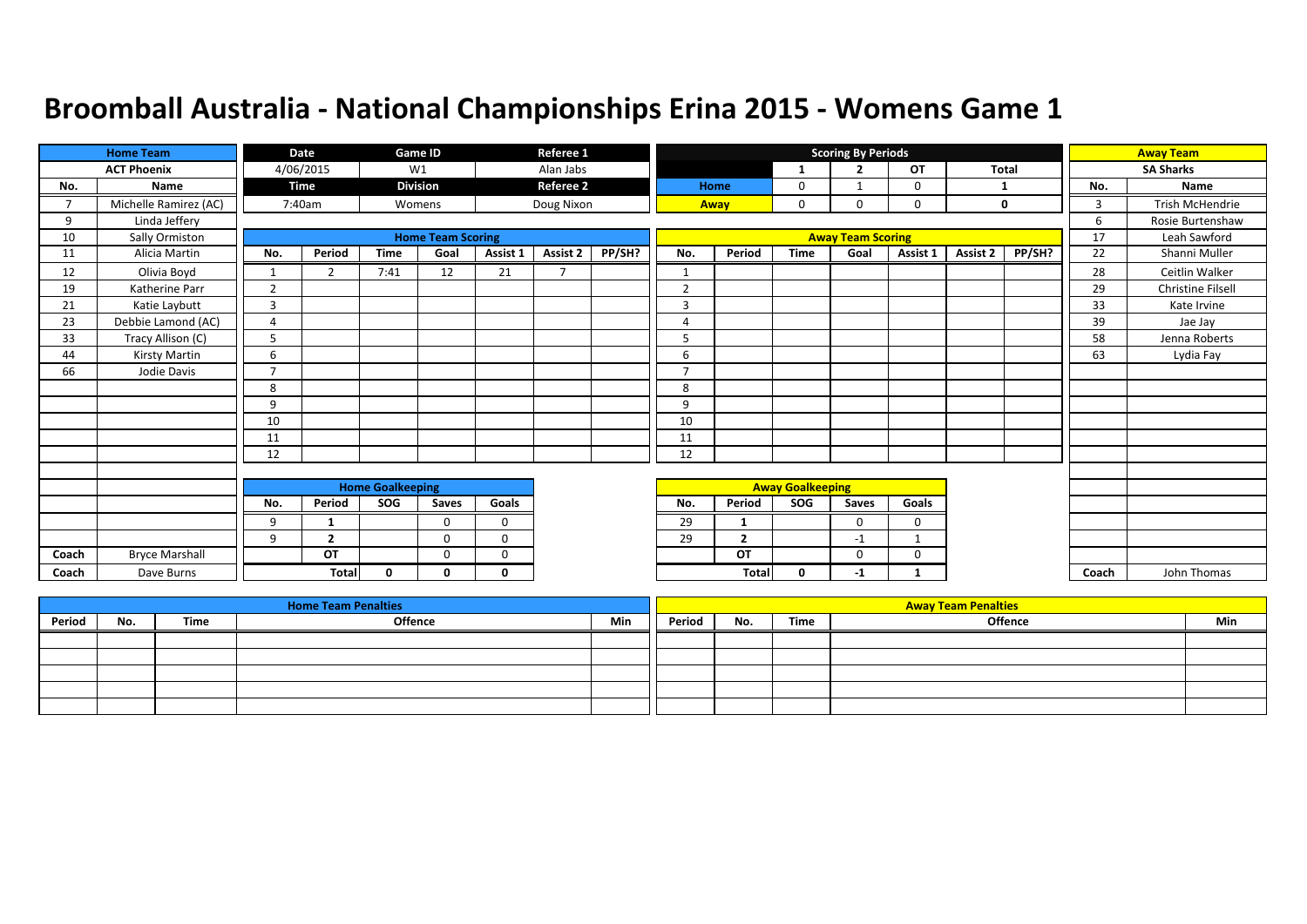# Broomball Australia - National Championships Erina 2015 - Womens Game 1

| Home Team | | Date | Game ID | Referee 1 |
|---|---|---|---|---|
| ACT Phoenix | | 4/06/2015 | W1 | Alan Jabs |
| | | **Time** | **Division** | **Referee 2** |
| | | 7:40am | Womens | Doug Nixon |

**Scoring By Periods**

| | 1 | 2 | OT | Total |
|---|---|---|---|---|
| Home | 0 | 1 | 0 | 1 |
| Away | 0 | 0 | 0 | 0 |

**Home Team: ACT Phoenix**

| No. | Name |
|---|---|
| 7 | Michelle Ramirez (AC) |
| 9 | Linda Jeffery |
| 10 | Sally Ormiston |
| 11 | Alicia Martin |
| 12 | Olivia Boyd |
| 19 | Katherine Parr |
| 21 | Katie Laybutt |
| 23 | Debbie Lamond (AC) |
| 33 | Tracy Allison (C) |
| 44 | Kirsty Martin |
| 66 | Jodie Davis |
| Coach | Bryce Marshall |
| Coach | Dave Burns |

**Away Team: SA Sharks**

| No. | Name |
|---|---|
| 3 | Trish McHendrie |
| 6 | Rosie Burtenshaw |
| 17 | Leah Sawford |
| 22 | Shanni Muller |
| 28 | Ceitlin Walker |
| 29 | Christine Filsell |
| 33 | Kate Irvine |
| 39 | Jae Jay |
| 58 | Jenna Roberts |
| 63 | Lydia Fay |
| Coach | John Thomas |

**Home Team Scoring**

| No. | Period | Time | Goal | Assist 1 | Assist 2 | PP/SH? |
|---|---|---|---|---|---|---|
| 1 | 2 | 7:41 | 12 | 21 | 7 | |
| 2 | | | | | | |
| 3 | | | | | | |
| 4 | | | | | | |
| 5 | | | | | | |
| 6 | | | | | | |
| 7 | | | | | | |
| 8 | | | | | | |
| 9 | | | | | | |
| 10 | | | | | | |
| 11 | | | | | | |
| 12 | | | | | | |

**Away Team Scoring**

| No. | Period | Time | Goal | Assist 1 | Assist 2 | PP/SH? |
|---|---|---|---|---|---|---|
| 1 | | | | | | |
| 2 | | | | | | |
| 3 | | | | | | |
| 4 | | | | | | |
| 5 | | | | | | |
| 6 | | | | | | |
| 7 | | | | | | |
| 8 | | | | | | |
| 9 | | | | | | |
| 10 | | | | | | |
| 11 | | | | | | |
| 12 | | | | | | |

**Home Goalkeeping**

| No. | Period | SOG | Saves | Goals |
|---|---|---|---|---|
| 9 | 1 | | 0 | 0 |
| 9 | 2 | | 0 | 0 |
| | OT | | 0 | 0 |
| | Total | 0 | 0 | 0 |

**Away Goalkeeping**

| No. | Period | SOG | Saves | Goals |
|---|---|---|---|---|
| 29 | 1 | | 0 | 0 |
| 29 | 2 | | -1 | 1 |
| | OT | | 0 | 0 |
| | Total | 0 | -1 | 1 |

**Home Team Penalties**

| Period | No. | Time | Offence | Min |
|---|---|---|---|---|
| | | | | |

**Away Team Penalties**

| Period | No. | Time | Offence | Min |
|---|---|---|---|---|
| | | | | |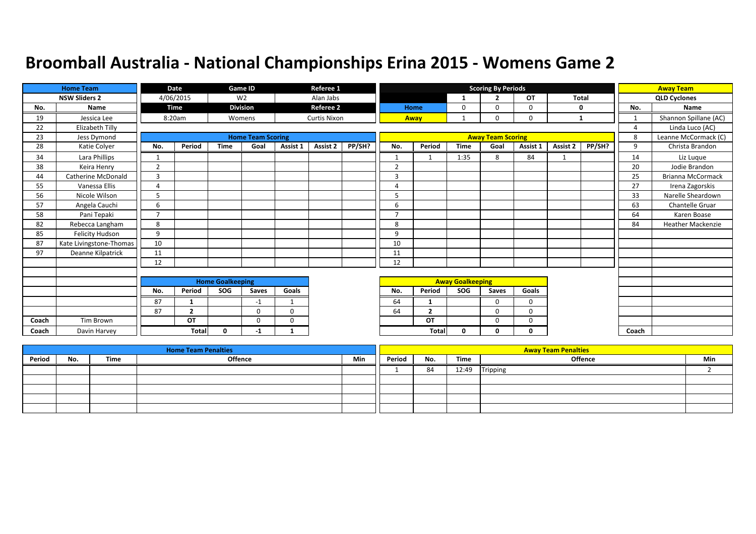# Broomball Australia - National Championships Erina 2015 - Womens Game 2

| Home Team | | Date | Game ID | Referee 1 |
|---|---|---|---|---|
| NSW Sliders 2 | | 4/06/2015 | W2 | Alan Jabs |
| | | Time | Division | Referee 2 |
| | | 8:20am | Womens | Curtis Nixon |

**Scoring By Periods**

| | 1 | 2 | OT | Total |
|---|---|---|---|---|
| Home | 0 | 0 | 0 | 0 |
| Away | 1 | 0 | 0 | 1 |

**Home Team Roster**

| No. | Name |
|---|---|
| 19 | Jessica Lee |
| 22 | Elizabeth Tilly |
| 23 | Jess Dymond |
| 28 | Katie Colyer |
| 34 | Lara Phillips |
| 38 | Keira Henry |
| 44 | Catherine McDonald |
| 55 | Vanessa Ellis |
| 56 | Nicole Wilson |
| 57 | Angela Cauchi |
| 58 | Pani Tepaki |
| 82 | Rebecca Langham |
| 85 | Felicity Hudson |
| 87 | Kate Livingstone-Thomas |
| 97 | Deanne Kilpatrick |
| Coach | Tim Brown |
| Coach | Davin Harvey |

**Away Team Roster**

| No. | Name |
|---|---|
| | QLD Cyclones |
| 1 | Shannon Spillane (AC) |
| 4 | Linda Luco (AC) |
| 8 | Leanne McCormack (C) |
| 9 | Christa Brandon |
| 14 | Liz Luque |
| 20 | Jodie Brandon |
| 25 | Brianna McCormack |
| 27 | Irena Zagorskis |
| 33 | Narelle Sheardown |
| 63 | Chantelle Gruar |
| 64 | Karen Boase |
| 84 | Heather Mackenzie |
| Coach | |

**Home Team Scoring**

| No. | Period | Time | Goal | Assist 1 | Assist 2 | PP/SH? |
|---|---|---|---|---|---|---|
| 1 | | | | | | |
| 2 | | | | | | |
| 3 | | | | | | |
| 4 | | | | | | |
| 5 | | | | | | |
| 6 | | | | | | |
| 7 | | | | | | |
| 8 | | | | | | |
| 9 | | | | | | |
| 10 | | | | | | |
| 11 | | | | | | |
| 12 | | | | | | |

**Away Team Scoring**

| No. | Period | Time | Goal | Assist 1 | Assist 2 | PP/SH? |
|---|---|---|---|---|---|---|
| 1 | 1 | 1:35 | 8 | 84 | 1 | |
| 2 | | | | | | |
| 3 | | | | | | |
| 4 | | | | | | |
| 5 | | | | | | |
| 6 | | | | | | |
| 7 | | | | | | |
| 8 | | | | | | |
| 9 | | | | | | |
| 10 | | | | | | |
| 11 | | | | | | |
| 12 | | | | | | |

**Home Goalkeeping**

| No. | Period | SOG | Saves | Goals |
|---|---|---|---|---|
| 87 | 1 | | -1 | 1 |
| 87 | 2 | | 0 | 0 |
| | OT | | 0 | 0 |
| | Total | 0 | -1 | 1 |

**Away Goalkeeping**

| No. | Period | SOG | Saves | Goals |
|---|---|---|---|---|
| 64 | 1 | | 0 | 0 |
| 64 | 2 | | 0 | 0 |
| | OT | | 0 | 0 |
| | Total | 0 | 0 | 0 |

**Home Team Penalties**

| Period | No. | Time | Offence | Min |
|---|---|---|---|---|
| | | | | |

**Away Team Penalties**

| Period | No. | Time | Offence | Min |
|---|---|---|---|---|
| 1 | 84 | 12:49 | Tripping | 2 |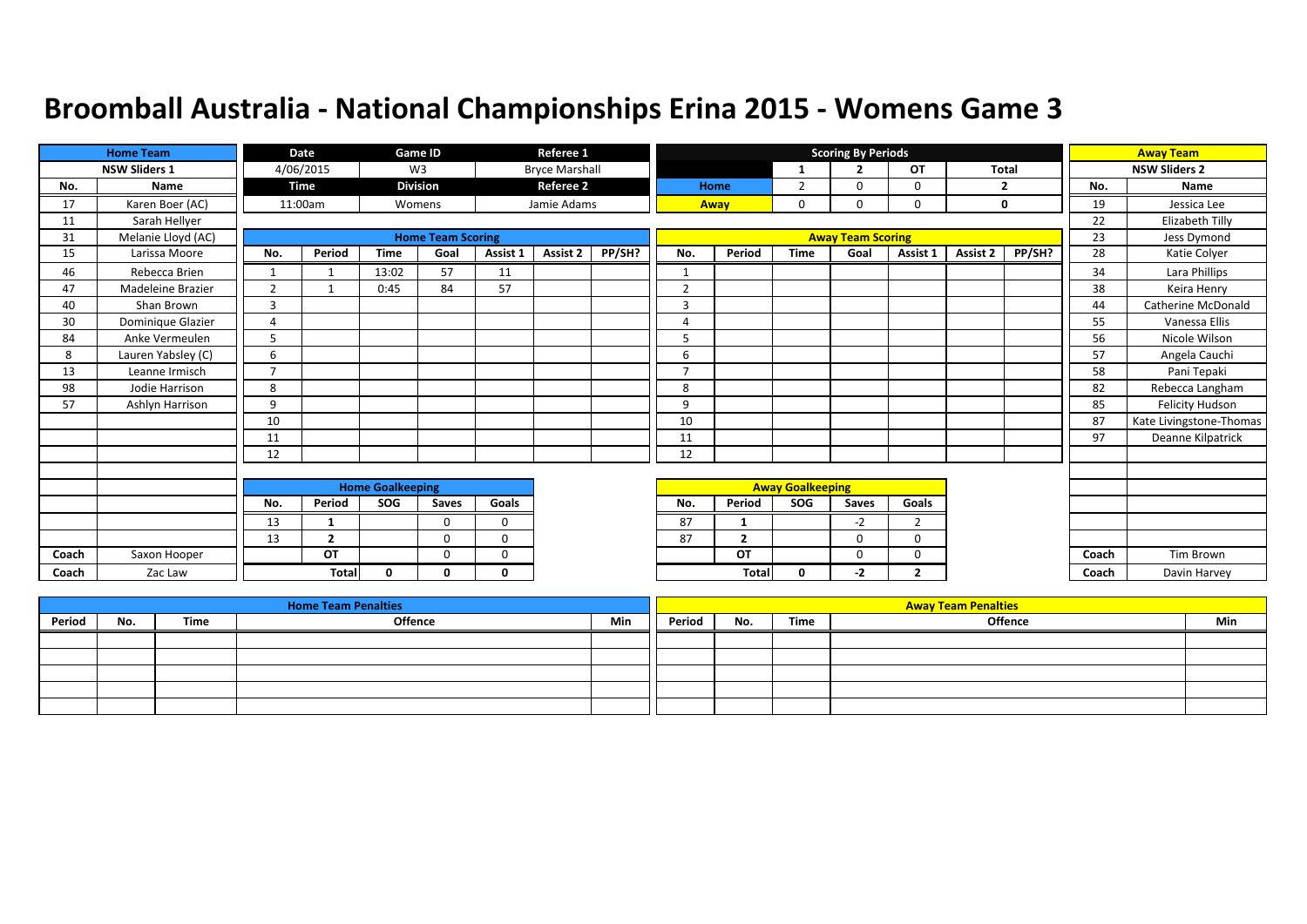# Broomball Australia - National Championships Erina 2015 - Womens Game 3

| Home Team | Date | Game ID | Referee 1 |
|---|---|---|---|
| NSW Sliders 1 | 4/06/2015 | W3 | Bryce Marshall |
| | **Time** | **Division** | **Referee 2** |
| | 11:00am | Womens | Jamie Adams |

**Scoring By Periods**

| | 1 | 2 | OT | Total |
|---|---|---|---|---|
| Home | 2 | 0 | 0 | **2** |
| Away | 0 | 0 | 0 | **0** |

**Home Team: NSW Sliders 1**

| No. | Name |
|---|---|
| 17 | Karen Boer (AC) |
| 11 | Sarah Hellyer |
| 31 | Melanie Lloyd (AC) |
| 15 | Larissa Moore |
| 46 | Rebecca Brien |
| 47 | Madeleine Brazier |
| 40 | Shan Brown |
| 30 | Dominique Glazier |
| 84 | Anke Vermeulen |
| 8 | Lauren Yabsley (C) |
| 13 | Leanne Irmisch |
| 98 | Jodie Harrison |
| 57 | Ashlyn Harrison |
| Coach | Saxon Hooper |
| Coach | Zac Law |

**Home Team Scoring**

| No. | Period | Time | Goal | Assist 1 | Assist 2 | PP/SH? |
|---|---|---|---|---|---|---|
| 1 | 1 | 13:02 | 57 | 11 | | |
| 2 | 1 | 0:45 | 84 | 57 | | |
| 3 | | | | | | |
| 4 | | | | | | |
| 5 | | | | | | |
| 6 | | | | | | |
| 7 | | | | | | |
| 8 | | | | | | |
| 9 | | | | | | |
| 10 | | | | | | |
| 11 | | | | | | |
| 12 | | | | | | |

**Away Team Scoring**

| No. | Period | Time | Goal | Assist 1 | Assist 2 | PP/SH? |
|---|---|---|---|---|---|---|
| 1 | | | | | | |
| 2 | | | | | | |
| 3 | | | | | | |
| 4 | | | | | | |
| 5 | | | | | | |
| 6 | | | | | | |
| 7 | | | | | | |
| 8 | | | | | | |
| 9 | | | | | | |
| 10 | | | | | | |
| 11 | | | | | | |
| 12 | | | | | | |

**Away Team: NSW Sliders 2**

| No. | Name |
|---|---|
| 19 | Jessica Lee |
| 22 | Elizabeth Tilly |
| 23 | Jess Dymond |
| 28 | Katie Colyer |
| 34 | Lara Phillips |
| 38 | Keira Henry |
| 44 | Catherine McDonald |
| 55 | Vanessa Ellis |
| 56 | Nicole Wilson |
| 57 | Angela Cauchi |
| 58 | Pani Tepaki |
| 82 | Rebecca Langham |
| 85 | Felicity Hudson |
| 87 | Kate Livingstone-Thomas |
| 97 | Deanne Kilpatrick |
| Coach | Tim Brown |
| Coach | Davin Harvey |

**Home Goalkeeping**

| No. | Period | SOG | Saves | Goals |
|---|---|---|---|---|
| 13 | **1** | | 0 | 0 |
| 13 | **2** | | 0 | 0 |
| | **OT** | | 0 | 0 |
| | **Total** | **0** | **0** | **0** |

**Away Goalkeeping**

| No. | Period | SOG | Saves | Goals |
|---|---|---|---|---|
| 87 | **1** | | -2 | 2 |
| 87 | **2** | | 0 | 0 |
| | **OT** | | 0 | 0 |
| | **Total** | **0** | **-2** | **2** |

**Home Team Penalties**

| Period | No. | Time | Offence | Min |
|---|---|---|---|---|
| | | | | |

**Away Team Penalties**

| Period | No. | Time | Offence | Min |
|---|---|---|---|---|
| | | | | |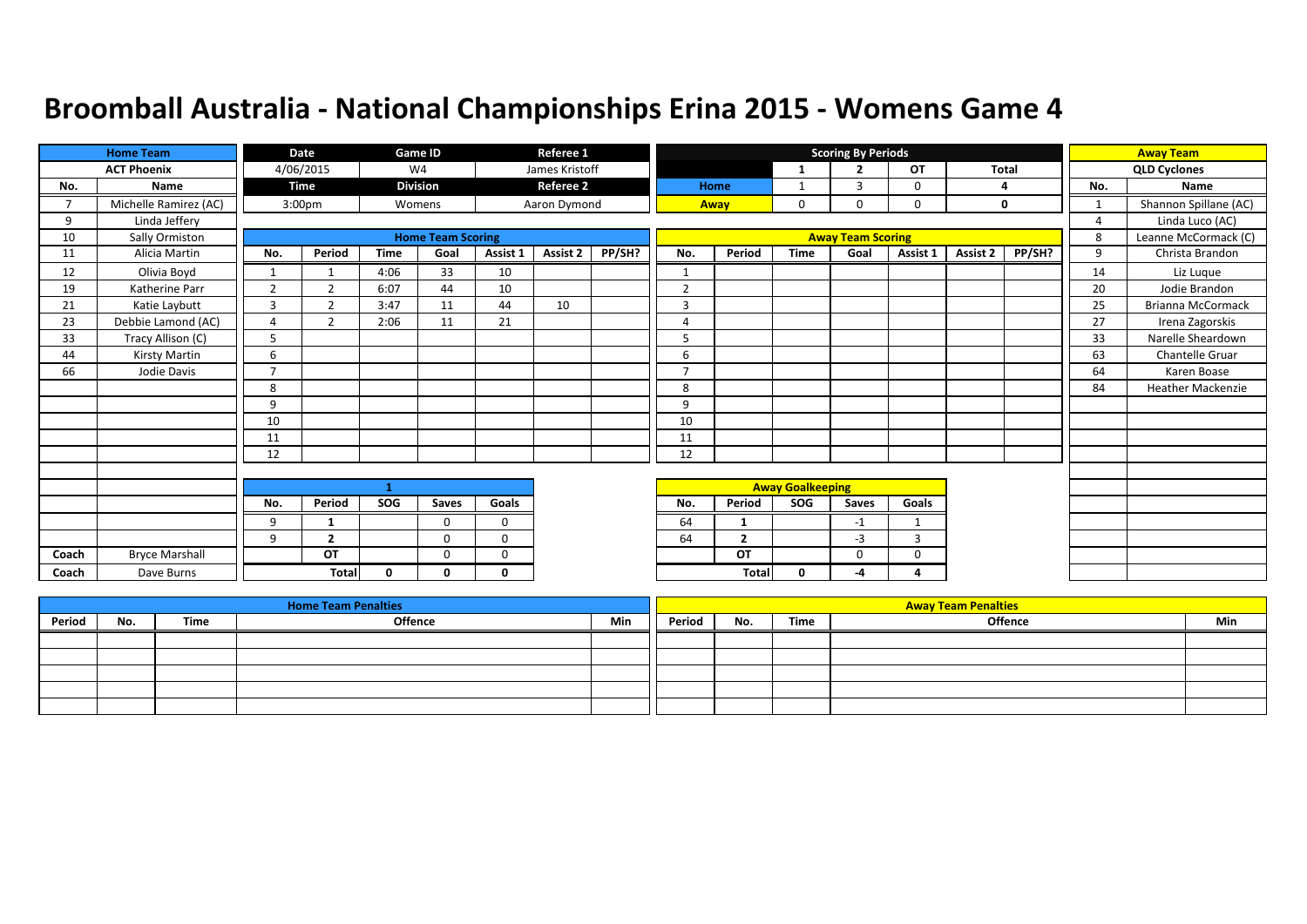# Broomball Australia - National Championships Erina 2015 - Womens Game 4

| Home Team | |
|---|---|
| ACT Phoenix | |
| No. | Name |
| 7 | Michelle Ramirez (AC) |
| 9 | Linda Jeffery |
| 10 | Sally Ormiston |
| 11 | Alicia Martin |
| 12 | Olivia Boyd |
| 19 | Katherine Parr |
| 21 | Katie Laybutt |
| 23 | Debbie Lamond (AC) |
| 33 | Tracy Allison (C) |
| 44 | Kirsty Martin |
| 66 | Jodie Davis |
| Coach | Bryce Marshall |
| Coach | Dave Burns |

| Date | Game ID | Referee 1 |
|---|---|---|
| 4/06/2015 | W4 | James Kristoff |
| **Time** | **Division** | **Referee 2** |
| 3:00pm | Womens | Aaron Dymond |

| Scoring By Periods | 1 | 2 | OT | Total |
|---|---|---|---|---|
| Home | 1 | 3 | 0 | 4 |
| Away | 0 | 0 | 0 | 0 |

| Away Team | |
|---|---|
| QLD Cyclones | |
| No. | Name |
| 1 | Shannon Spillane (AC) |
| 4 | Linda Luco (AC) |
| 8 | Leanne McCormack (C) |
| 9 | Christa Brandon |
| 14 | Liz Luque |
| 20 | Jodie Brandon |
| 25 | Brianna McCormack |
| 27 | Irena Zagorskis |
| 33 | Narelle Sheardown |
| 63 | Chantelle Gruar |
| 64 | Karen Boase |
| 84 | Heather Mackenzie |

**Home Team Scoring**

| No. | Period | Time | Goal | Assist 1 | Assist 2 | PP/SH? |
|---|---|---|---|---|---|---|
| 1 | 1 | 4:06 | 33 | 10 | | |
| 2 | 2 | 6:07 | 44 | 10 | | |
| 3 | 2 | 3:47 | 11 | 44 | 10 | |
| 4 | 2 | 2:06 | 11 | 21 | | |
| 5 | | | | | | |
| 6 | | | | | | |
| 7 | | | | | | |
| 8 | | | | | | |
| 9 | | | | | | |
| 10 | | | | | | |
| 11 | | | | | | |
| 12 | | | | | | |

**Away Team Scoring**

| No. | Period | Time | Goal | Assist 1 | Assist 2 | PP/SH? |
|---|---|---|---|---|---|---|
| 1 | | | | | | |
| 2 | | | | | | |
| 3 | | | | | | |
| 4 | | | | | | |
| 5 | | | | | | |
| 6 | | | | | | |
| 7 | | | | | | |
| 8 | | | | | | |
| 9 | | | | | | |
| 10 | | | | | | |
| 11 | | | | | | |
| 12 | | | | | | |

**1**

| No. | Period | SOG | Saves | Goals |
|---|---|---|---|---|
| 9 | 1 | | 0 | 0 |
| 9 | 2 | | 0 | 0 |
| | OT | | 0 | 0 |
| | Total | 0 | 0 | 0 |

**Away Goalkeeping**

| No. | Period | SOG | Saves | Goals |
|---|---|---|---|---|
| 64 | 1 | | -1 | 1 |
| 64 | 2 | | -3 | 3 |
| | OT | | 0 | 0 |
| | Total | 0 | -4 | 4 |

**Home Team Penalties**

| Period | No. | Time | Offence | Min |
|---|---|---|---|---|
| | | | | |
| | | | | |
| | | | | |
| | | | | |
| | | | | |

**Away Team Penalties**

| Period | No. | Time | Offence | Min |
|---|---|---|---|---|
| | | | | |
| | | | | |
| | | | | |
| | | | | |
| | | | | |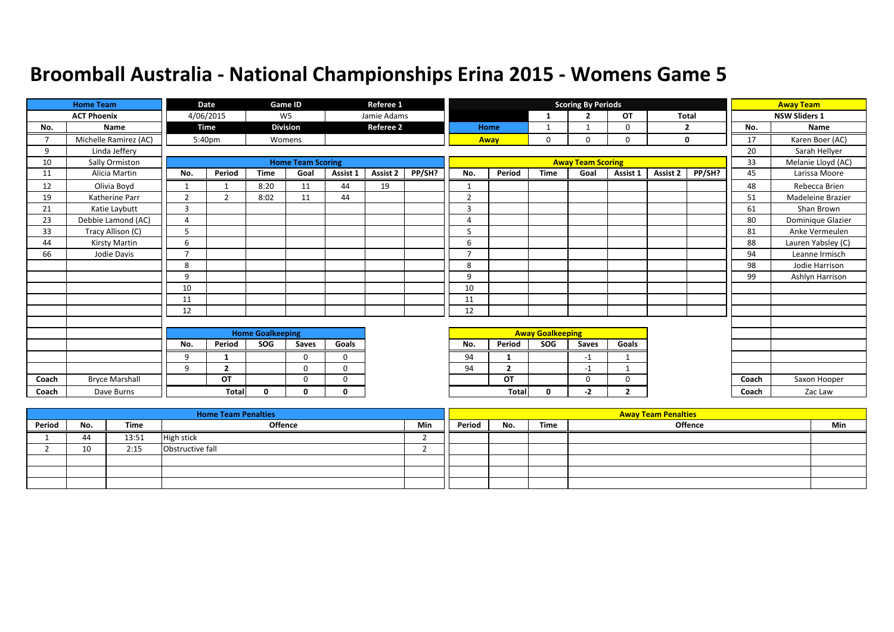# Broomball Australia - National Championships Erina 2015 - Womens Game 5

| Home Team | | Date | Game ID | Referee 1 |
|---|---|---|---|---|
| ACT Phoenix | | 4/06/2015 | W5 | Jamie Adams |
| | | Time | Division | Referee 2 |
| | | 5:40pm | Womens | |

**Scoring By Periods**

| | 1 | 2 | OT | Total |
|---|---|---|---|---|
| Home | 1 | 1 | 0 | 2 |
| Away | 0 | 0 | 0 | 0 |

| Away Team |
|---|
| NSW Sliders 1 |

**Home Team Roster**

| No. | Name |
|---|---|
| 7 | Michelle Ramirez (AC) |
| 9 | Linda Jeffery |
| 10 | Sally Ormiston |
| 11 | Alicia Martin |
| 12 | Olivia Boyd |
| 19 | Katherine Parr |
| 21 | Katie Laybutt |
| 23 | Debbie Lamond (AC) |
| 33 | Tracy Allison (C) |
| 44 | Kirsty Martin |
| 66 | Jodie Davis |
| Coach | Bryce Marshall |
| Coach | Dave Burns |

**Away Team Roster**

| No. | Name |
|---|---|
| 17 | Karen Boer (AC) |
| 20 | Sarah Hellyer |
| 33 | Melanie Lloyd (AC) |
| 45 | Larissa Moore |
| 48 | Rebecca Brien |
| 51 | Madeleine Brazier |
| 61 | Shan Brown |
| 80 | Dominique Glazier |
| 81 | Anke Vermeulen |
| 88 | Lauren Yabsley (C) |
| 94 | Leanne Irmisch |
| 98 | Jodie Harrison |
| 99 | Ashlyn Harrison |
| Coach | Saxon Hooper |
| Coach | Zac Law |

**Home Team Scoring**

| No. | Period | Time | Goal | Assist 1 | Assist 2 | PP/SH? |
|---|---|---|---|---|---|---|
| 1 | 1 | 8:20 | 11 | 44 | 19 | |
| 2 | 2 | 8:02 | 11 | 44 | | |
| 3 | | | | | | |
| 4 | | | | | | |
| 5 | | | | | | |
| 6 | | | | | | |
| 7 | | | | | | |
| 8 | | | | | | |
| 9 | | | | | | |
| 10 | | | | | | |
| 11 | | | | | | |
| 12 | | | | | | |

**Away Team Scoring**

| No. | Period | Time | Goal | Assist 1 | Assist 2 | PP/SH? |
|---|---|---|---|---|---|---|
| 1 | | | | | | |
| 2 | | | | | | |
| 3 | | | | | | |
| 4 | | | | | | |
| 5 | | | | | | |
| 6 | | | | | | |
| 7 | | | | | | |
| 8 | | | | | | |
| 9 | | | | | | |
| 10 | | | | | | |
| 11 | | | | | | |
| 12 | | | | | | |

**Home Goalkeeping**

| No. | Period | SOG | Saves | Goals |
|---|---|---|---|---|
| 9 | 1 | | 0 | 0 |
| 9 | 2 | | 0 | 0 |
| | OT | | 0 | 0 |
| | Total | 0 | 0 | 0 |

**Away Goalkeeping**

| No. | Period | SOG | Saves | Goals |
|---|---|---|---|---|
| 94 | 1 | | -1 | 1 |
| 94 | 2 | | -1 | 1 |
| | OT | | 0 | 0 |
| | Total | 0 | -2 | 2 |

**Home Team Penalties**

| Period | No. | Time | Offence | Min |
|---|---|---|---|---|
| 1 | 44 | 13:51 | High stick | 2 |
| 2 | 10 | 2:15 | Obstructive fall | 2 |
| | | | | |
| | | | | |
| | | | | |

**Away Team Penalties**

| Period | No. | Time | Offence | Min |
|---|---|---|---|---|
| | | | | |
| | | | | |
| | | | | |
| | | | | |
| | | | | |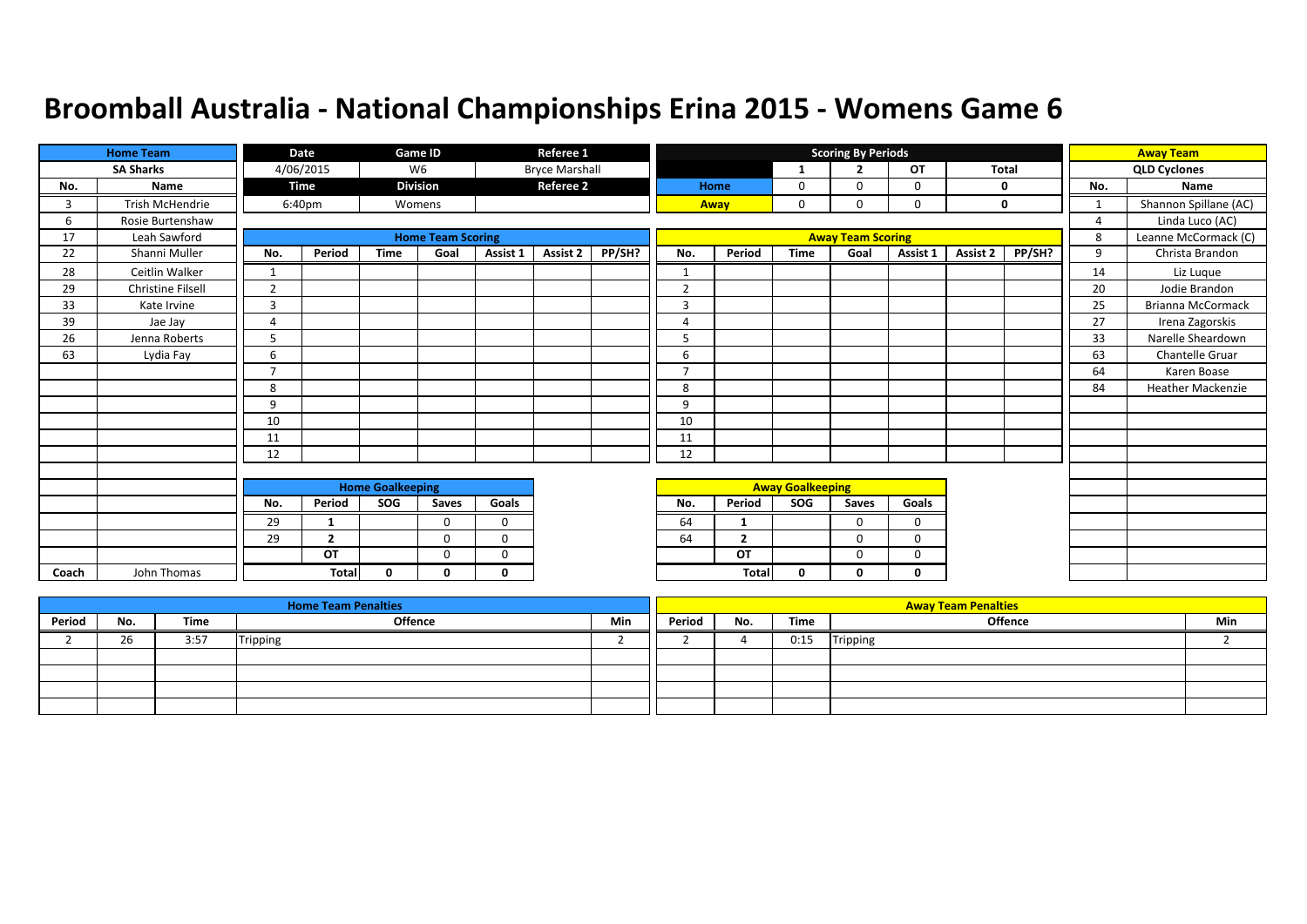# Broomball Australia - National Championships Erina 2015 - Womens Game 6

| Home Team | |
|---|---|
| SA Sharks | |
| No. | Name |
| 3 | Trish McHendrie |
| 6 | Rosie Burtenshaw |
| 17 | Leah Sawford |
| 22 | Shanni Muller |
| 28 | Ceitlin Walker |
| 29 | Christine Filsell |
| 33 | Kate Irvine |
| 39 | Jae Jay |
| 26 | Jenna Roberts |
| 63 | Lydia Fay |
| Coach | John Thomas |

| Date | Game ID | Referee 1 |
|---|---|---|
| 4/06/2015 | W6 | Bryce Marshall |
| **Time** | **Division** | **Referee 2** |
| 6:40pm | Womens | |

| Scoring By Periods | 1 | 2 | OT | Total |
|---|---|---|---|---|
| Home | 0 | 0 | 0 | 0 |
| Away | 0 | 0 | 0 | 0 |

| Away Team | |
|---|---|
| QLD Cyclones | |
| No. | Name |
| 1 | Shannon Spillane (AC) |
| 4 | Linda Luco (AC) |
| 8 | Leanne McCormack (C) |
| 9 | Christa Brandon |
| 14 | Liz Luque |
| 20 | Jodie Brandon |
| 25 | Brianna McCormack |
| 27 | Irena Zagorskis |
| 33 | Narelle Sheardown |
| 63 | Chantelle Gruar |
| 64 | Karen Boase |
| 84 | Heather Mackenzie |

## Home Team Scoring

| No. | Period | Time | Goal | Assist 1 | Assist 2 | PP/SH? |
|---|---|---|---|---|---|---|
| 1 | | | | | | |
| 2 | | | | | | |
| 3 | | | | | | |
| 4 | | | | | | |
| 5 | | | | | | |
| 6 | | | | | | |
| 7 | | | | | | |
| 8 | | | | | | |
| 9 | | | | | | |
| 10 | | | | | | |
| 11 | | | | | | |
| 12 | | | | | | |

## Away Team Scoring

| No. | Period | Time | Goal | Assist 1 | Assist 2 | PP/SH? |
|---|---|---|---|---|---|---|
| 1 | | | | | | |
| 2 | | | | | | |
| 3 | | | | | | |
| 4 | | | | | | |
| 5 | | | | | | |
| 6 | | | | | | |
| 7 | | | | | | |
| 8 | | | | | | |
| 9 | | | | | | |
| 10 | | | | | | |
| 11 | | | | | | |
| 12 | | | | | | |

## Home Goalkeeping

| No. | Period | SOG | Saves | Goals |
|---|---|---|---|---|
| 29 | 1 | | 0 | 0 |
| 29 | 2 | | 0 | 0 |
| | OT | | 0 | 0 |
| | Total | 0 | 0 | 0 |

## Away Goalkeeping

| No. | Period | SOG | Saves | Goals |
|---|---|---|---|---|
| 64 | 1 | | 0 | 0 |
| 64 | 2 | | 0 | 0 |
| | OT | | 0 | 0 |
| | Total | 0 | 0 | 0 |

## Home Team Penalties

| Period | No. | Time | Offence | Min |
|---|---|---|---|---|
| 2 | 26 | 3:57 | Tripping | 2 |

## Away Team Penalties

| Period | No. | Time | Offence | Min |
|---|---|---|---|---|
| 2 | 4 | 0:15 | Tripping | 2 |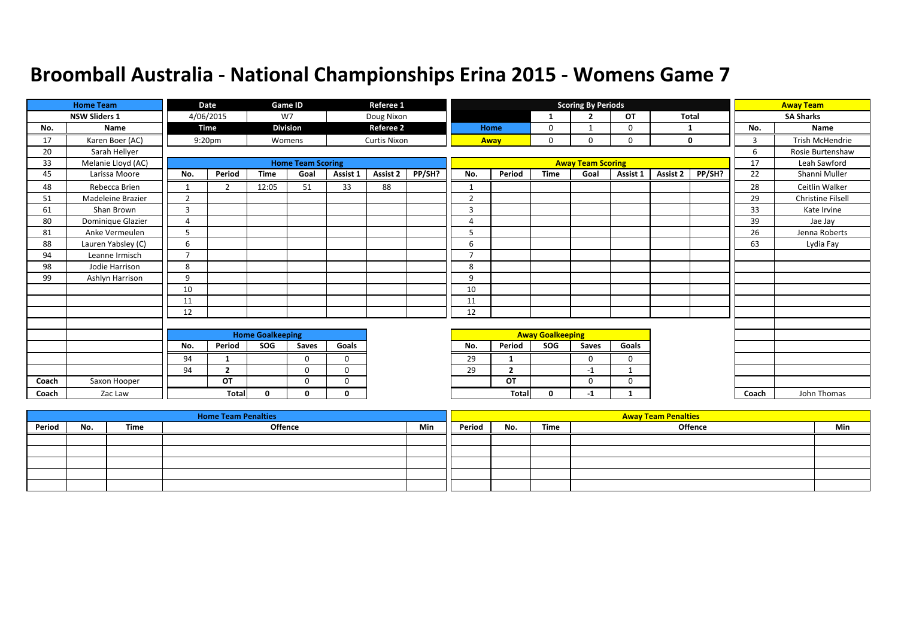# Broomball Australia - National Championships Erina 2015 - Womens Game 7

| Home Team | Date | Game ID | Referee 1 |
|---|---|---|---|
| NSW Sliders 1 | 4/06/2015 | W7 | Doug Nixon |
| | **Time** | **Division** | **Referee 2** |
| | 9:20pm | Womens | Curtis Nixon |

**Scoring By Periods**

| | 1 | 2 | OT | Total |
|---|---|---|---|---|
| Home | 0 | 1 | 0 | 1 |
| Away | 0 | 0 | 0 | 0 |

**Home Team: NSW Sliders 1**

| No. | Name |
|---|---|
| 17 | Karen Boer (AC) |
| 20 | Sarah Hellyer |
| 33 | Melanie Lloyd (AC) |
| 45 | Larissa Moore |
| 48 | Rebecca Brien |
| 51 | Madeleine Brazier |
| 61 | Shan Brown |
| 80 | Dominique Glazier |
| 81 | Anke Vermeulen |
| 88 | Lauren Yabsley (C) |
| 94 | Leanne Irmisch |
| 98 | Jodie Harrison |
| 99 | Ashlyn Harrison |
| Coach | Saxon Hooper |
| Coach | Zac Law |

**Away Team: SA Sharks**

| No. | Name |
|---|---|
| 3 | Trish McHendrie |
| 6 | Rosie Burtenshaw |
| 17 | Leah Sawford |
| 22 | Shanni Muller |
| 28 | Ceitlin Walker |
| 29 | Christine Filsell |
| 33 | Kate Irvine |
| 39 | Jae Jay |
| 26 | Jenna Roberts |
| 63 | Lydia Fay |
| Coach | John Thomas |

**Home Team Scoring**

| No. | Period | Time | Goal | Assist 1 | Assist 2 | PP/SH? |
|---|---|---|---|---|---|---|
| 1 | 2 | 12:05 | 51 | 33 | 88 | |
| 2 | | | | | | |
| 3 | | | | | | |
| 4 | | | | | | |
| 5 | | | | | | |
| 6 | | | | | | |
| 7 | | | | | | |
| 8 | | | | | | |
| 9 | | | | | | |
| 10 | | | | | | |
| 11 | | | | | | |
| 12 | | | | | | |

**Away Team Scoring**

| No. | Period | Time | Goal | Assist 1 | Assist 2 | PP/SH? |
|---|---|---|---|---|---|---|
| 1 | | | | | | |
| 2 | | | | | | |
| 3 | | | | | | |
| 4 | | | | | | |
| 5 | | | | | | |
| 6 | | | | | | |
| 7 | | | | | | |
| 8 | | | | | | |
| 9 | | | | | | |
| 10 | | | | | | |
| 11 | | | | | | |
| 12 | | | | | | |

**Home Goalkeeping**

| No. | Period | SOG | Saves | Goals |
|---|---|---|---|---|
| 94 | 1 | | 0 | 0 |
| 94 | 2 | | 0 | 0 |
| | OT | | 0 | 0 |
| | Total | 0 | 0 | 0 |

**Away Goalkeeping**

| No. | Period | SOG | Saves | Goals |
|---|---|---|---|---|
| 29 | 1 | | 0 | 0 |
| 29 | 2 | | -1 | 1 |
| | OT | | 0 | 0 |
| | Total | 0 | -1 | 1 |

**Home Team Penalties**

| Period | No. | Time | Offence | Min |
|---|---|---|---|---|
| | | | | |
| | | | | |
| | | | | |
| | | | | |
| | | | | |

**Away Team Penalties**

| Period | No. | Time | Offence | Min |
|---|---|---|---|---|
| | | | | |
| | | | | |
| | | | | |
| | | | | |
| | | | | |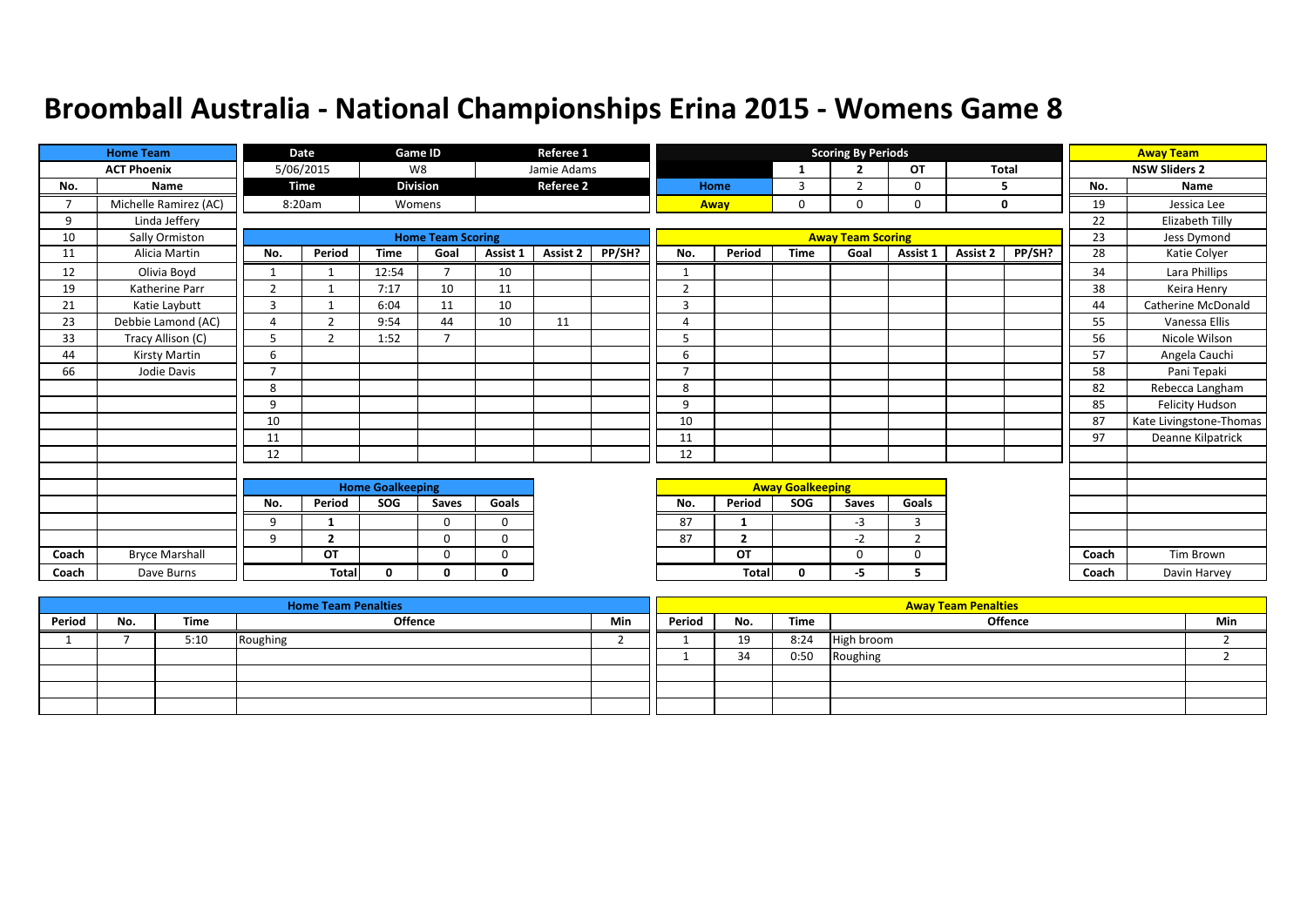# Broomball Australia - National Championships Erina 2015 - Womens Game 8

| Home Team | |
|---|---|
| ACT Phoenix | |
| No. | Name |
| 7 | Michelle Ramirez (AC) |
| 9 | Linda Jeffery |
| 10 | Sally Ormiston |
| 11 | Alicia Martin |
| 12 | Olivia Boyd |
| 19 | Katherine Parr |
| 21 | Katie Laybutt |
| 23 | Debbie Lamond (AC) |
| 33 | Tracy Allison (C) |
| 44 | Kirsty Martin |
| 66 | Jodie Davis |
| Coach | Bryce Marshall |
| Coach | Dave Burns |

| Date | Game ID | Referee 1 |
|---|---|---|
| 5/06/2015 | W8 | Jamie Adams |
| **Time** | **Division** | **Referee 2** |
| 8:20am | Womens | |

**Scoring By Periods**

| | 1 | 2 | OT | Total |
|---|---|---|---|---|
| Home | 3 | 2 | 0 | 5 |
| Away | 0 | 0 | 0 | 0 |

| Away Team | |
|---|---|
| NSW Sliders 2 | |
| No. | Name |
| 19 | Jessica Lee |
| 22 | Elizabeth Tilly |
| 23 | Jess Dymond |
| 28 | Katie Colyer |
| 34 | Lara Phillips |
| 38 | Keira Henry |
| 44 | Catherine McDonald |
| 55 | Vanessa Ellis |
| 56 | Nicole Wilson |
| 57 | Angela Cauchi |
| 58 | Pani Tepaki |
| 82 | Rebecca Langham |
| 85 | Felicity Hudson |
| 87 | Kate Livingstone-Thomas |
| 97 | Deanne Kilpatrick |
| Coach | Tim Brown |
| Coach | Davin Harvey |

**Home Team Scoring**

| No. | Period | Time | Goal | Assist 1 | Assist 2 | PP/SH? |
|---|---|---|---|---|---|---|
| 1 | 1 | 12:54 | 7 | 10 | | |
| 2 | 1 | 7:17 | 10 | 11 | | |
| 3 | 1 | 6:04 | 11 | 10 | | |
| 4 | 2 | 9:54 | 44 | 10 | 11 | |
| 5 | 2 | 1:52 | 7 | | | |
| 6 | | | | | | |
| 7 | | | | | | |
| 8 | | | | | | |
| 9 | | | | | | |
| 10 | | | | | | |
| 11 | | | | | | |
| 12 | | | | | | |

**Away Team Scoring**

| No. | Period | Time | Goal | Assist 1 | Assist 2 | PP/SH? |
|---|---|---|---|---|---|---|
| 1 | | | | | | |
| 2 | | | | | | |
| 3 | | | | | | |
| 4 | | | | | | |
| 5 | | | | | | |
| 6 | | | | | | |
| 7 | | | | | | |
| 8 | | | | | | |
| 9 | | | | | | |
| 10 | | | | | | |
| 11 | | | | | | |
| 12 | | | | | | |

**Home Goalkeeping**

| No. | Period | SOG | Saves | Goals |
|---|---|---|---|---|
| 9 | 1 | | 0 | 0 |
| 9 | 2 | | 0 | 0 |
| | OT | | 0 | 0 |
| | Total | 0 | 0 | 0 |

**Away Goalkeeping**

| No. | Period | SOG | Saves | Goals |
|---|---|---|---|---|
| 87 | 1 | | -3 | 3 |
| 87 | 2 | | -2 | 2 |
| | OT | | 0 | 0 |
| | Total | 0 | -5 | 5 |

**Home Team Penalties**

| Period | No. | Time | Offence | Min |
|---|---|---|---|---|
| 1 | 7 | 5:10 | Roughing | 2 |
| | | | | |
| | | | | |
| | | | | |
| | | | | |

**Away Team Penalties**

| Period | No. | Time | Offence | Min |
|---|---|---|---|---|
| 1 | 19 | 8:24 | High broom | 2 |
| 1 | 34 | 0:50 | Roughing | 2 |
| | | | | |
| | | | | |
| | | | | |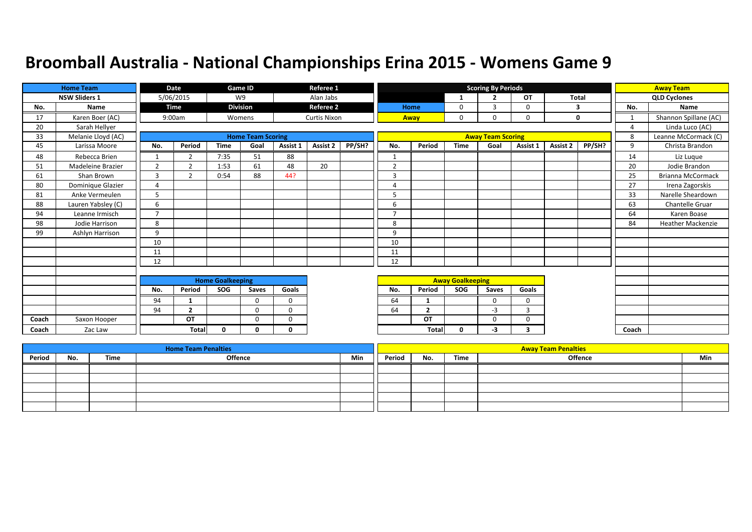# Broomball Australia - National Championships Erina 2015 - Womens Game 9

| Home Team | |
|---|---|
| NSW Sliders 1 | |
| No. | Name |
| 17 | Karen Boer (AC) |
| 20 | Sarah Hellyer |
| 33 | Melanie Lloyd (AC) |
| 45 | Larissa Moore |
| 48 | Rebecca Brien |
| 51 | Madeleine Brazier |
| 61 | Shan Brown |
| 80 | Dominique Glazier |
| 81 | Anke Vermeulen |
| 88 | Lauren Yabsley (C) |
| 94 | Leanne Irmisch |
| 98 | Jodie Harrison |
| 99 | Ashlyn Harrison |
| Coach | Saxon Hooper |
| Coach | Zac Law |

| Date | Game ID | Referee 1 |
|---|---|---|
| 5/06/2015 | W9 | Alan Jabs |
| **Time** | **Division** | **Referee 2** |
| 9:00am | Womens | Curtis Nixon |

| Scoring By Periods | 1 | 2 | OT | Total |
|---|---|---|---|---|
| Home | 0 | 3 | 0 | 3 |
| Away | 0 | 0 | 0 | 0 |

| Away Team | |
|---|---|
| QLD Cyclones | |
| No. | Name |
| 1 | Shannon Spillane (AC) |
| 4 | Linda Luco (AC) |
| 8 | Leanne McCormack (C) |
| 9 | Christa Brandon |
| 14 | Liz Luque |
| 20 | Jodie Brandon |
| 25 | Brianna McCormack |
| 27 | Irena Zagorskis |
| 33 | Narelle Sheardown |
| 63 | Chantelle Gruar |
| 64 | Karen Boase |
| 84 | Heather Mackenzie |
| Coach | |

**Home Team Scoring**

| No. | Period | Time | Goal | Assist 1 | Assist 2 | PP/SH? |
|---|---|---|---|---|---|---|
| 1 | 2 | 7:35 | 51 | 88 | | |
| 2 | 2 | 1:53 | 61 | 48 | 20 | |
| 3 | 2 | 0:54 | 88 | 44? | | |
| 4 | | | | | | |
| 5 | | | | | | |
| 6 | | | | | | |
| 7 | | | | | | |
| 8 | | | | | | |
| 9 | | | | | | |
| 10 | | | | | | |
| 11 | | | | | | |
| 12 | | | | | | |

**Away Team Scoring**

| No. | Period | Time | Goal | Assist 1 | Assist 2 | PP/SH? |
|---|---|---|---|---|---|---|
| 1 | | | | | | |
| 2 | | | | | | |
| 3 | | | | | | |
| 4 | | | | | | |
| 5 | | | | | | |
| 6 | | | | | | |
| 7 | | | | | | |
| 8 | | | | | | |
| 9 | | | | | | |
| 10 | | | | | | |
| 11 | | | | | | |
| 12 | | | | | | |

**Home Goalkeeping**

| No. | Period | SOG | Saves | Goals |
|---|---|---|---|---|
| 94 | 1 | | 0 | 0 |
| 94 | 2 | | 0 | 0 |
| | OT | | 0 | 0 |
| | Total | 0 | 0 | 0 |

**Away Goalkeeping**

| No. | Period | SOG | Saves | Goals |
|---|---|---|---|---|
| 64 | 1 | | 0 | 0 |
| 64 | 2 | | -3 | 3 |
| | OT | | 0 | 0 |
| | Total | 0 | -3 | 3 |

**Home Team Penalties**

| Period | No. | Time | Offence | Min |
|---|---|---|---|---|
| | | | | |
| | | | | |
| | | | | |
| | | | | |
| | | | | |

**Away Team Penalties**

| Period | No. | Time | Offence | Min |
|---|---|---|---|---|
| | | | | |
| | | | | |
| | | | | |
| | | | | |
| | | | | |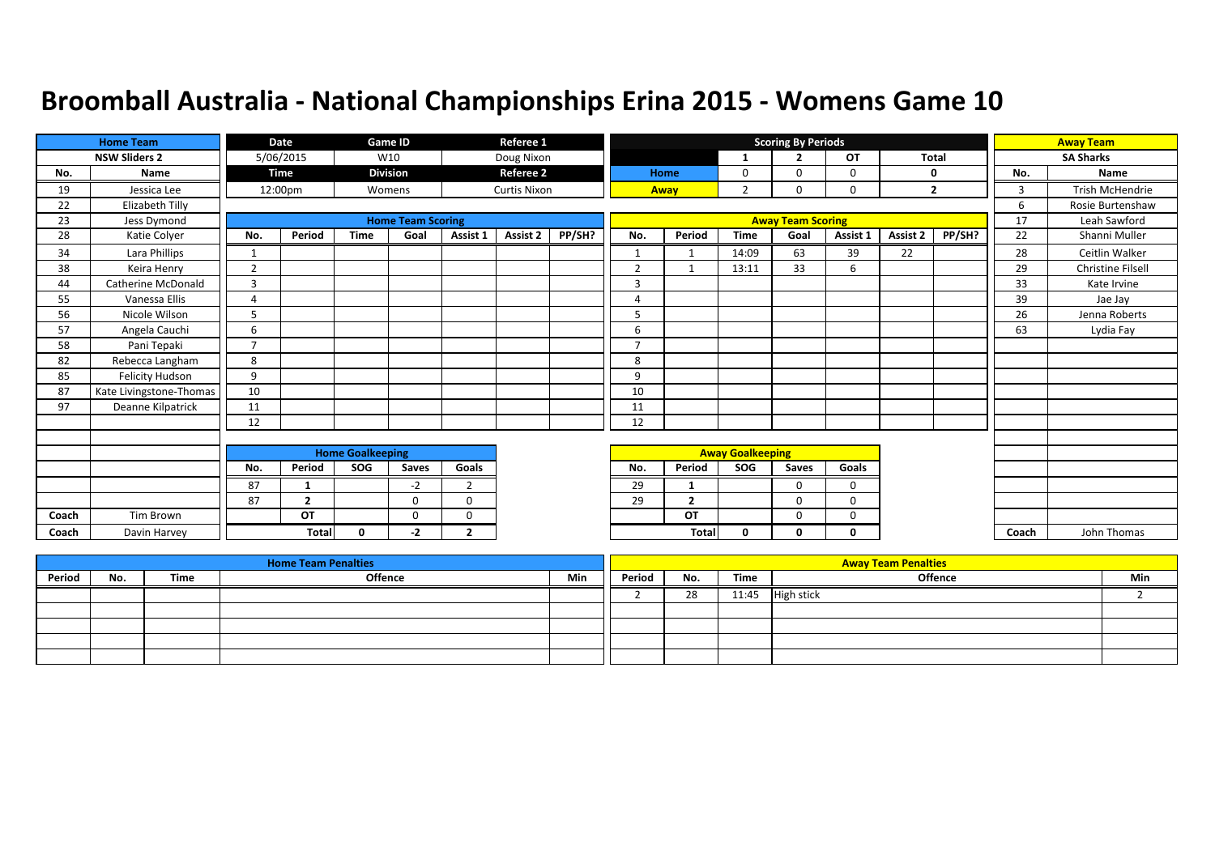# Broomball Australia - National Championships Erina 2015 - Womens Game 10

| Home Team | | Date | Game ID | Referee 1 |
|---|---|---|---|---|
| NSW Sliders 2 | | 5/06/2015 | W10 | Doug Nixon |
| | | **Time** | **Division** | **Referee 2** |
| | | 12:00pm | Womens | Curtis Nixon |

| Scoring By Periods | 1 | 2 | OT | Total |
|---|---|---|---|---|
| Home | 0 | 0 | 0 | 0 |
| Away | 2 | 0 | 0 | 2 |

**Home Team: NSW Sliders 2**

| No. | Name |
|---|---|
| 19 | Jessica Lee |
| 22 | Elizabeth Tilly |
| 23 | Jess Dymond |
| 28 | Katie Colyer |
| 34 | Lara Phillips |
| 38 | Keira Henry |
| 44 | Catherine McDonald |
| 55 | Vanessa Ellis |
| 56 | Nicole Wilson |
| 57 | Angela Cauchi |
| 58 | Pani Tepaki |
| 82 | Rebecca Langham |
| 85 | Felicity Hudson |
| 87 | Kate Livingstone-Thomas |
| 97 | Deanne Kilpatrick |
| Coach | Tim Brown |
| Coach | Davin Harvey |

**Away Team: SA Sharks**

| No. | Name |
|---|---|
| 3 | Trish McHendrie |
| 6 | Rosie Burtenshaw |
| 17 | Leah Sawford |
| 22 | Shanni Muller |
| 28 | Ceitlin Walker |
| 29 | Christine Filsell |
| 33 | Kate Irvine |
| 39 | Jae Jay |
| 26 | Jenna Roberts |
| 63 | Lydia Fay |
| Coach | John Thomas |

**Home Team Scoring**

| No. | Period | Time | Goal | Assist 1 | Assist 2 | PP/SH? |
|---|---|---|---|---|---|---|
| 1 | | | | | | |
| 2 | | | | | | |
| 3 | | | | | | |
| 4 | | | | | | |
| 5 | | | | | | |
| 6 | | | | | | |
| 7 | | | | | | |
| 8 | | | | | | |
| 9 | | | | | | |
| 10 | | | | | | |
| 11 | | | | | | |
| 12 | | | | | | |

**Away Team Scoring**

| No. | Period | Time | Goal | Assist 1 | Assist 2 | PP/SH? |
|---|---|---|---|---|---|---|
| 1 | 1 | 14:09 | 63 | 39 | 22 | |
| 2 | 1 | 13:11 | 33 | 6 | | |
| 3 | | | | | | |
| 4 | | | | | | |
| 5 | | | | | | |
| 6 | | | | | | |
| 7 | | | | | | |
| 8 | | | | | | |
| 9 | | | | | | |
| 10 | | | | | | |
| 11 | | | | | | |
| 12 | | | | | | |

**Home Goalkeeping**

| No. | Period | SOG | Saves | Goals |
|---|---|---|---|---|
| 87 | 1 | | -2 | 2 |
| 87 | 2 | | 0 | 0 |
| | OT | | 0 | 0 |
| | Total | 0 | -2 | 2 |

**Away Goalkeeping**

| No. | Period | SOG | Saves | Goals |
|---|---|---|---|---|
| 29 | 1 | | 0 | 0 |
| 29 | 2 | | 0 | 0 |
| | OT | | 0 | 0 |
| | Total | 0 | 0 | 0 |

**Home Team Penalties**

| Period | No. | Time | Offence | Min |
|---|---|---|---|---|
| | | | | |

**Away Team Penalties**

| Period | No. | Time | Offence | Min |
|---|---|---|---|---|
| 2 | 28 | 11:45 | High stick | 2 |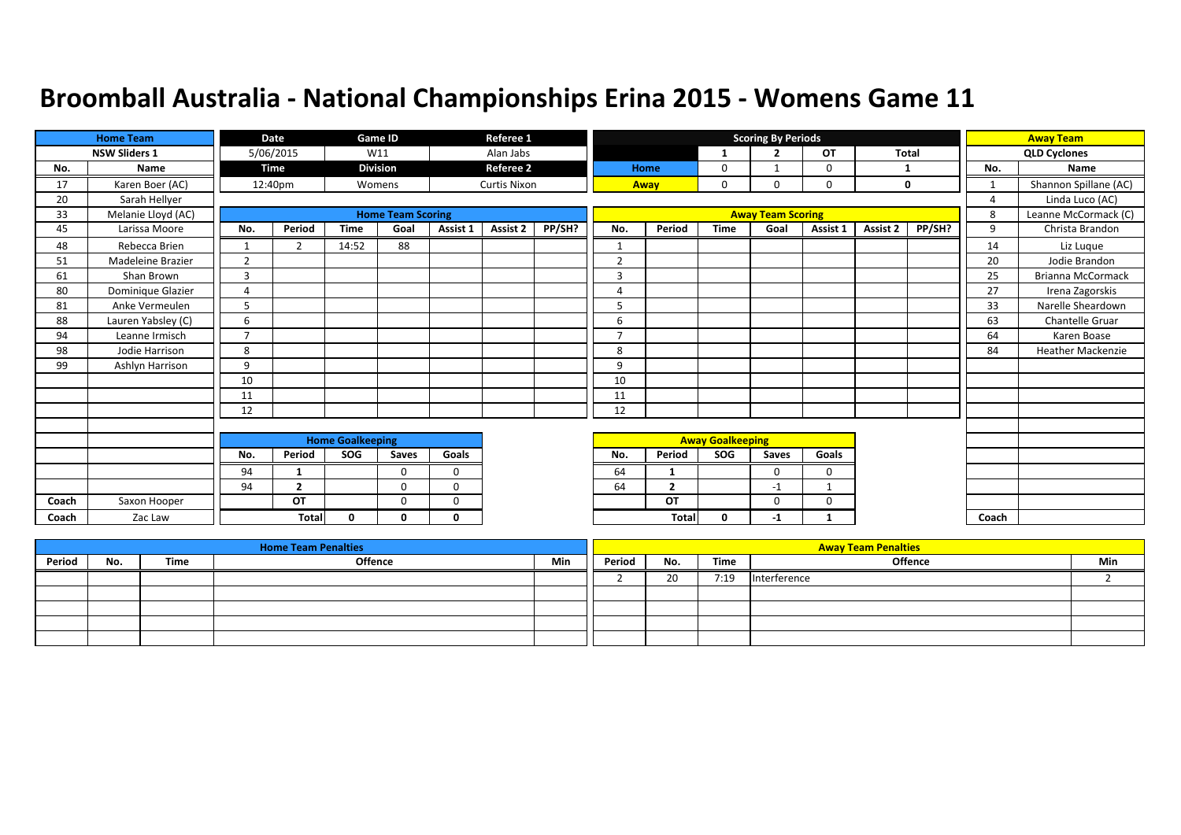# Broomball Australia - National Championships Erina 2015 - Womens Game 11

| Home Team | | Date | Game ID | Referee 1 |
|---|---|---|---|---|
| NSW Sliders 1 | | 5/06/2015 | W11 | Alan Jabs |
| | | Time | Division | Referee 2 |
| | | 12:40pm | Womens | Curtis Nixon |

## Scoring By Periods

| | 1 | 2 | OT | Total |
|---|---|---|---|---|
| Home | 0 | 1 | 0 | 1 |
| Away | 0 | 0 | 0 | 0 |

## Home Team (NSW Sliders 1)

| No. | Name |
|---|---|
| 17 | Karen Boer (AC) |
| 20 | Sarah Hellyer |
| 33 | Melanie Lloyd (AC) |
| 45 | Larissa Moore |
| 48 | Rebecca Brien |
| 51 | Madeleine Brazier |
| 61 | Shan Brown |
| 80 | Dominique Glazier |
| 81 | Anke Vermeulen |
| 88 | Lauren Yabsley (C) |
| 94 | Leanne Irmisch |
| 98 | Jodie Harrison |
| 99 | Ashlyn Harrison |
| Coach | Saxon Hooper |
| Coach | Zac Law |

## Away Team (QLD Cyclones)

| No. | Name |
|---|---|
| 1 | Shannon Spillane (AC) |
| 4 | Linda Luco (AC) |
| 8 | Leanne McCormack (C) |
| 9 | Christa Brandon |
| 14 | Liz Luque |
| 20 | Jodie Brandon |
| 25 | Brianna McCormack |
| 27 | Irena Zagorskis |
| 33 | Narelle Sheardown |
| 63 | Chantelle Gruar |
| 64 | Karen Boase |
| 84 | Heather Mackenzie |
| Coach | |

## Home Team Scoring

| No. | Period | Time | Goal | Assist 1 | Assist 2 | PP/SH? |
|---|---|---|---|---|---|---|
| 1 | 2 | 14:52 | 88 | | | |
| 2 | | | | | | |
| 3 | | | | | | |
| 4 | | | | | | |
| 5 | | | | | | |
| 6 | | | | | | |
| 7 | | | | | | |
| 8 | | | | | | |
| 9 | | | | | | |
| 10 | | | | | | |
| 11 | | | | | | |
| 12 | | | | | | |

## Away Team Scoring

| No. | Period | Time | Goal | Assist 1 | Assist 2 | PP/SH? |
|---|---|---|---|---|---|---|
| 1 | | | | | | |
| 2 | | | | | | |
| 3 | | | | | | |
| 4 | | | | | | |
| 5 | | | | | | |
| 6 | | | | | | |
| 7 | | | | | | |
| 8 | | | | | | |
| 9 | | | | | | |
| 10 | | | | | | |
| 11 | | | | | | |
| 12 | | | | | | |

## Home Goalkeeping

| No. | Period | SOG | Saves | Goals |
|---|---|---|---|---|
| 94 | 1 | | 0 | 0 |
| 94 | 2 | | 0 | 0 |
| | OT | | 0 | 0 |
| | Total | 0 | 0 | 0 |

## Away Goalkeeping

| No. | Period | SOG | Saves | Goals |
|---|---|---|---|---|
| 64 | 1 | | 0 | 0 |
| 64 | 2 | | -1 | 1 |
| | OT | | 0 | 0 |
| | Total | 0 | -1 | 1 |

## Home Team Penalties

| Period | No. | Time | Offence | Min |
|---|---|---|---|---|
| | | | | |

## Away Team Penalties

| Period | No. | Time | Offence | Min |
|---|---|---|---|---|
| 2 | 20 | 7:19 | Interference | 2 |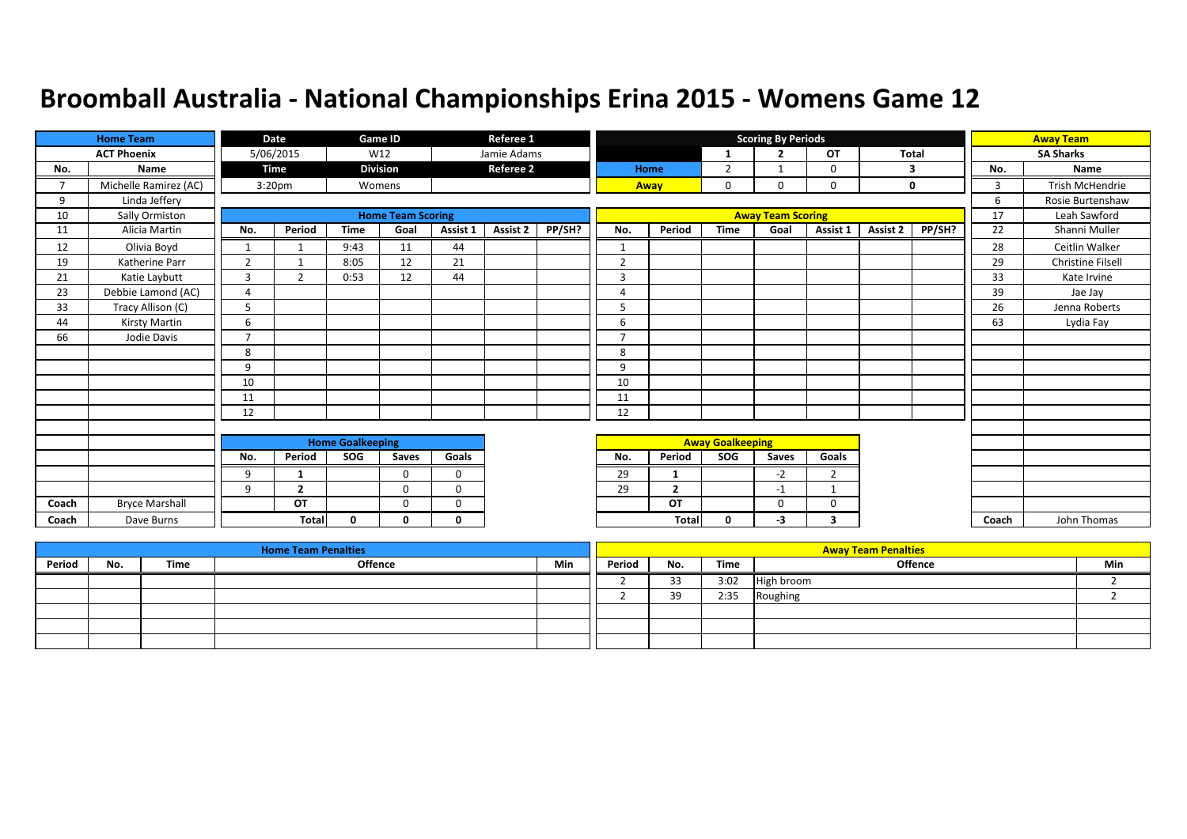# Broomball Australia - National Championships Erina 2015 - Womens Game 12

| Home Team | | | |
|---|---|---|---|
| Date | Game ID | Referee 1 | |
| 5/06/2015 | W12 | Jamie Adams | |
| Time | Division | Referee 2 | |
| 3:20pm | Womens | | |

## Scoring By Periods

| | 1 | 2 | OT | Total |
|---|---|---|---|---|
| Home | 2 | 1 | 0 | 3 |
| Away | 0 | 0 | 0 | 0 |

## Home Team: ACT Phoenix

| No. | Name |
|---|---|
| 7 | Michelle Ramirez (AC) |
| 9 | Linda Jeffery |
| 10 | Sally Ormiston |
| 11 | Alicia Martin |
| 12 | Olivia Boyd |
| 19 | Katherine Parr |
| 21 | Katie Laybutt |
| 23 | Debbie Lamond (AC) |
| 33 | Tracy Allison (C) |
| 44 | Kirsty Martin |
| 66 | Jodie Davis |
| Coach | Bryce Marshall |
| Coach | Dave Burns |

## Away Team: SA Sharks

| No. | Name |
|---|---|
| 3 | Trish McHendrie |
| 6 | Rosie Burtenshaw |
| 17 | Leah Sawford |
| 22 | Shanni Muller |
| 28 | Ceitlin Walker |
| 29 | Christine Filsell |
| 33 | Kate Irvine |
| 39 | Jae Jay |
| 26 | Jenna Roberts |
| 63 | Lydia Fay |
| Coach | John Thomas |

## Home Team Scoring

| No. | Period | Time | Goal | Assist 1 | Assist 2 | PP/SH? |
|---|---|---|---|---|---|---|
| 1 | 1 | 9:43 | 11 | 44 | | |
| 2 | 1 | 8:05 | 12 | 21 | | |
| 3 | 2 | 0:53 | 12 | 44 | | |
| 4 | | | | | | |
| 5 | | | | | | |
| 6 | | | | | | |
| 7 | | | | | | |
| 8 | | | | | | |
| 9 | | | | | | |
| 10 | | | | | | |
| 11 | | | | | | |
| 12 | | | | | | |

## Away Team Scoring

| No. | Period | Time | Goal | Assist 1 | Assist 2 | PP/SH? |
|---|---|---|---|---|---|---|
| 1 | | | | | | |
| 2 | | | | | | |
| 3 | | | | | | |
| 4 | | | | | | |
| 5 | | | | | | |
| 6 | | | | | | |
| 7 | | | | | | |
| 8 | | | | | | |
| 9 | | | | | | |
| 10 | | | | | | |
| 11 | | | | | | |
| 12 | | | | | | |

## Home Goalkeeping

| No. | Period | SOG | Saves | Goals |
|---|---|---|---|---|
| 9 | 1 | | 0 | 0 |
| 9 | 2 | | 0 | 0 |
| | OT | | 0 | 0 |
| | Total | 0 | 0 | 0 |

## Away Goalkeeping

| No. | Period | SOG | Saves | Goals |
|---|---|---|---|---|
| 29 | 1 | | -2 | 2 |
| 29 | 2 | | -1 | 1 |
| | OT | | 0 | 0 |
| | Total | 0 | -3 | 3 |

## Home Team Penalties

| Period | No. | Time | Offence | Min |
|---|---|---|---|---|
| | | | | |

## Away Team Penalties

| Period | No. | Time | Offence | Min |
|---|---|---|---|---|
| 2 | 33 | 3:02 | High broom | 2 |
| 2 | 39 | 2:35 | Roughing | 2 |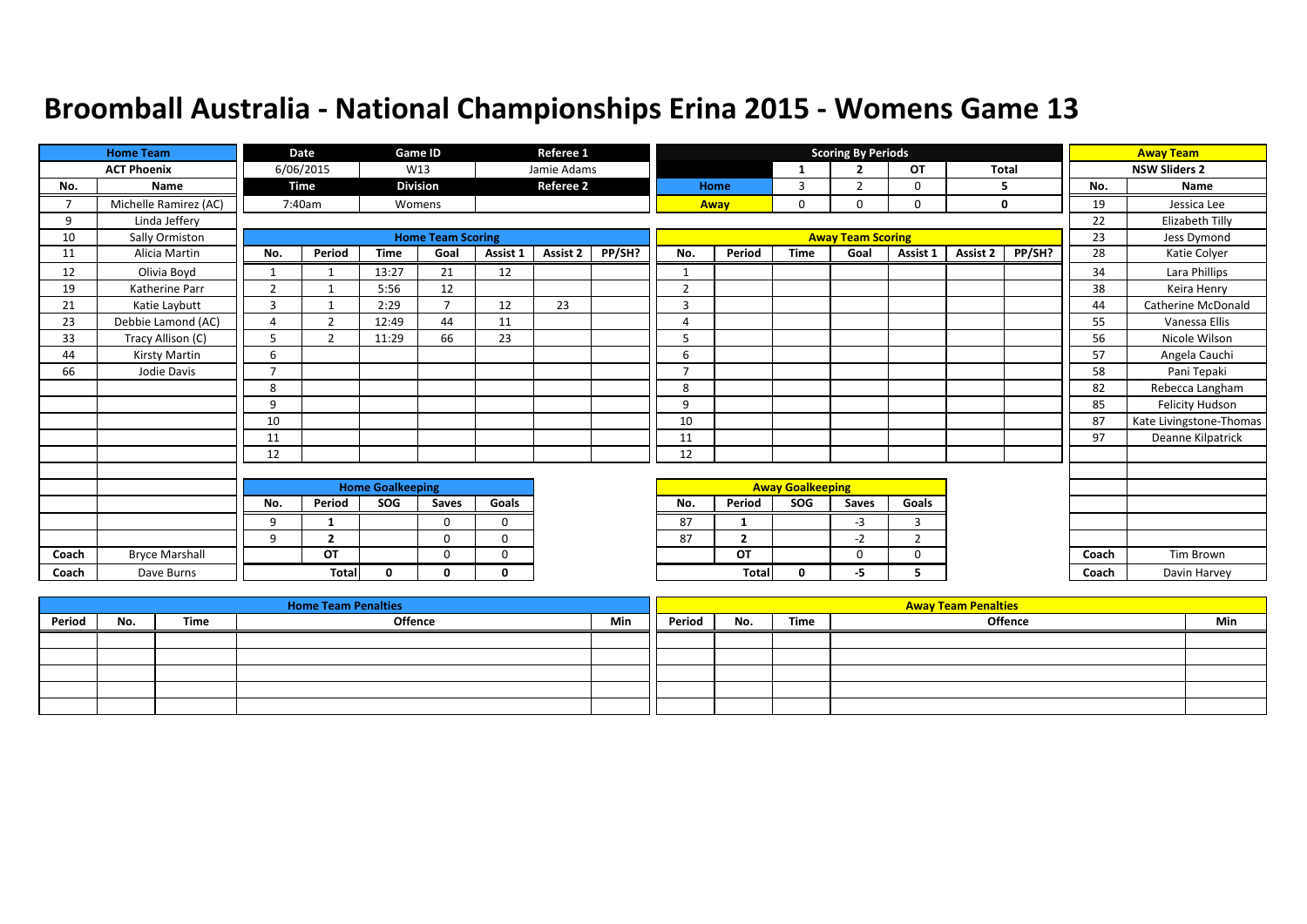# Broomball Australia - National Championships Erina 2015 - Womens Game 13

| Home Team | | Date | Game ID | Referee 1 |
|---|---|---|---|---|
| ACT Phoenix | | 6/06/2015 | W13 | Jamie Adams |
| No. | Name | Time | Division | Referee 2 |
| 7 | Michelle Ramirez (AC) | 7:40am | Womens | |
| 9 | Linda Jeffery | | | |
| 10 | Sally Ormiston | | | |
| 11 | Alicia Martin | | | |
| 12 | Olivia Boyd | | | |
| 19 | Katherine Parr | | | |
| 21 | Katie Laybutt | | | |
| 23 | Debbie Lamond (AC) | | | |
| 33 | Tracy Allison (C) | | | |
| 44 | Kirsty Martin | | | |
| 66 | Jodie Davis | | | |
| Coach | Bryce Marshall | | | |
| Coach | Dave Burns | | | |

**Scoring By Periods**

| | 1 | 2 | OT | Total |
|---|---|---|---|---|
| Home | 3 | 2 | 0 | 5 |
| Away | 0 | 0 | 0 | 0 |

| Away Team | |
|---|---|
| NSW Sliders 2 | |
| No. | Name |
| 19 | Jessica Lee |
| 22 | Elizabeth Tilly |
| 23 | Jess Dymond |
| 28 | Katie Colyer |
| 34 | Lara Phillips |
| 38 | Keira Henry |
| 44 | Catherine McDonald |
| 55 | Vanessa Ellis |
| 56 | Nicole Wilson |
| 57 | Angela Cauchi |
| 58 | Pani Tepaki |
| 82 | Rebecca Langham |
| 85 | Felicity Hudson |
| 87 | Kate Livingstone-Thomas |
| 97 | Deanne Kilpatrick |
| Coach | Tim Brown |
| Coach | Davin Harvey |

**Home Team Scoring**

| No. | Period | Time | Goal | Assist 1 | Assist 2 | PP/SH? |
|---|---|---|---|---|---|---|
| 1 | 1 | 13:27 | 21 | 12 | | |
| 2 | 1 | 5:56 | 12 | | | |
| 3 | 1 | 2:29 | 7 | 12 | 23 | |
| 4 | 2 | 12:49 | 44 | 11 | | |
| 5 | 2 | 11:29 | 66 | 23 | | |
| 6 | | | | | | |
| 7 | | | | | | |
| 8 | | | | | | |
| 9 | | | | | | |
| 10 | | | | | | |
| 11 | | | | | | |
| 12 | | | | | | |

**Away Team Scoring**

| No. | Period | Time | Goal | Assist 1 | Assist 2 | PP/SH? |
|---|---|---|---|---|---|---|
| 1 | | | | | | |
| 2 | | | | | | |
| 3 | | | | | | |
| 4 | | | | | | |
| 5 | | | | | | |
| 6 | | | | | | |
| 7 | | | | | | |
| 8 | | | | | | |
| 9 | | | | | | |
| 10 | | | | | | |
| 11 | | | | | | |
| 12 | | | | | | |

**Home Goalkeeping**

| No. | Period | SOG | Saves | Goals |
|---|---|---|---|---|
| 9 | 1 | | 0 | 0 |
| 9 | 2 | | 0 | 0 |
| | OT | | 0 | 0 |
| | Total | 0 | 0 | 0 |

**Away Goalkeeping**

| No. | Period | SOG | Saves | Goals |
|---|---|---|---|---|
| 87 | 1 | | -3 | 3 |
| 87 | 2 | | -2 | 2 |
| | OT | | 0 | 0 |
| | Total | 0 | -5 | 5 |

**Home Team Penalties**

| Period | No. | Time | Offence | Min |
|---|---|---|---|---|
| | | | | |
| | | | | |
| | | | | |
| | | | | |
| | | | | |

**Away Team Penalties**

| Period | No. | Time | Offence | Min |
|---|---|---|---|---|
| | | | | |
| | | | | |
| | | | | |
| | | | | |
| | | | | |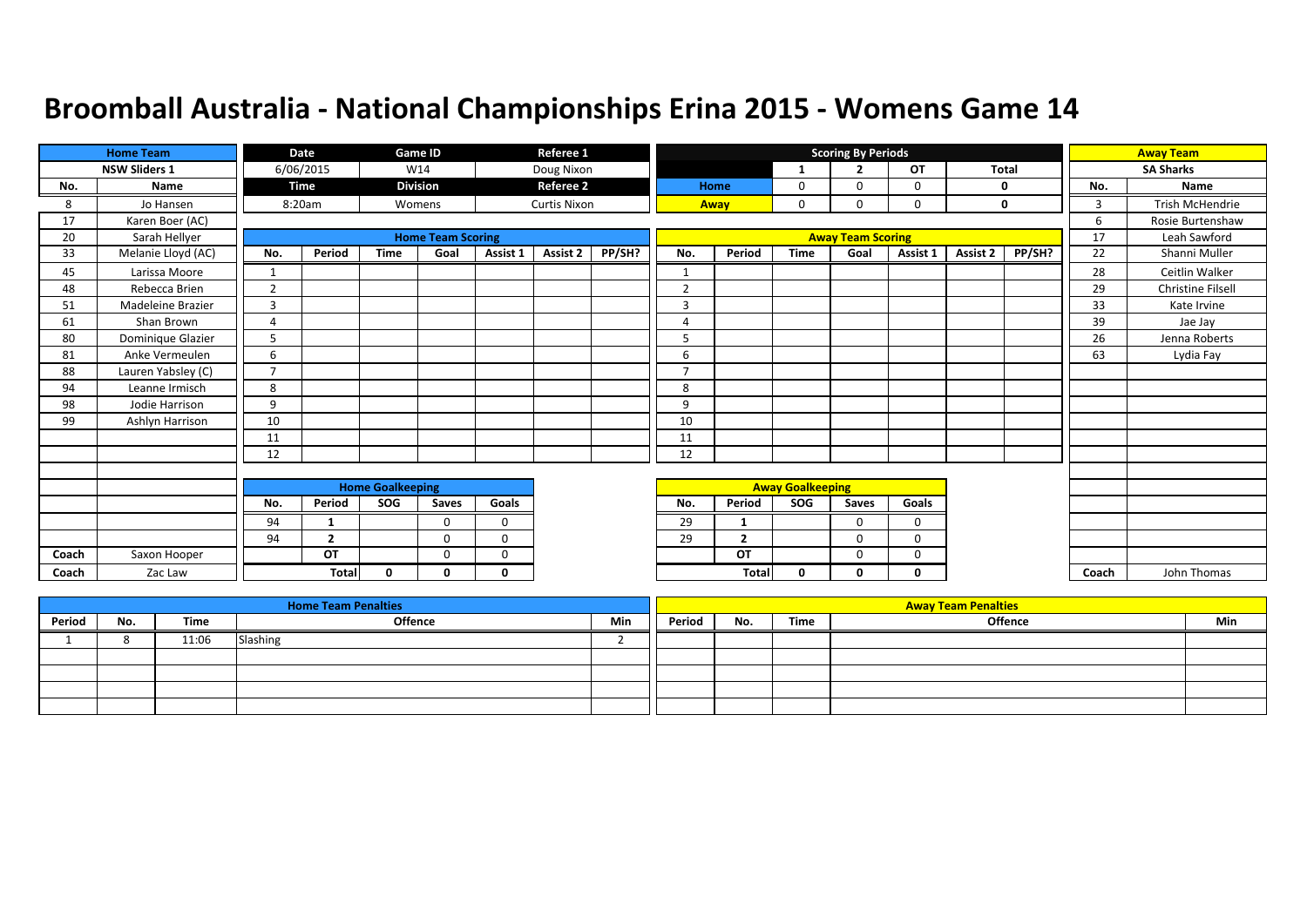# Broomball Australia - National Championships Erina 2015 - Womens Game 14

| Home Team | | Date | Game ID | Referee 1 |
|---|---|---|---|---|
| NSW Sliders 1 | | 6/06/2015 | W14 | Doug Nixon |
| | | Time | Division | Referee 2 |
| | | 8:20am | Womens | Curtis Nixon |

**Scoring By Periods**

| | 1 | 2 | OT | Total |
|---|---|---|---|---|
| Home | 0 | 0 | 0 | 0 |
| Away | 0 | 0 | 0 | 0 |

**Home Team: NSW Sliders 1**

| No. | Name |
|---|---|
| 8 | Jo Hansen |
| 17 | Karen Boer (AC) |
| 20 | Sarah Hellyer |
| 33 | Melanie Lloyd (AC) |
| 45 | Larissa Moore |
| 48 | Rebecca Brien |
| 51 | Madeleine Brazier |
| 61 | Shan Brown |
| 80 | Dominique Glazier |
| 81 | Anke Vermeulen |
| 88 | Lauren Yabsley (C) |
| 94 | Leanne Irmisch |
| 98 | Jodie Harrison |
| 99 | Ashlyn Harrison |
| Coach | Saxon Hooper |
| Coach | Zac Law |

**Away Team: SA Sharks**

| No. | Name |
|---|---|
| 3 | Trish McHendrie |
| 6 | Rosie Burtenshaw |
| 17 | Leah Sawford |
| 22 | Shanni Muller |
| 28 | Ceitlin Walker |
| 29 | Christine Filsell |
| 33 | Kate Irvine |
| 39 | Jae Jay |
| 26 | Jenna Roberts |
| 63 | Lydia Fay |
| Coach | John Thomas |

**Home Team Scoring**

| No. | Period | Time | Goal | Assist 1 | Assist 2 | PP/SH? |
|---|---|---|---|---|---|---|
| 1 | | | | | | |
| 2 | | | | | | |
| 3 | | | | | | |
| 4 | | | | | | |
| 5 | | | | | | |
| 6 | | | | | | |
| 7 | | | | | | |
| 8 | | | | | | |
| 9 | | | | | | |
| 10 | | | | | | |
| 11 | | | | | | |
| 12 | | | | | | |

**Away Team Scoring**

| No. | Period | Time | Goal | Assist 1 | Assist 2 | PP/SH? |
|---|---|---|---|---|---|---|
| 1 | | | | | | |
| 2 | | | | | | |
| 3 | | | | | | |
| 4 | | | | | | |
| 5 | | | | | | |
| 6 | | | | | | |
| 7 | | | | | | |
| 8 | | | | | | |
| 9 | | | | | | |
| 10 | | | | | | |
| 11 | | | | | | |
| 12 | | | | | | |

**Home Goalkeeping**

| No. | Period | SOG | Saves | Goals |
|---|---|---|---|---|
| 94 | 1 | | 0 | 0 |
| 94 | 2 | | 0 | 0 |
| | OT | | 0 | 0 |
| | Total | 0 | 0 | 0 |

**Away Goalkeeping**

| No. | Period | SOG | Saves | Goals |
|---|---|---|---|---|
| 29 | 1 | | 0 | 0 |
| 29 | 2 | | 0 | 0 |
| | OT | | 0 | 0 |
| | Total | 0 | 0 | 0 |

**Home Team Penalties**

| Period | No. | Time | Offence | Min |
|---|---|---|---|---|
| 1 | 8 | 11:06 | Slashing | 2 |
| | | | | |
| | | | | |
| | | | | |
| | | | | |

**Away Team Penalties**

| Period | No. | Time | Offence | Min |
|---|---|---|---|---|
| | | | | |
| | | | | |
| | | | | |
| | | | | |
| | | | | |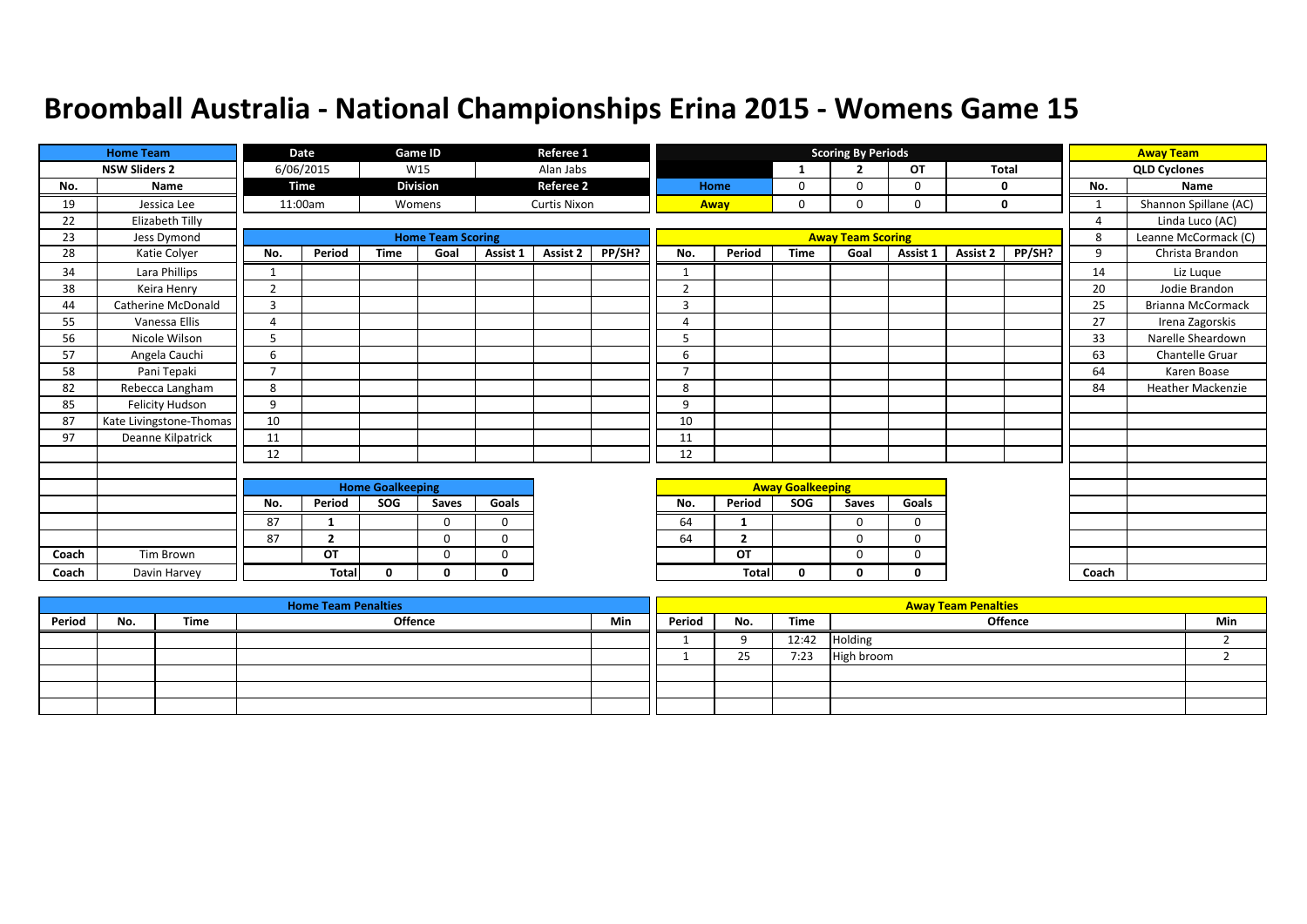# Broomball Australia - National Championships Erina 2015 - Womens Game 15

| Home Team | Date | Game ID | Referee 1 |
|---|---|---|---|
| NSW Sliders 2 | 6/06/2015 | W15 | Alan Jabs |
| | **Time** | **Division** | **Referee 2** |
| | 11:00am | Womens | Curtis Nixon |

**Scoring By Periods**

| | 1 | 2 | OT | Total |
|---|---|---|---|---|
| Home | 0 | 0 | 0 | 0 |
| Away | 0 | 0 | 0 | 0 |

**Home Team: NSW Sliders 2**

| No. | Name |
|---|---|
| 19 | Jessica Lee |
| 22 | Elizabeth Tilly |
| 23 | Jess Dymond |
| 28 | Katie Colyer |
| 34 | Lara Phillips |
| 38 | Keira Henry |
| 44 | Catherine McDonald |
| 55 | Vanessa Ellis |
| 56 | Nicole Wilson |
| 57 | Angela Cauchi |
| 58 | Pani Tepaki |
| 82 | Rebecca Langham |
| 85 | Felicity Hudson |
| 87 | Kate Livingstone-Thomas |
| 97 | Deanne Kilpatrick |
| Coach | Tim Brown |
| Coach | Davin Harvey |

**Away Team: QLD Cyclones**

| No. | Name |
|---|---|
| 1 | Shannon Spillane (AC) |
| 4 | Linda Luco (AC) |
| 8 | Leanne McCormack (C) |
| 9 | Christa Brandon |
| 14 | Liz Luque |
| 20 | Jodie Brandon |
| 25 | Brianna McCormack |
| 27 | Irena Zagorskis |
| 33 | Narelle Sheardown |
| 63 | Chantelle Gruar |
| 64 | Karen Boase |
| 84 | Heather Mackenzie |
| Coach | |

**Home Team Scoring**

| No. | Period | Time | Goal | Assist 1 | Assist 2 | PP/SH? |
|---|---|---|---|---|---|---|
| 1 | | | | | | |
| 2 | | | | | | |
| 3 | | | | | | |
| 4 | | | | | | |
| 5 | | | | | | |
| 6 | | | | | | |
| 7 | | | | | | |
| 8 | | | | | | |
| 9 | | | | | | |
| 10 | | | | | | |
| 11 | | | | | | |
| 12 | | | | | | |

**Away Team Scoring**

| No. | Period | Time | Goal | Assist 1 | Assist 2 | PP/SH? |
|---|---|---|---|---|---|---|
| 1 | | | | | | |
| 2 | | | | | | |
| 3 | | | | | | |
| 4 | | | | | | |
| 5 | | | | | | |
| 6 | | | | | | |
| 7 | | | | | | |
| 8 | | | | | | |
| 9 | | | | | | |
| 10 | | | | | | |
| 11 | | | | | | |
| 12 | | | | | | |

**Home Goalkeeping**

| No. | Period | SOG | Saves | Goals |
|---|---|---|---|---|
| 87 | 1 | | 0 | 0 |
| 87 | 2 | | 0 | 0 |
| | OT | | 0 | 0 |
| | Total | 0 | 0 | 0 |

**Away Goalkeeping**

| No. | Period | SOG | Saves | Goals |
|---|---|---|---|---|
| 64 | 1 | | 0 | 0 |
| 64 | 2 | | 0 | 0 |
| | OT | | 0 | 0 |
| | Total | 0 | 0 | 0 |

**Home Team Penalties**

| Period | No. | Time | Offence | Min |
|---|---|---|---|---|
| | | | | |

**Away Team Penalties**

| Period | No. | Time | Offence | Min |
|---|---|---|---|---|
| 1 | 9 | 12:42 | Holding | 2 |
| 1 | 25 | 7:23 | High broom | 2 |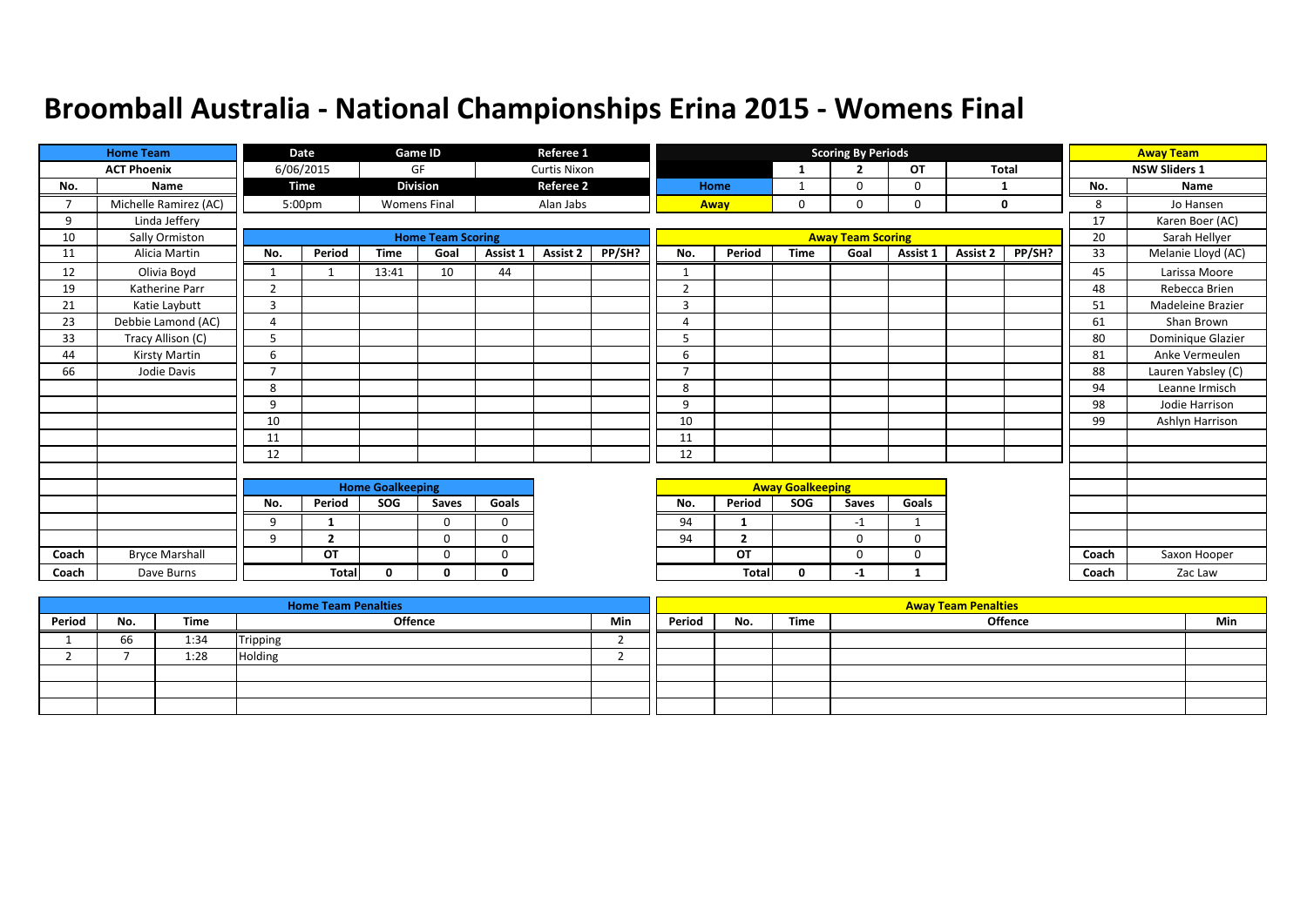# Broomball Australia - National Championships Erina 2015 - Womens Final

| Home Team | |
|---|---|
| ACT Phoenix | |
| No. | Name |
| 7 | Michelle Ramirez (AC) |
| 9 | Linda Jeffery |
| 10 | Sally Ormiston |
| 11 | Alicia Martin |
| 12 | Olivia Boyd |
| 19 | Katherine Parr |
| 21 | Katie Laybutt |
| 23 | Debbie Lamond (AC) |
| 33 | Tracy Allison (C) |
| 44 | Kirsty Martin |
| 66 | Jodie Davis |
| Coach | Bryce Marshall |
| Coach | Dave Burns |

| Date | Game ID | Referee 1 |
|---|---|---|
| 6/06/2015 | GF | Curtis Nixon |
| **Time** | **Division** | **Referee 2** |
| 5:00pm | Womens Final | Alan Jabs |

| Scoring By Periods | 1 | 2 | OT | Total |
|---|---|---|---|---|
| Home | 1 | 0 | 0 | 1 |
| Away | 0 | 0 | 0 | 0 |

| Away Team | |
|---|---|
| NSW Sliders 1 | |
| No. | Name |
| 8 | Jo Hansen |
| 17 | Karen Boer (AC) |
| 20 | Sarah Hellyer |
| 33 | Melanie Lloyd (AC) |
| 45 | Larissa Moore |
| 48 | Rebecca Brien |
| 51 | Madeleine Brazier |
| 61 | Shan Brown |
| 80 | Dominique Glazier |
| 81 | Anke Vermeulen |
| 88 | Lauren Yabsley (C) |
| 94 | Leanne Irmisch |
| 98 | Jodie Harrison |
| 99 | Ashlyn Harrison |
| Coach | Saxon Hooper |
| Coach | Zac Law |

## Home Team Scoring

| No. | Period | Time | Goal | Assist 1 | Assist 2 | PP/SH? |
|---|---|---|---|---|---|---|
| 1 | 1 | 13:41 | 10 | 44 | | |
| 2 | | | | | | |
| 3 | | | | | | |
| 4 | | | | | | |
| 5 | | | | | | |
| 6 | | | | | | |
| 7 | | | | | | |
| 8 | | | | | | |
| 9 | | | | | | |
| 10 | | | | | | |
| 11 | | | | | | |
| 12 | | | | | | |

## Away Team Scoring

| No. | Period | Time | Goal | Assist 1 | Assist 2 | PP/SH? |
|---|---|---|---|---|---|---|
| 1 | | | | | | |
| 2 | | | | | | |
| 3 | | | | | | |
| 4 | | | | | | |
| 5 | | | | | | |
| 6 | | | | | | |
| 7 | | | | | | |
| 8 | | | | | | |
| 9 | | | | | | |
| 10 | | | | | | |
| 11 | | | | | | |
| 12 | | | | | | |

## Home Goalkeeping

| No. | Period | SOG | Saves | Goals |
|---|---|---|---|---|
| 9 | 1 | | 0 | 0 |
| 9 | 2 | | 0 | 0 |
| | OT | | 0 | 0 |
| | Total | 0 | 0 | 0 |

## Away Goalkeeping

| No. | Period | SOG | Saves | Goals |
|---|---|---|---|---|
| 94 | 1 | | -1 | 1 |
| 94 | 2 | | 0 | 0 |
| | OT | | 0 | 0 |
| | Total | 0 | -1 | 1 |

## Home Team Penalties

| Period | No. | Time | Offence | Min |
|---|---|---|---|---|
| 1 | 66 | 1:34 | Tripping | 2 |
| 2 | 7 | 1:28 | Holding | 2 |

## Away Team Penalties

| Period | No. | Time | Offence | Min |
|---|---|---|---|---|
| | | | | |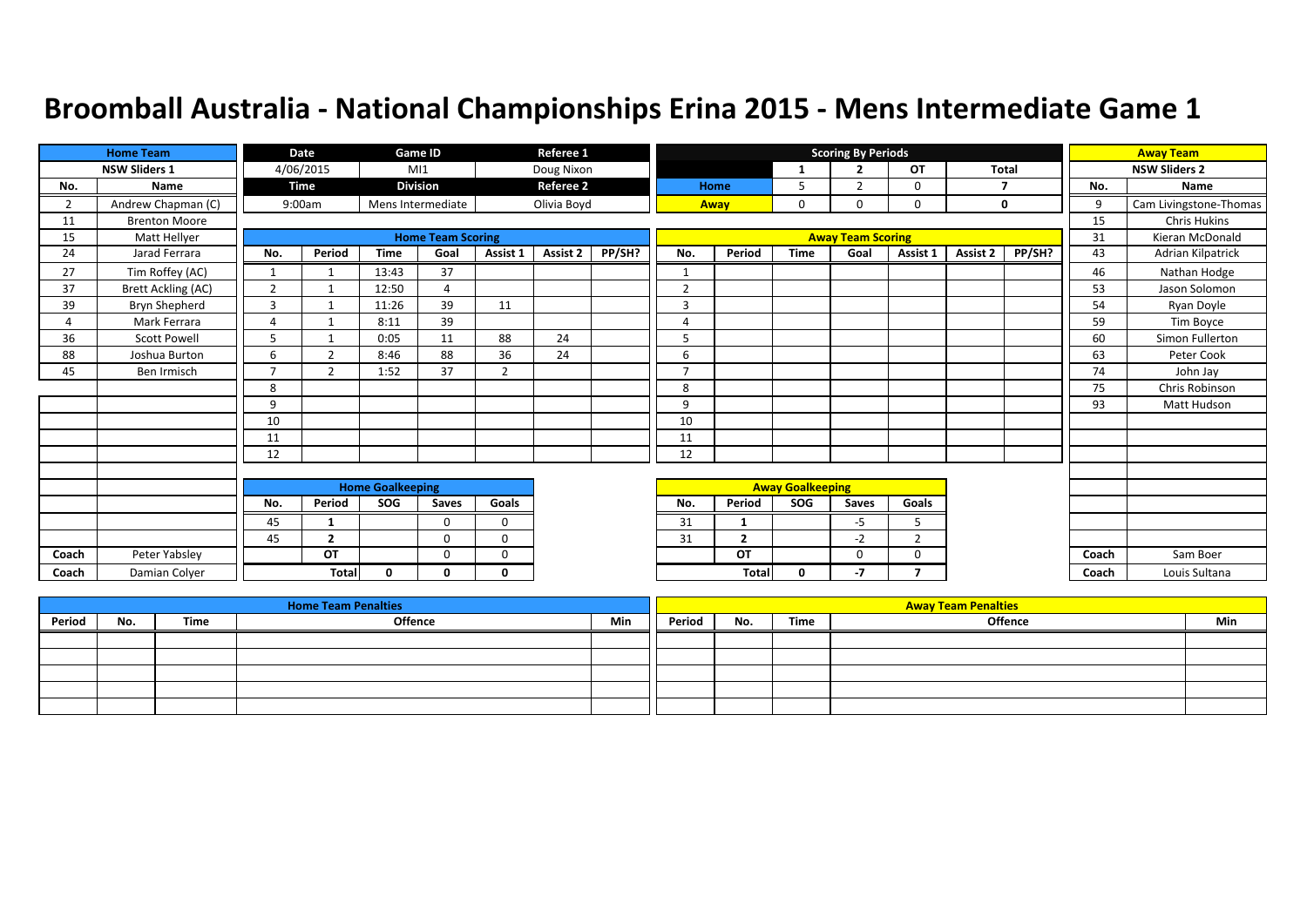# Broomball Australia - National Championships Erina 2015 - Mens Intermediate Game 1

| Home Team | | Date | Game ID | Referee 1 |
|---|---|---|---|---|
| NSW Sliders 1 | | 4/06/2015 | MI1 | Doug Nixon |
| | | Time | Division | Referee 2 |
| | | 9:00am | Mens Intermediate | Olivia Boyd |

**Scoring By Periods**

| | 1 | 2 | OT | Total |
|---|---|---|---|---|
| Home | 5 | 2 | 0 | 7 |
| Away | 0 | 0 | 0 | 0 |

**Home Team: NSW Sliders 1**

| No. | Name |
|---|---|
| 2 | Andrew Chapman (C) |
| 11 | Brenton Moore |
| 15 | Matt Hellyer |
| 24 | Jarad Ferrara |
| 27 | Tim Roffey (AC) |
| 37 | Brett Ackling (AC) |
| 39 | Bryn Shepherd |
| 4 | Mark Ferrara |
| 36 | Scott Powell |
| 88 | Joshua Burton |
| 45 | Ben Irmisch |
| Coach | Peter Yabsley |
| Coach | Damian Colyer |

**Away Team: NSW Sliders 2**

| No. | Name |
|---|---|
| 9 | Cam Livingstone-Thomas |
| 15 | Chris Hukins |
| 31 | Kieran McDonald |
| 43 | Adrian Kilpatrick |
| 46 | Nathan Hodge |
| 53 | Jason Solomon |
| 54 | Ryan Doyle |
| 59 | Tim Boyce |
| 60 | Simon Fullerton |
| 63 | Peter Cook |
| 74 | John Jay |
| 75 | Chris Robinson |
| 93 | Matt Hudson |
| Coach | Sam Boer |
| Coach | Louis Sultana |

**Home Team Scoring**

| No. | Period | Time | Goal | Assist 1 | Assist 2 | PP/SH? |
|---|---|---|---|---|---|---|
| 1 | 1 | 13:43 | 37 | | | |
| 2 | 1 | 12:50 | 4 | | | |
| 3 | 1 | 11:26 | 39 | 11 | | |
| 4 | 1 | 8:11 | 39 | | | |
| 5 | 1 | 0:05 | 11 | 88 | 24 | |
| 6 | 2 | 8:46 | 88 | 36 | 24 | |
| 7 | 2 | 1:52 | 37 | 2 | | |
| 8 | | | | | | |
| 9 | | | | | | |
| 10 | | | | | | |
| 11 | | | | | | |
| 12 | | | | | | |

**Away Team Scoring**

| No. | Period | Time | Goal | Assist 1 | Assist 2 | PP/SH? |
|---|---|---|---|---|---|---|
| 1 | | | | | | |
| 2 | | | | | | |
| 3 | | | | | | |
| 4 | | | | | | |
| 5 | | | | | | |
| 6 | | | | | | |
| 7 | | | | | | |
| 8 | | | | | | |
| 9 | | | | | | |
| 10 | | | | | | |
| 11 | | | | | | |
| 12 | | | | | | |

**Home Goalkeeping**

| No. | Period | SOG | Saves | Goals |
|---|---|---|---|---|
| 45 | 1 | | 0 | 0 |
| 45 | 2 | | 0 | 0 |
| | OT | | 0 | 0 |
| | Total | 0 | 0 | 0 |

**Away Goalkeeping**

| No. | Period | SOG | Saves | Goals |
|---|---|---|---|---|
| 31 | 1 | | -5 | 5 |
| 31 | 2 | | -2 | 2 |
| | OT | | 0 | 0 |
| | Total | 0 | -7 | 7 |

**Home Team Penalties**

| Period | No. | Time | Offence | Min |
|---|---|---|---|---|
| | | | | |
| | | | | |
| | | | | |
| | | | | |
| | | | | |

**Away Team Penalties**

| Period | No. | Time | Offence | Min |
|---|---|---|---|---|
| | | | | |
| | | | | |
| | | | | |
| | | | | |
| | | | | |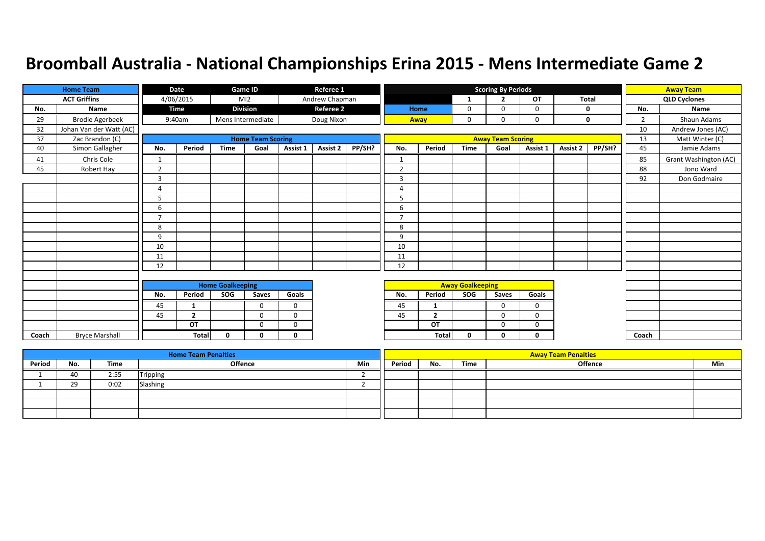# Broomball Australia - National Championships Erina 2015 - Mens Intermediate Game 2

| Home Team | |
|---|---|
| ACT Griffins | |
| No. | Name |
| 29 | Brodie Agerbeek |
| 32 | Johan Van der Watt (AC) |
| 37 | Zac Brandon (C) |
| 40 | Simon Gallagher |
| 41 | Chris Cole |
| 45 | Robert Hay |
| Coach | Bryce Marshall |

| Date | Game ID | Referee 1 |
|---|---|---|
| 4/06/2015 | MI2 | Andrew Chapman |
| **Time** | **Division** | **Referee 2** |
| 9:40am | Mens Intermediate | Doug Nixon |

**Scoring By Periods**

| | 1 | 2 | OT | Total |
|---|---|---|---|---|
| Home | 0 | 0 | 0 | 0 |
| Away | 0 | 0 | 0 | 0 |

| Away Team | |
|---|---|
| QLD Cyclones | |
| No. | Name |
| 2 | Shaun Adams |
| 10 | Andrew Jones (AC) |
| 13 | Matt Winter (C) |
| 45 | Jamie Adams |
| 85 | Grant Washington (AC) |
| 88 | Jono Ward |
| 92 | Don Godmaire |
| Coach | |

**Home Team Scoring**

| No. | Period | Time | Goal | Assist 1 | Assist 2 | PP/SH? |
|---|---|---|---|---|---|---|
| 1 | | | | | | |
| 2 | | | | | | |
| 3 | | | | | | |
| 4 | | | | | | |
| 5 | | | | | | |
| 6 | | | | | | |
| 7 | | | | | | |
| 8 | | | | | | |
| 9 | | | | | | |
| 10 | | | | | | |
| 11 | | | | | | |
| 12 | | | | | | |

**Away Team Scoring**

| No. | Period | Time | Goal | Assist 1 | Assist 2 | PP/SH? |
|---|---|---|---|---|---|---|
| 1 | | | | | | |
| 2 | | | | | | |
| 3 | | | | | | |
| 4 | | | | | | |
| 5 | | | | | | |
| 6 | | | | | | |
| 7 | | | | | | |
| 8 | | | | | | |
| 9 | | | | | | |
| 10 | | | | | | |
| 11 | | | | | | |
| 12 | | | | | | |

**Home Goalkeeping**

| No. | Period | SOG | Saves | Goals |
|---|---|---|---|---|
| 45 | 1 | | 0 | 0 |
| 45 | 2 | | 0 | 0 |
| | OT | | 0 | 0 |
| | Total | 0 | 0 | 0 |

**Away Goalkeeping**

| No. | Period | SOG | Saves | Goals |
|---|---|---|---|---|
| 45 | 1 | | 0 | 0 |
| 45 | 2 | | 0 | 0 |
| | OT | | 0 | 0 |
| | Total | 0 | 0 | 0 |

**Home Team Penalties**

| Period | No. | Time | Offence | Min |
|---|---|---|---|---|
| 1 | 40 | 2:55 | Tripping | 2 |
| 1 | 29 | 0:02 | Slashing | 2 |

**Away Team Penalties**

| Period | No. | Time | Offence | Min |
|---|---|---|---|---|
| | | | | |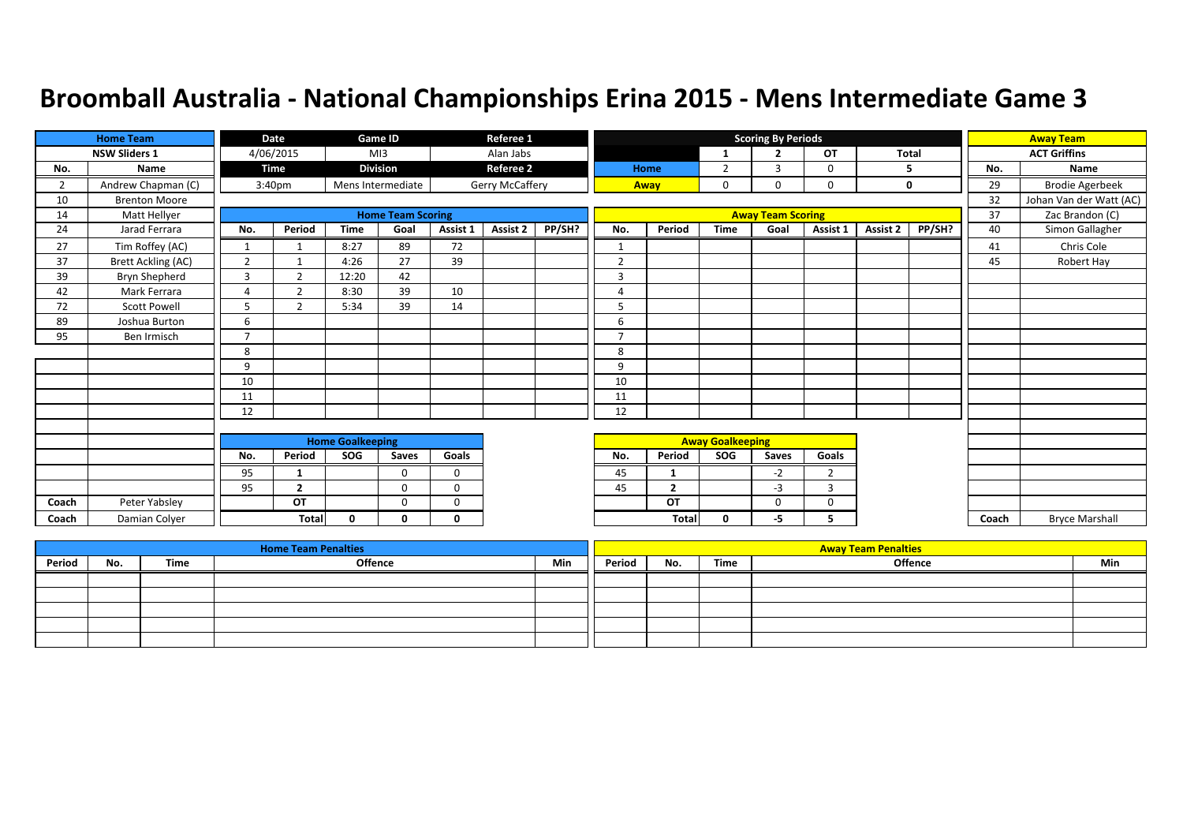# Broomball Australia - National Championships Erina 2015 - Mens Intermediate Game 3

| Home Team | |
|---|---|
| NSW Sliders 1 | |
| No. | Name |
| 2 | Andrew Chapman (C) |
| 10 | Brenton Moore |
| 14 | Matt Hellyer |
| 24 | Jarad Ferrara |
| 27 | Tim Roffey (AC) |
| 37 | Brett Ackling (AC) |
| 39 | Bryn Shepherd |
| 42 | Mark Ferrara |
| 72 | Scott Powell |
| 89 | Joshua Burton |
| 95 | Ben Irmisch |
| Coach | Peter Yabsley |
| Coach | Damian Colyer |

| Date | Game ID | Referee 1 |
|---|---|---|
| 4/06/2015 | MI3 | Alan Jabs |
| **Time** | **Division** | **Referee 2** |
| 3:40pm | Mens Intermediate | Gerry McCaffery |

| Scoring By Periods | 1 | 2 | OT | Total |
|---|---|---|---|---|
| Home | 2 | 3 | 0 | 5 |
| Away | 0 | 0 | 0 | 0 |

| Away Team | |
|---|---|
| ACT Griffins | |
| No. | Name |
| 29 | Brodie Agerbeek |
| 32 | Johan Van der Watt (AC) |
| 37 | Zac Brandon (C) |
| 40 | Simon Gallagher |
| 41 | Chris Cole |
| 45 | Robert Hay |
| Coach | Bryce Marshall |

## Home Team Scoring

| No. | Period | Time | Goal | Assist 1 | Assist 2 | PP/SH? |
|---|---|---|---|---|---|---|
| 1 | 1 | 8:27 | 89 | 72 | | |
| 2 | 1 | 4:26 | 27 | 39 | | |
| 3 | 2 | 12:20 | 42 | | | |
| 4 | 2 | 8:30 | 39 | 10 | | |
| 5 | 2 | 5:34 | 39 | 14 | | |
| 6 | | | | | | |
| 7 | | | | | | |
| 8 | | | | | | |
| 9 | | | | | | |
| 10 | | | | | | |
| 11 | | | | | | |
| 12 | | | | | | |

## Away Team Scoring

| No. | Period | Time | Goal | Assist 1 | Assist 2 | PP/SH? |
|---|---|---|---|---|---|---|
| 1 | | | | | | |
| 2 | | | | | | |
| 3 | | | | | | |
| 4 | | | | | | |
| 5 | | | | | | |
| 6 | | | | | | |
| 7 | | | | | | |
| 8 | | | | | | |
| 9 | | | | | | |
| 10 | | | | | | |
| 11 | | | | | | |
| 12 | | | | | | |

## Home Goalkeeping

| No. | Period | SOG | Saves | Goals |
|---|---|---|---|---|
| 95 | 1 | | 0 | 0 |
| 95 | 2 | | 0 | 0 |
| | OT | | 0 | 0 |
| | Total | 0 | 0 | 0 |

## Away Goalkeeping

| No. | Period | SOG | Saves | Goals |
|---|---|---|---|---|
| 45 | 1 | | -2 | 2 |
| 45 | 2 | | -3 | 3 |
| | OT | | 0 | 0 |
| | Total | 0 | -5 | 5 |

## Home Team Penalties

| Period | No. | Time | Offence | Min |
|---|---|---|---|---|
| | | | | |
| | | | | |
| | | | | |
| | | | | |
| | | | | |

## Away Team Penalties

| Period | No. | Time | Offence | Min |
|---|---|---|---|---|
| | | | | |
| | | | | |
| | | | | |
| | | | | |
| | | | | |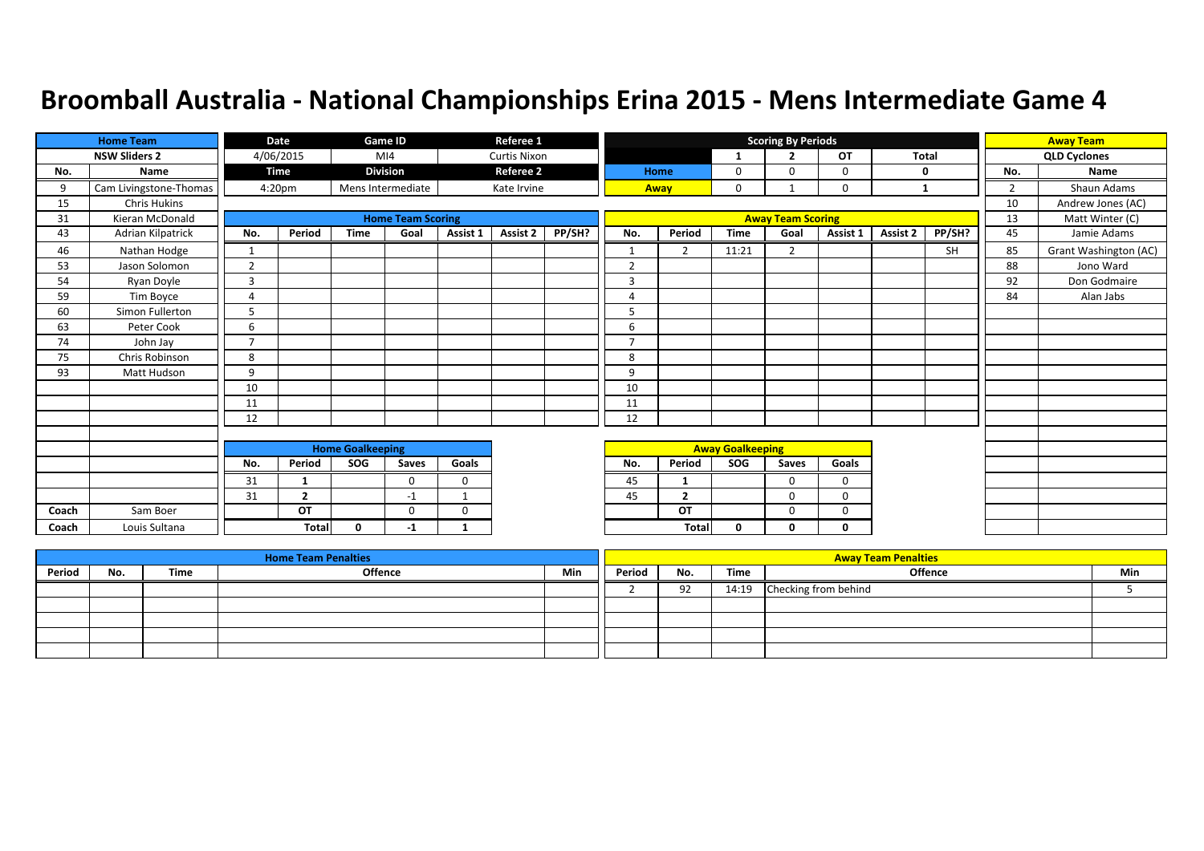# Broomball Australia - National Championships Erina 2015 - Mens Intermediate Game 4

| Home Team | | Date | Game ID | Referee 1 |
|---|---|---|---|---|
| NSW Sliders 2 | | 4/06/2015 | MI4 | Curtis Nixon |
| | | **Time** | **Division** | **Referee 2** |
| | | 4:20pm | Mens Intermediate | Kate Irvine |

**Scoring By Periods**

| | 1 | 2 | OT | Total |
|---|---|---|---|---|
| Home | 0 | 0 | 0 | 0 |
| Away | 0 | 1 | 0 | 1 |

**Home Team (NSW Sliders 2)**

| No. | Name |
|---|---|
| 9 | Cam Livingstone-Thomas |
| 15 | Chris Hukins |
| 31 | Kieran McDonald |
| 43 | Adrian Kilpatrick |
| 46 | Nathan Hodge |
| 53 | Jason Solomon |
| 54 | Ryan Doyle |
| 59 | Tim Boyce |
| 60 | Simon Fullerton |
| 63 | Peter Cook |
| 74 | John Jay |
| 75 | Chris Robinson |
| 93 | Matt Hudson |
| Coach | Sam Boer |
| Coach | Louis Sultana |

**Away Team (QLD Cyclones)**

| No. | Name |
|---|---|
| 2 | Shaun Adams |
| 10 | Andrew Jones (AC) |
| 13 | Matt Winter (C) |
| 45 | Jamie Adams |
| 85 | Grant Washington (AC) |
| 88 | Jono Ward |
| 92 | Don Godmaire |
| 84 | Alan Jabs |

**Home Team Scoring**

| No. | Period | Time | Goal | Assist 1 | Assist 2 | PP/SH? |
|---|---|---|---|---|---|---|
| 1 | | | | | | |
| 2 | | | | | | |
| 3 | | | | | | |
| 4 | | | | | | |
| 5 | | | | | | |
| 6 | | | | | | |
| 7 | | | | | | |
| 8 | | | | | | |
| 9 | | | | | | |
| 10 | | | | | | |
| 11 | | | | | | |
| 12 | | | | | | |

**Away Team Scoring**

| No. | Period | Time | Goal | Assist 1 | Assist 2 | PP/SH? |
|---|---|---|---|---|---|---|
| 1 | 2 | 11:21 | 2 | | | SH |
| 2 | | | | | | |
| 3 | | | | | | |
| 4 | | | | | | |
| 5 | | | | | | |
| 6 | | | | | | |
| 7 | | | | | | |
| 8 | | | | | | |
| 9 | | | | | | |
| 10 | | | | | | |
| 11 | | | | | | |
| 12 | | | | | | |

**Home Goalkeeping**

| No. | Period | SOG | Saves | Goals |
|---|---|---|---|---|
| 31 | 1 | | 0 | 0 |
| 31 | 2 | | -1 | 1 |
| | OT | | 0 | 0 |
| | Total | 0 | -1 | 1 |

**Away Goalkeeping**

| No. | Period | SOG | Saves | Goals |
|---|---|---|---|---|
| 45 | 1 | | 0 | 0 |
| 45 | 2 | | 0 | 0 |
| | OT | | 0 | 0 |
| | Total | 0 | 0 | 0 |

**Home Team Penalties**

| Period | No. | Time | Offence | Min |
|---|---|---|---|---|
| | | | | |
| | | | | |
| | | | | |
| | | | | |
| | | | | |

**Away Team Penalties**

| Period | No. | Time | Offence | Min |
|---|---|---|---|---|
| 2 | 92 | 14:19 | Checking from behind | 5 |
| | | | | |
| | | | | |
| | | | | |
| | | | | |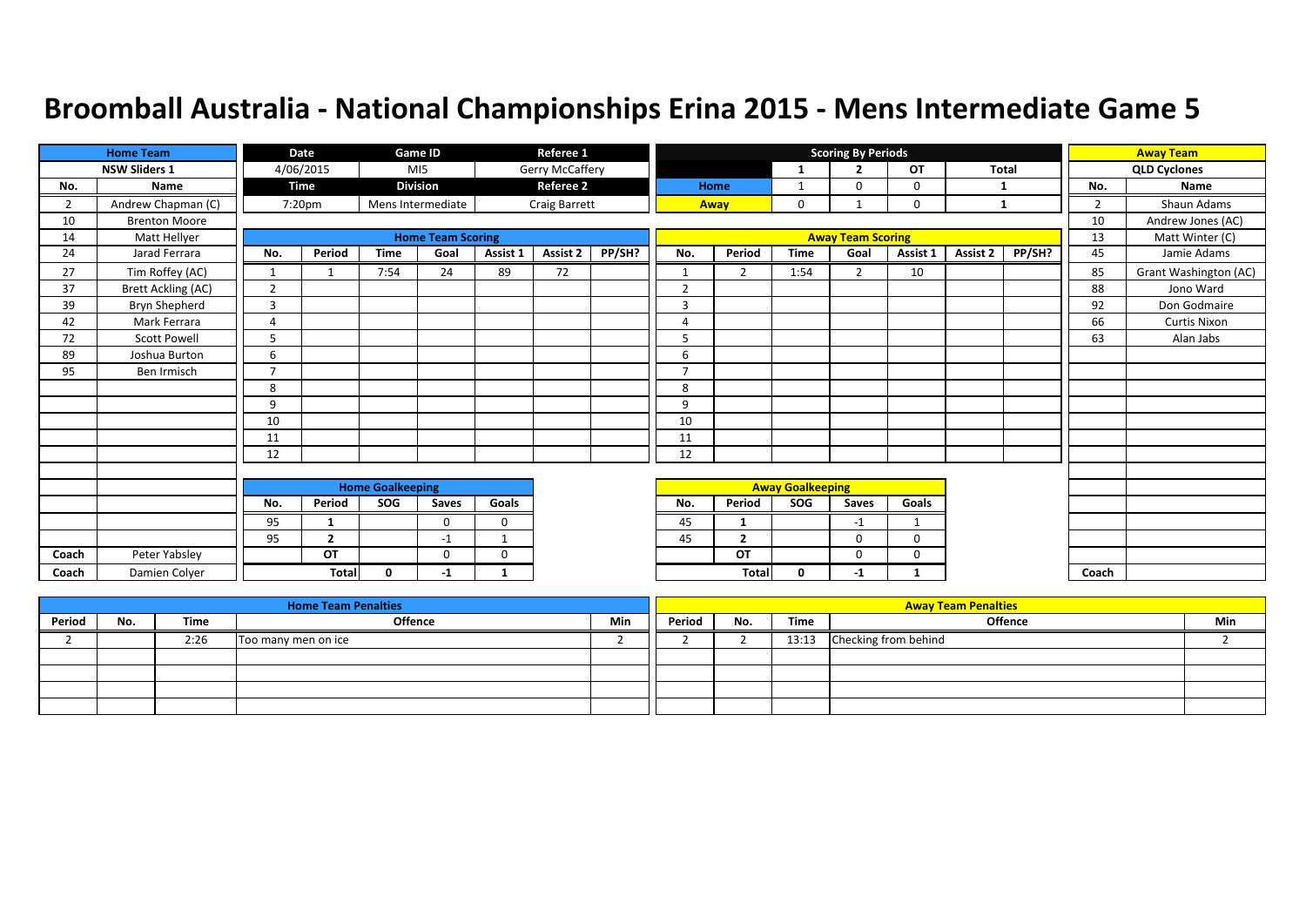# Broomball Australia - National Championships Erina 2015 - Mens Intermediate Game 5

| Home Team | |
|---|---|
| NSW Sliders 1 | |
| No. | Name |
| 2 | Andrew Chapman (C) |
| 10 | Brenton Moore |
| 14 | Matt Hellyer |
| 24 | Jarad Ferrara |
| 27 | Tim Roffey (AC) |
| 37 | Brett Ackling (AC) |
| 39 | Bryn Shepherd |
| 42 | Mark Ferrara |
| 72 | Scott Powell |
| 89 | Joshua Burton |
| 95 | Ben Irmisch |
| Coach | Peter Yabsley |
| Coach | Damien Colyer |

| Date | Game ID | Referee 1 |
|---|---|---|
| 4/06/2015 | MI5 | Gerry McCaffery |
| **Time** | **Division** | **Referee 2** |
| 7:20pm | Mens Intermediate | Craig Barrett |

| Scoring By Periods | 1 | 2 | OT | Total |
|---|---|---|---|---|
| Home | 1 | 0 | 0 | 1 |
| Away | 0 | 1 | 0 | 1 |

| Away Team | |
|---|---|
| QLD Cyclones | |
| No. | Name |
| 2 | Shaun Adams |
| 10 | Andrew Jones (AC) |
| 13 | Matt Winter (C) |
| 45 | Jamie Adams |
| 85 | Grant Washington (AC) |
| 88 | Jono Ward |
| 92 | Don Godmaire |
| 66 | Curtis Nixon |
| 63 | Alan Jabs |
| Coach | |

## Home Team Scoring

| No. | Period | Time | Goal | Assist 1 | Assist 2 | PP/SH? |
|---|---|---|---|---|---|---|
| 1 | 1 | 7:54 | 24 | 89 | 72 | |
| 2 | | | | | | |
| 3 | | | | | | |
| 4 | | | | | | |
| 5 | | | | | | |
| 6 | | | | | | |
| 7 | | | | | | |
| 8 | | | | | | |
| 9 | | | | | | |
| 10 | | | | | | |
| 11 | | | | | | |
| 12 | | | | | | |

## Away Team Scoring

| No. | Period | Time | Goal | Assist 1 | Assist 2 | PP/SH? |
|---|---|---|---|---|---|---|
| 1 | 2 | 1:54 | 2 | 10 | | |
| 2 | | | | | | |
| 3 | | | | | | |
| 4 | | | | | | |
| 5 | | | | | | |
| 6 | | | | | | |
| 7 | | | | | | |
| 8 | | | | | | |
| 9 | | | | | | |
| 10 | | | | | | |
| 11 | | | | | | |
| 12 | | | | | | |

## Home Goalkeeping

| No. | Period | SOG | Saves | Goals |
|---|---|---|---|---|
| 95 | 1 | | 0 | 0 |
| 95 | 2 | | -1 | 1 |
| | OT | | 0 | 0 |
| | Total | 0 | -1 | 1 |

## Away Goalkeeping

| No. | Period | SOG | Saves | Goals |
|---|---|---|---|---|
| 45 | 1 | | -1 | 1 |
| 45 | 2 | | 0 | 0 |
| | OT | | 0 | 0 |
| | Total | 0 | -1 | 1 |

## Home Team Penalties

| Period | No. | Time | Offence | Min |
|---|---|---|---|---|
| 2 | | 2:26 | Too many men on ice | 2 |
| | | | | |
| | | | | |
| | | | | |
| | | | | |

## Away Team Penalties

| Period | No. | Time | Offence | Min |
|---|---|---|---|---|
| 2 | 2 | 13:13 | Checking from behind | 2 |
| | | | | |
| | | | | |
| | | | | |
| | | | | |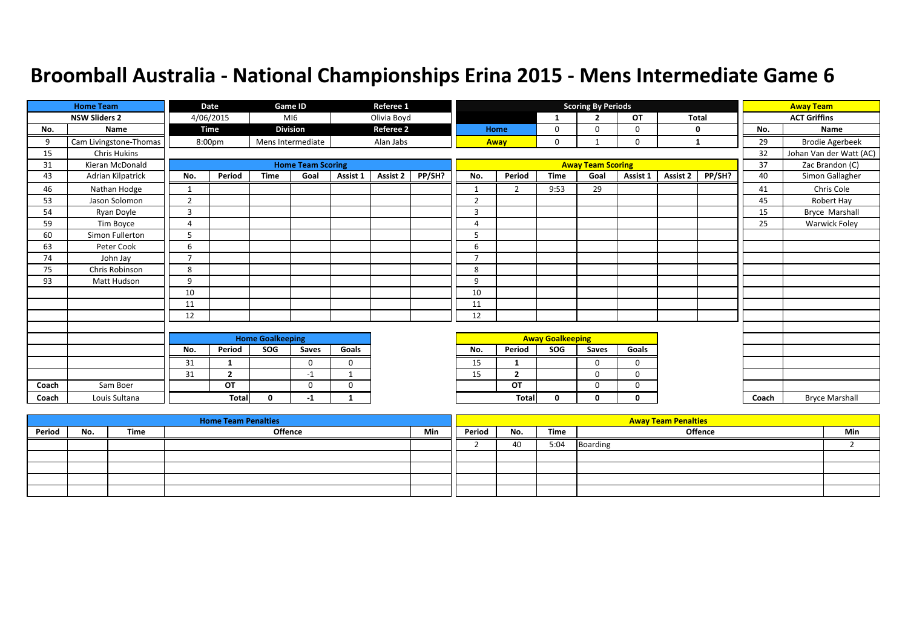# Broomball Australia - National Championships Erina 2015 - Mens Intermediate Game 6

| Home Team | |
|---|---|
| NSW Sliders 2 | |
| No. | Name |
| 9 | Cam Livingstone-Thomas |
| 15 | Chris Hukins |
| 31 | Kieran McDonald |
| 43 | Adrian Kilpatrick |
| 46 | Nathan Hodge |
| 53 | Jason Solomon |
| 54 | Ryan Doyle |
| 59 | Tim Boyce |
| 60 | Simon Fullerton |
| 63 | Peter Cook |
| 74 | John Jay |
| 75 | Chris Robinson |
| 93 | Matt Hudson |
| Coach | Sam Boer |
| Coach | Louis Sultana |

| Date | Game ID | Referee 1 |
|---|---|---|
| 4/06/2015 | MI6 | Olivia Boyd |
| **Time** | **Division** | **Referee 2** |
| 8:00pm | Mens Intermediate | Alan Jabs |

| Scoring By Periods | 1 | 2 | OT | Total |
|---|---|---|---|---|
| Home | 0 | 0 | 0 | 0 |
| Away | 0 | 1 | 0 | 1 |

| Away Team | |
|---|---|
| ACT Griffins | |
| No. | Name |
| 29 | Brodie Agerbeek |
| 32 | Johan Van der Watt (AC) |
| 37 | Zac Brandon (C) |
| 40 | Simon Gallagher |
| 41 | Chris Cole |
| 45 | Robert Hay |
| 15 | Bryce Marshall |
| 25 | Warwick Foley |
| Coach | Bryce Marshall |

## Home Team Scoring

| No. | Period | Time | Goal | Assist 1 | Assist 2 | PP/SH? |
|---|---|---|---|---|---|---|
| 1 | | | | | | |
| 2 | | | | | | |
| 3 | | | | | | |
| 4 | | | | | | |
| 5 | | | | | | |
| 6 | | | | | | |
| 7 | | | | | | |
| 8 | | | | | | |
| 9 | | | | | | |
| 10 | | | | | | |
| 11 | | | | | | |
| 12 | | | | | | |

## Away Team Scoring

| No. | Period | Time | Goal | Assist 1 | Assist 2 | PP/SH? |
|---|---|---|---|---|---|---|
| 1 | 2 | 9:53 | 29 | | | |
| 2 | | | | | | |
| 3 | | | | | | |
| 4 | | | | | | |
| 5 | | | | | | |
| 6 | | | | | | |
| 7 | | | | | | |
| 8 | | | | | | |
| 9 | | | | | | |
| 10 | | | | | | |
| 11 | | | | | | |
| 12 | | | | | | |

## Home Goalkeeping

| No. | Period | SOG | Saves | Goals |
|---|---|---|---|---|
| 31 | 1 | | 0 | 0 |
| 31 | 2 | | -1 | 1 |
| | OT | | 0 | 0 |
| | Total | 0 | -1 | 1 |

## Away Goalkeeping

| No. | Period | SOG | Saves | Goals |
|---|---|---|---|---|
| 15 | 1 | | 0 | 0 |
| 15 | 2 | | 0 | 0 |
| | OT | | 0 | 0 |
| | Total | 0 | 0 | 0 |

## Home Team Penalties

| Period | No. | Time | Offence | Min |
|---|---|---|---|---|
| | | | | |
| | | | | |
| | | | | |
| | | | | |
| | | | | |

## Away Team Penalties

| Period | No. | Time | Offence | Min |
|---|---|---|---|---|
| 2 | 40 | 5:04 | Boarding | 2 |
| | | | | |
| | | | | |
| | | | | |
| | | | | |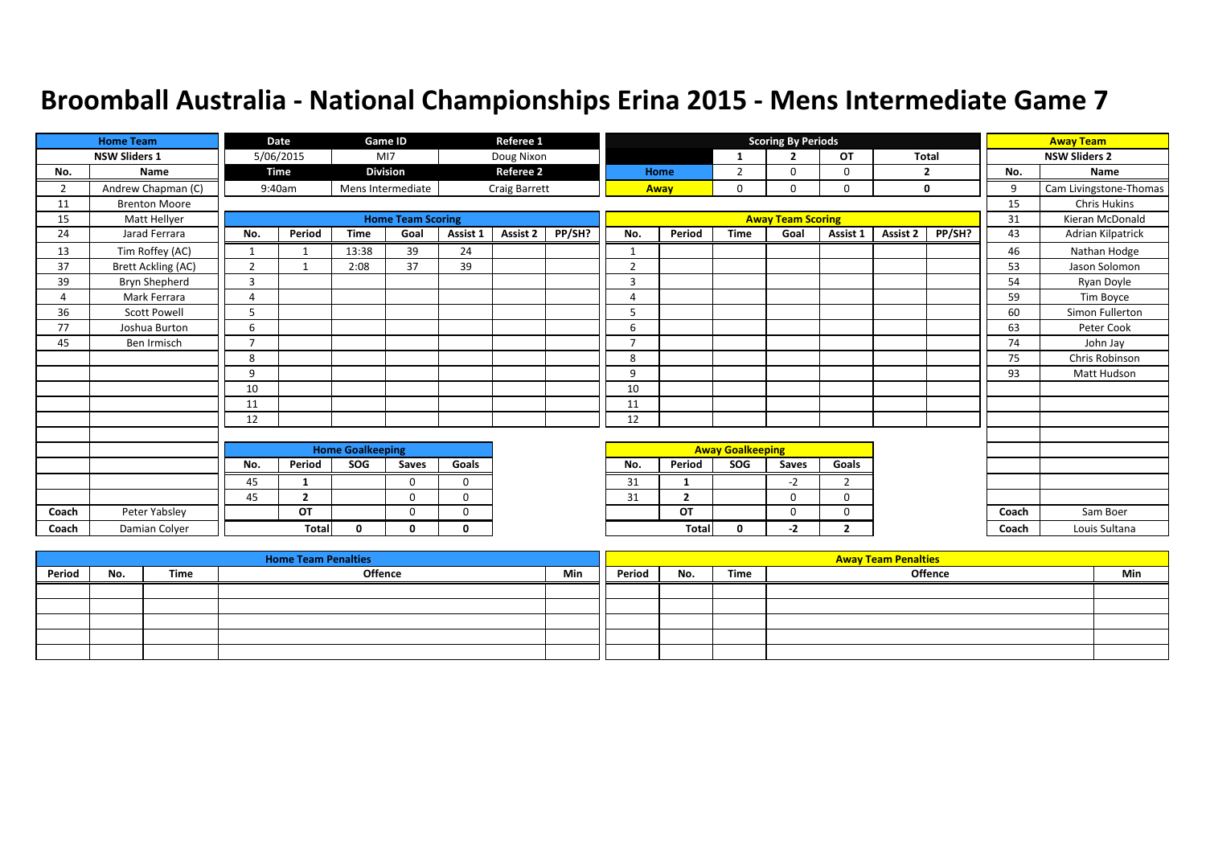# Broomball Australia - National Championships Erina 2015 - Mens Intermediate Game 7

| Home Team | |
|---|---|
| NSW Sliders 1 | |
| No. | Name |
| 2 | Andrew Chapman (C) |
| 11 | Brenton Moore |
| 15 | Matt Hellyer |
| 24 | Jarad Ferrara |
| 13 | Tim Roffey (AC) |
| 37 | Brett Ackling (AC) |
| 39 | Bryn Shepherd |
| 4 | Mark Ferrara |
| 36 | Scott Powell |
| 77 | Joshua Burton |
| 45 | Ben Irmisch |
| Coach | Peter Yabsley |
| Coach | Damian Colyer |

| Date | Game ID | Referee 1 |
|---|---|---|
| 5/06/2015 | MI7 | Doug Nixon |
| **Time** | **Division** | **Referee 2** |
| 9:40am | Mens Intermediate | Craig Barrett |

| Scoring By Periods | 1 | 2 | OT | Total |
|---|---|---|---|---|
| Home | 2 | 0 | 0 | 2 |
| Away | 0 | 0 | 0 | 0 |

| Away Team | |
|---|---|
| NSW Sliders 2 | |
| No. | Name |
| 9 | Cam Livingstone-Thomas |
| 15 | Chris Hukins |
| 31 | Kieran McDonald |
| 43 | Adrian Kilpatrick |
| 46 | Nathan Hodge |
| 53 | Jason Solomon |
| 54 | Ryan Doyle |
| 59 | Tim Boyce |
| 60 | Simon Fullerton |
| 63 | Peter Cook |
| 74 | John Jay |
| 75 | Chris Robinson |
| 93 | Matt Hudson |
| Coach | Sam Boer |
| Coach | Louis Sultana |

## Home Team Scoring

| No. | Period | Time | Goal | Assist 1 | Assist 2 | PP/SH? |
|---|---|---|---|---|---|---|
| 1 | 1 | 13:38 | 39 | 24 | | |
| 2 | 1 | 2:08 | 37 | 39 | | |
| 3 | | | | | | |
| 4 | | | | | | |
| 5 | | | | | | |
| 6 | | | | | | |
| 7 | | | | | | |
| 8 | | | | | | |
| 9 | | | | | | |
| 10 | | | | | | |
| 11 | | | | | | |
| 12 | | | | | | |

## Away Team Scoring

| No. | Period | Time | Goal | Assist 1 | Assist 2 | PP/SH? |
|---|---|---|---|---|---|---|
| 1 | | | | | | |
| 2 | | | | | | |
| 3 | | | | | | |
| 4 | | | | | | |
| 5 | | | | | | |
| 6 | | | | | | |
| 7 | | | | | | |
| 8 | | | | | | |
| 9 | | | | | | |
| 10 | | | | | | |
| 11 | | | | | | |
| 12 | | | | | | |

## Home Goalkeeping

| No. | Period | SOG | Saves | Goals |
|---|---|---|---|---|
| 45 | 1 | | 0 | 0 |
| 45 | 2 | | 0 | 0 |
| | OT | | 0 | 0 |
| | Total | 0 | 0 | 0 |

## Away Goalkeeping

| No. | Period | SOG | Saves | Goals |
|---|---|---|---|---|
| 31 | 1 | | -2 | 2 |
| 31 | 2 | | 0 | 0 |
| | OT | | 0 | 0 |
| | Total | 0 | -2 | 2 |

## Home Team Penalties

| Period | No. | Time | Offence | Min |
|---|---|---|---|---|
| | | | | |
| | | | | |
| | | | | |
| | | | | |
| | | | | |

## Away Team Penalties

| Period | No. | Time | Offence | Min |
|---|---|---|---|---|
| | | | | |
| | | | | |
| | | | | |
| | | | | |
| | | | | |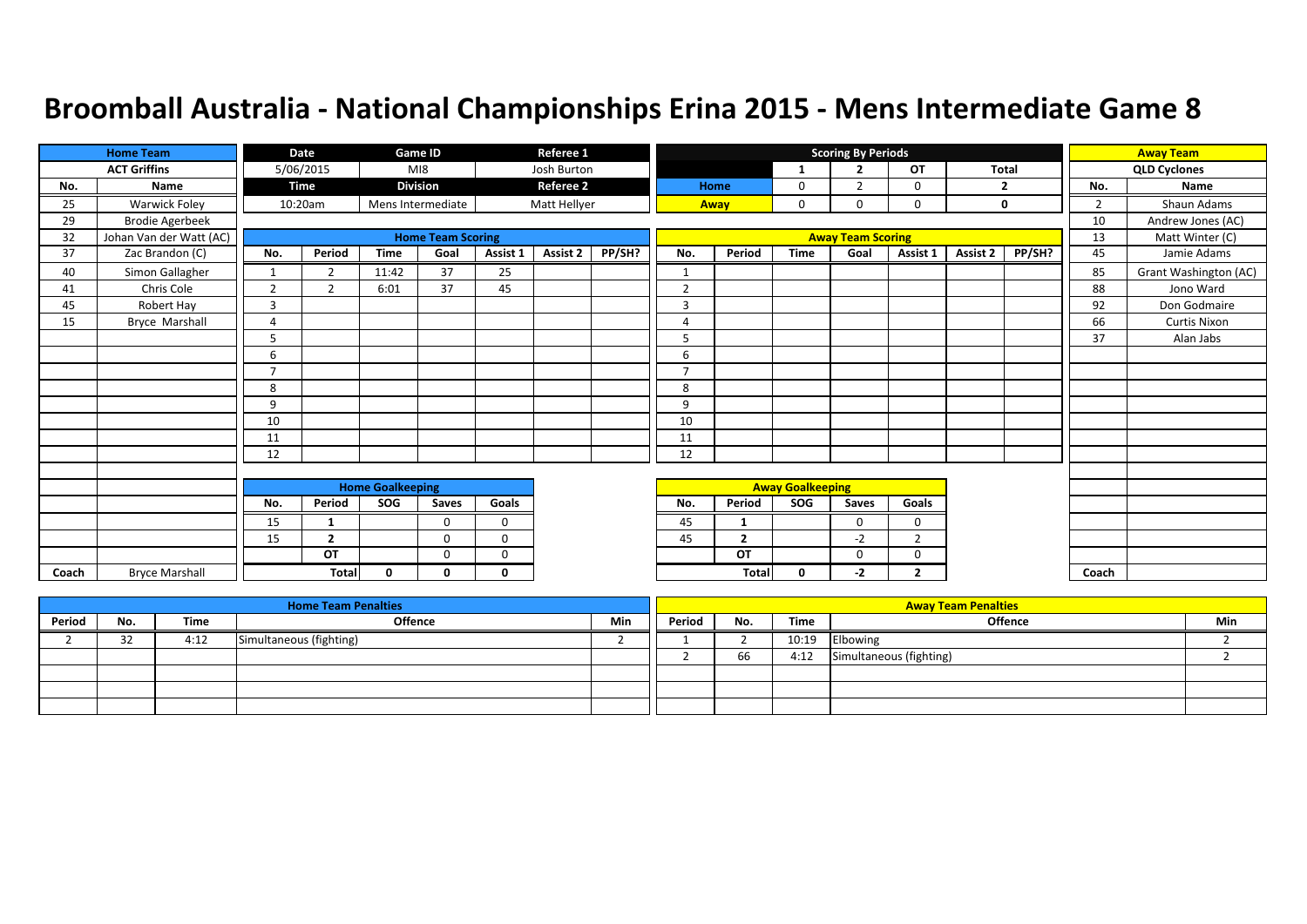# Broomball Australia - National Championships Erina 2015 - Mens Intermediate Game 8

| Home Team | |
|---|---|
| ACT Griffins | |
| No. | Name |
| 25 | Warwick Foley |
| 29 | Brodie Agerbeek |
| 32 | Johan Van der Watt (AC) |
| 37 | Zac Brandon (C) |
| 40 | Simon Gallagher |
| 41 | Chris Cole |
| 45 | Robert Hay |
| 15 | Bryce Marshall |
| Coach | Bryce Marshall |

| Date | Game ID | Referee 1 |
|---|---|---|
| 5/06/2015 | MI8 | Josh Burton |
| Time | Division | Referee 2 |
| 10:20am | Mens Intermediate | Matt Hellyer |

| Scoring By Periods | 1 | 2 | OT | Total |
|---|---|---|---|---|
| Home | 0 | 2 | 0 | 2 |
| Away | 0 | 0 | 0 | 0 |

| Away Team | |
|---|---|
| QLD Cyclones | |
| No. | Name |
| 2 | Shaun Adams |
| 10 | Andrew Jones (AC) |
| 13 | Matt Winter (C) |
| 45 | Jamie Adams |
| 85 | Grant Washington (AC) |
| 88 | Jono Ward |
| 92 | Don Godmaire |
| 66 | Curtis Nixon |
| 37 | Alan Jabs |
| Coach | |

## Home Team Scoring

| No. | Period | Time | Goal | Assist 1 | Assist 2 | PP/SH? |
|---|---|---|---|---|---|---|
| 1 | 2 | 11:42 | 37 | 25 | | |
| 2 | 2 | 6:01 | 37 | 45 | | |
| 3 | | | | | | |
| 4 | | | | | | |
| 5 | | | | | | |
| 6 | | | | | | |
| 7 | | | | | | |
| 8 | | | | | | |
| 9 | | | | | | |
| 10 | | | | | | |
| 11 | | | | | | |
| 12 | | | | | | |

## Away Team Scoring

| No. | Period | Time | Goal | Assist 1 | Assist 2 | PP/SH? |
|---|---|---|---|---|---|---|
| 1 | | | | | | |
| 2 | | | | | | |
| 3 | | | | | | |
| 4 | | | | | | |
| 5 | | | | | | |
| 6 | | | | | | |
| 7 | | | | | | |
| 8 | | | | | | |
| 9 | | | | | | |
| 10 | | | | | | |
| 11 | | | | | | |
| 12 | | | | | | |

## Home Goalkeeping

| No. | Period | SOG | Saves | Goals |
|---|---|---|---|---|
| 15 | 1 | | 0 | 0 |
| 15 | 2 | | 0 | 0 |
| | OT | | 0 | 0 |
| | Total | 0 | 0 | 0 |

## Away Goalkeeping

| No. | Period | SOG | Saves | Goals |
|---|---|---|---|---|
| 45 | 1 | | 0 | 0 |
| 45 | 2 | | -2 | 2 |
| | OT | | 0 | 0 |
| | Total | 0 | -2 | 2 |

## Home Team Penalties

| Period | No. | Time | Offence | Min |
|---|---|---|---|---|
| 2 | 32 | 4:12 | Simultaneous (fighting) | 2 |

## Away Team Penalties

| Period | No. | Time | Offence | Min |
|---|---|---|---|---|
| 1 | 2 | 10:19 | Elbowing | 2 |
| 2 | 66 | 4:12 | Simultaneous (fighting) | 2 |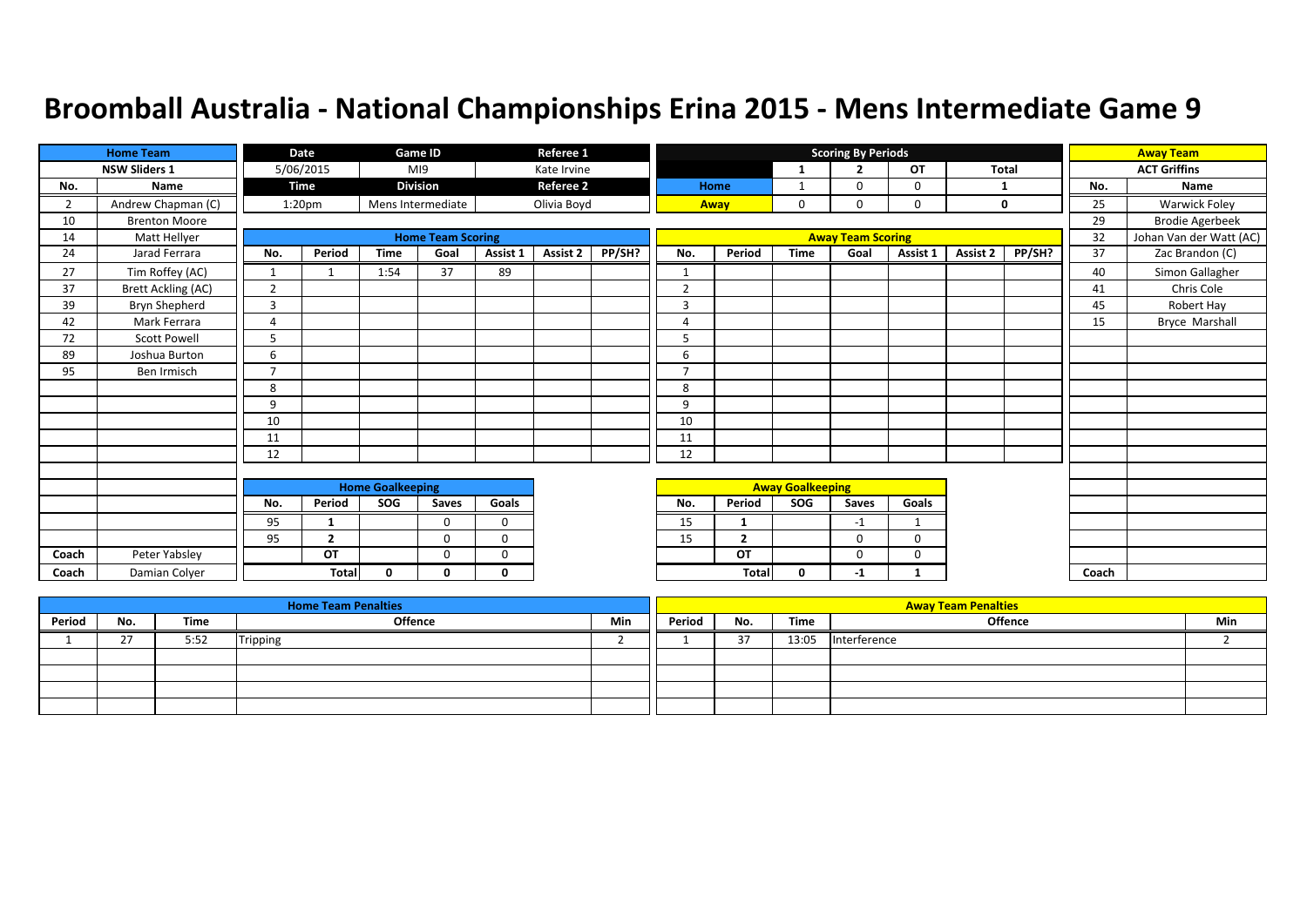# Broomball Australia - National Championships Erina 2015 - Mens Intermediate Game 9

| Home Team | |
|---|---|
| NSW Sliders 1 | |
| No. | Name |
| 2 | Andrew Chapman (C) |
| 10 | Brenton Moore |
| 14 | Matt Hellyer |
| 24 | Jarad Ferrara |
| 27 | Tim Roffey (AC) |
| 37 | Brett Ackling (AC) |
| 39 | Bryn Shepherd |
| 42 | Mark Ferrara |
| 72 | Scott Powell |
| 89 | Joshua Burton |
| 95 | Ben Irmisch |
| Coach | Peter Yabsley |
| Coach | Damian Colyer |

| Date | Game ID | Referee 1 |
|---|---|---|
| 5/06/2015 | MI9 | Kate Irvine |
| **Time** | **Division** | **Referee 2** |
| 1:20pm | Mens Intermediate | Olivia Boyd |

| Scoring By Periods | 1 | 2 | OT | Total |
|---|---|---|---|---|
| Home | 1 | 0 | 0 | 1 |
| Away | 0 | 0 | 0 | 0 |

| Away Team | |
|---|---|
| ACT Griffins | |
| No. | Name |
| 25 | Warwick Foley |
| 29 | Brodie Agerbeek |
| 32 | Johan Van der Watt (AC) |
| 37 | Zac Brandon (C) |
| 40 | Simon Gallagher |
| 41 | Chris Cole |
| 45 | Robert Hay |
| 15 | Bryce Marshall |
| Coach | |

**Home Team Scoring**

| No. | Period | Time | Goal | Assist 1 | Assist 2 | PP/SH? |
|---|---|---|---|---|---|---|
| 1 | 1 | 1:54 | 37 | 89 | | |
| 2 | | | | | | |
| 3 | | | | | | |
| 4 | | | | | | |
| 5 | | | | | | |
| 6 | | | | | | |
| 7 | | | | | | |
| 8 | | | | | | |
| 9 | | | | | | |
| 10 | | | | | | |
| 11 | | | | | | |
| 12 | | | | | | |

**Away Team Scoring**

| No. | Period | Time | Goal | Assist 1 | Assist 2 | PP/SH? |
|---|---|---|---|---|---|---|
| 1 | | | | | | |
| 2 | | | | | | |
| 3 | | | | | | |
| 4 | | | | | | |
| 5 | | | | | | |
| 6 | | | | | | |
| 7 | | | | | | |
| 8 | | | | | | |
| 9 | | | | | | |
| 10 | | | | | | |
| 11 | | | | | | |
| 12 | | | | | | |

**Home Goalkeeping**

| No. | Period | SOG | Saves | Goals |
|---|---|---|---|---|
| 95 | 1 | | 0 | 0 |
| 95 | 2 | | 0 | 0 |
| | OT | | 0 | 0 |
| | Total | 0 | 0 | 0 |

**Away Goalkeeping**

| No. | Period | SOG | Saves | Goals |
|---|---|---|---|---|
| 15 | 1 | | -1 | 1 |
| 15 | 2 | | 0 | 0 |
| | OT | | 0 | 0 |
| | Total | 0 | -1 | 1 |

**Home Team Penalties**

| Period | No. | Time | Offence | Min |
|---|---|---|---|---|
| 1 | 27 | 5:52 | Tripping | 2 |
| | | | | |
| | | | | |
| | | | | |
| | | | | |

**Away Team Penalties**

| Period | No. | Time | Offence | Min |
|---|---|---|---|---|
| 1 | 37 | 13:05 | Interference | 2 |
| | | | | |
| | | | | |
| | | | | |
| | | | | |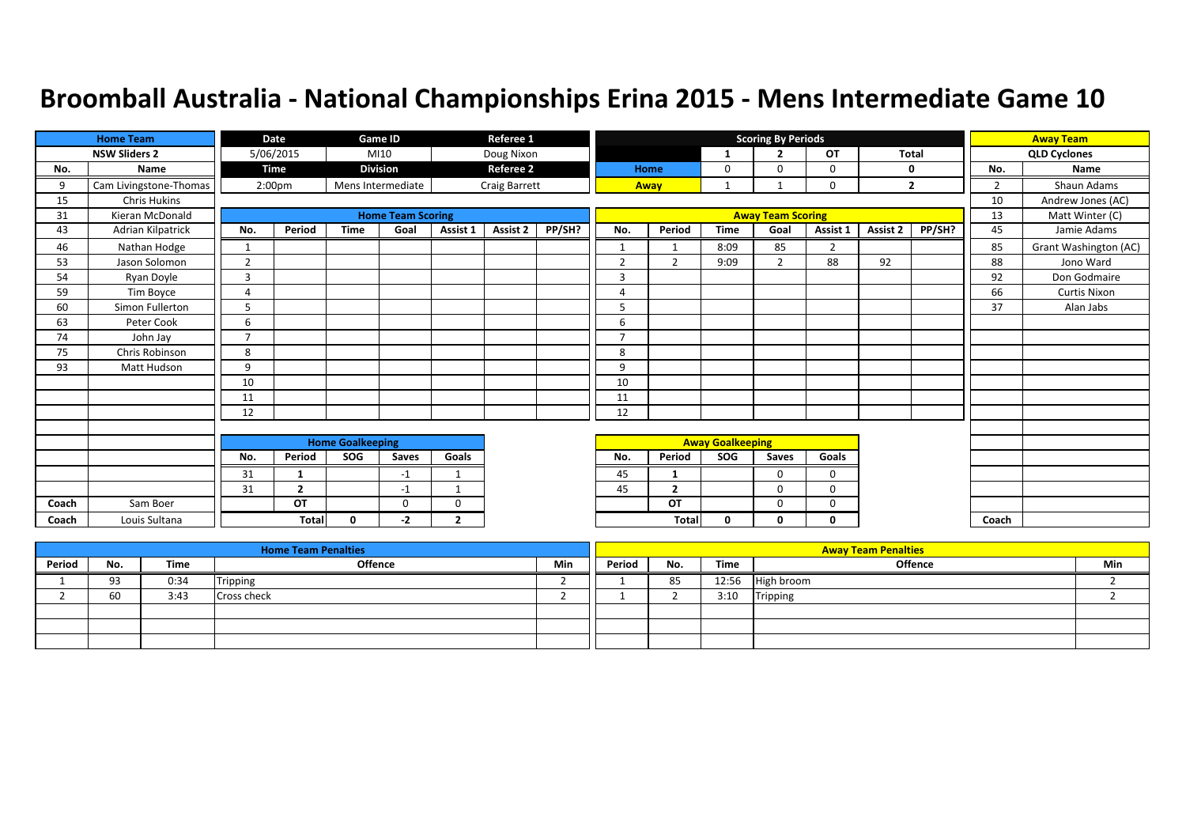# Broomball Australia - National Championships Erina 2015 - Mens Intermediate Game 10

| Home Team | | Date | Game ID | Referee 1 |
|---|---|---|---|---|
| NSW Sliders 2 | | 5/06/2015 | MI10 | Doug Nixon |
| | | Time | Division | Referee 2 |
| | | 2:00pm | Mens Intermediate | Craig Barrett |

**Scoring By Periods**

| | 1 | 2 | OT | Total |
|---|---|---|---|---|
| Home | 0 | 0 | 0 | 0 |
| Away | 1 | 1 | 0 | 2 |

**Home Team: NSW Sliders 2**

| No. | Name |
|---|---|
| 9 | Cam Livingstone-Thomas |
| 15 | Chris Hukins |
| 31 | Kieran McDonald |
| 43 | Adrian Kilpatrick |
| 46 | Nathan Hodge |
| 53 | Jason Solomon |
| 54 | Ryan Doyle |
| 59 | Tim Boyce |
| 60 | Simon Fullerton |
| 63 | Peter Cook |
| 74 | John Jay |
| 75 | Chris Robinson |
| 93 | Matt Hudson |
| Coach | Sam Boer |
| Coach | Louis Sultana |

**Away Team: QLD Cyclones**

| No. | Name |
|---|---|
| 2 | Shaun Adams |
| 10 | Andrew Jones (AC) |
| 13 | Matt Winter (C) |
| 45 | Jamie Adams |
| 85 | Grant Washington (AC) |
| 88 | Jono Ward |
| 92 | Don Godmaire |
| 66 | Curtis Nixon |
| 37 | Alan Jabs |
| Coach | |

**Home Team Scoring**

| No. | Period | Time | Goal | Assist 1 | Assist 2 | PP/SH? |
|---|---|---|---|---|---|---|
| 1 | | | | | | |
| 2 | | | | | | |
| 3 | | | | | | |
| 4 | | | | | | |
| 5 | | | | | | |
| 6 | | | | | | |
| 7 | | | | | | |
| 8 | | | | | | |
| 9 | | | | | | |
| 10 | | | | | | |
| 11 | | | | | | |
| 12 | | | | | | |

**Away Team Scoring**

| No. | Period | Time | Goal | Assist 1 | Assist 2 | PP/SH? |
|---|---|---|---|---|---|---|
| 1 | 1 | 8:09 | 85 | 2 | | |
| 2 | 2 | 9:09 | 2 | 88 | 92 | |
| 3 | | | | | | |
| 4 | | | | | | |
| 5 | | | | | | |
| 6 | | | | | | |
| 7 | | | | | | |
| 8 | | | | | | |
| 9 | | | | | | |
| 10 | | | | | | |
| 11 | | | | | | |
| 12 | | | | | | |

**Home Goalkeeping**

| No. | Period | SOG | Saves | Goals |
|---|---|---|---|---|
| 31 | 1 | | -1 | 1 |
| 31 | 2 | | -1 | 1 |
| | OT | | 0 | 0 |
| | Total | 0 | -2 | 2 |

**Away Goalkeeping**

| No. | Period | SOG | Saves | Goals |
|---|---|---|---|---|
| 45 | 1 | | 0 | 0 |
| 45 | 2 | | 0 | 0 |
| | OT | | 0 | 0 |
| | Total | 0 | 0 | 0 |

**Home Team Penalties**

| Period | No. | Time | Offence | Min |
|---|---|---|---|---|
| 1 | 93 | 0:34 | Tripping | 2 |
| 2 | 60 | 3:43 | Cross check | 2 |

**Away Team Penalties**

| Period | No. | Time | Offence | Min |
|---|---|---|---|---|
| 1 | 85 | 12:56 | High broom | 2 |
| 1 | 2 | 3:10 | Tripping | 2 |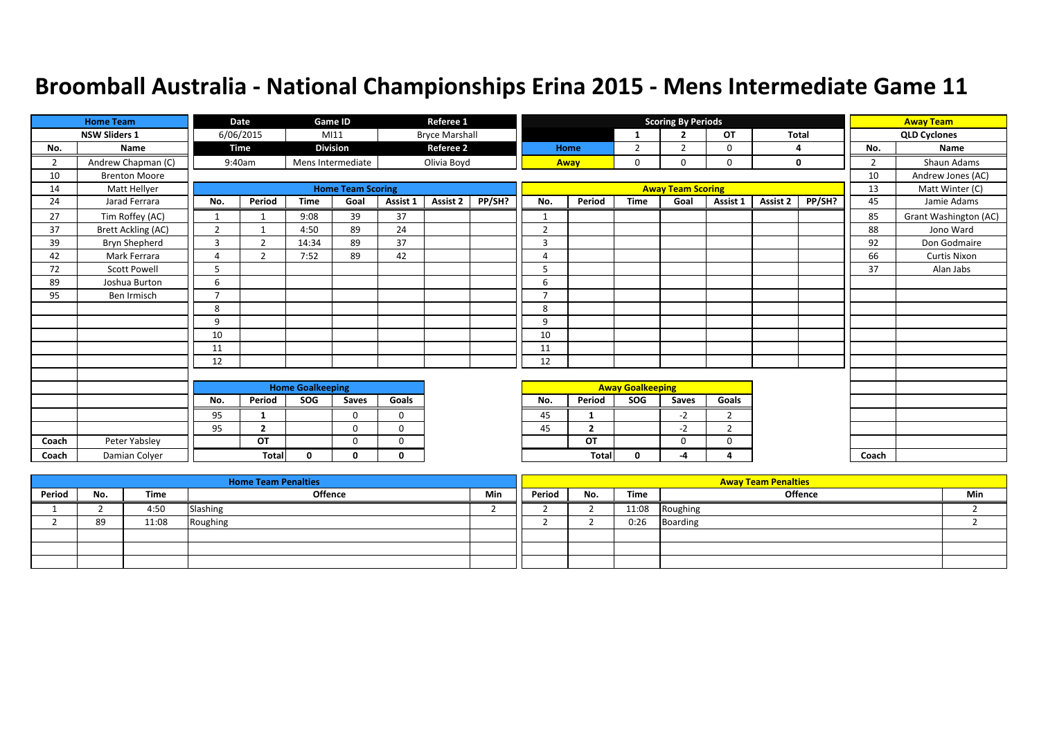# Broomball Australia - National Championships Erina 2015 - Mens Intermediate Game 11

| Date | Game ID | Referee 1 |
|---|---|---|
| 6/06/2015 | MI11 | Bryce Marshall |
| **Time** | **Division** | **Referee 2** |
| 9:40am | Mens Intermediate | Olivia Boyd |

## Scoring By Periods

| | 1 | 2 | OT | Total |
|---|---|---|---|---|
| Home | 2 | 2 | 0 | 4 |
| Away | 0 | 0 | 0 | 0 |

## Home Team: NSW Sliders 1

| No. | Name |
|---|---|
| 2 | Andrew Chapman (C) |
| 10 | Brenton Moore |
| 14 | Matt Hellyer |
| 24 | Jarad Ferrara |
| 27 | Tim Roffey (AC) |
| 37 | Brett Ackling (AC) |
| 39 | Bryn Shepherd |
| 42 | Mark Ferrara |
| 72 | Scott Powell |
| 89 | Joshua Burton |
| 95 | Ben Irmisch |
| Coach | Peter Yabsley |
| Coach | Damian Colyer |

## Away Team: QLD Cyclones

| No. | Name |
|---|---|
| 2 | Shaun Adams |
| 10 | Andrew Jones (AC) |
| 13 | Matt Winter (C) |
| 45 | Jamie Adams |
| 85 | Grant Washington (AC) |
| 88 | Jono Ward |
| 92 | Don Godmaire |
| 66 | Curtis Nixon |
| 37 | Alan Jabs |
| Coach | |

## Home Team Scoring

| No. | Period | Time | Goal | Assist 1 | Assist 2 | PP/SH? |
|---|---|---|---|---|---|---|
| 1 | 1 | 9:08 | 39 | 37 | | |
| 2 | 1 | 4:50 | 89 | 24 | | |
| 3 | 2 | 14:34 | 89 | 37 | | |
| 4 | 2 | 7:52 | 89 | 42 | | |
| 5 | | | | | | |
| 6 | | | | | | |
| 7 | | | | | | |
| 8 | | | | | | |
| 9 | | | | | | |
| 10 | | | | | | |
| 11 | | | | | | |
| 12 | | | | | | |

## Away Team Scoring

| No. | Period | Time | Goal | Assist 1 | Assist 2 | PP/SH? |
|---|---|---|---|---|---|---|
| 1 | | | | | | |
| 2 | | | | | | |
| 3 | | | | | | |
| 4 | | | | | | |
| 5 | | | | | | |
| 6 | | | | | | |
| 7 | | | | | | |
| 8 | | | | | | |
| 9 | | | | | | |
| 10 | | | | | | |
| 11 | | | | | | |
| 12 | | | | | | |

## Home Goalkeeping

| No. | Period | SOG | Saves | Goals |
|---|---|---|---|---|
| 95 | 1 | | 0 | 0 |
| 95 | 2 | | 0 | 0 |
| | OT | | 0 | 0 |
| | Total | 0 | 0 | 0 |

## Away Goalkeeping

| No. | Period | SOG | Saves | Goals |
|---|---|---|---|---|
| 45 | 1 | | -2 | 2 |
| 45 | 2 | | -2 | 2 |
| | OT | | 0 | 0 |
| | Total | 0 | -4 | 4 |

## Home Team Penalties

| Period | No. | Time | Offence | Min |
|---|---|---|---|---|
| 1 | 2 | 4:50 | Slashing | 2 |
| 2 | 89 | 11:08 | Roughing | 2 |

## Away Team Penalties

| Period | No. | Time | Offence | Min |
|---|---|---|---|---|
| 2 | 2 | 11:08 | Roughing | 2 |
| 2 | 2 | 0:26 | Boarding | 2 |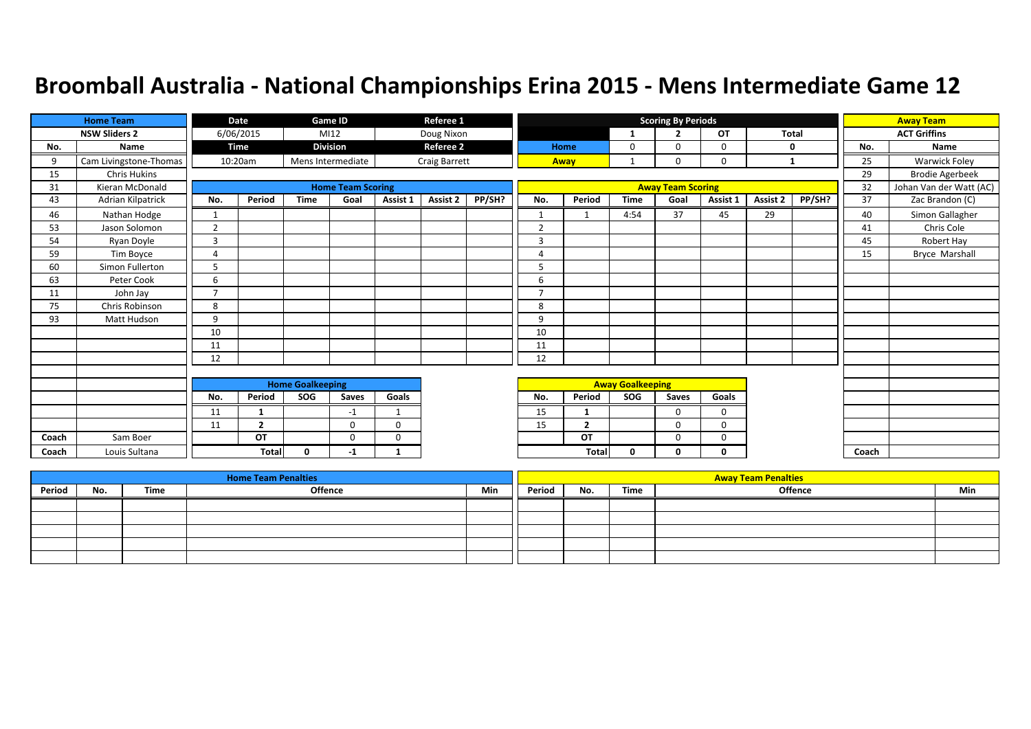# Broomball Australia - National Championships Erina 2015 - Mens Intermediate Game 12

| Home Team | |
|---|---|
| NSW Sliders 2 | |
| No. | Name |
| 9 | Cam Livingstone-Thomas |
| 15 | Chris Hukins |
| 31 | Kieran McDonald |
| 43 | Adrian Kilpatrick |
| 46 | Nathan Hodge |
| 53 | Jason Solomon |
| 54 | Ryan Doyle |
| 59 | Tim Boyce |
| 60 | Simon Fullerton |
| 63 | Peter Cook |
| 11 | John Jay |
| 75 | Chris Robinson |
| 93 | Matt Hudson |
| Coach | Sam Boer |
| Coach | Louis Sultana |

| Date | Game ID | Referee 1 |
|---|---|---|
| 6/06/2015 | MI12 | Doug Nixon |
| **Time** | **Division** | **Referee 2** |
| 10:20am | Mens Intermediate | Craig Barrett |

**Scoring By Periods**

| | 1 | 2 | OT | Total |
|---|---|---|---|---|
| Home | 0 | 0 | 0 | 0 |
| Away | 1 | 0 | 0 | 1 |

| Away Team | |
|---|---|
| ACT Griffins | |
| No. | Name |
| 25 | Warwick Foley |
| 29 | Brodie Agerbeek |
| 32 | Johan Van der Watt (AC) |
| 37 | Zac Brandon (C) |
| 40 | Simon Gallagher |
| 41 | Chris Cole |
| 45 | Robert Hay |
| 15 | Bryce Marshall |
| Coach | |

**Home Team Scoring**

| No. | Period | Time | Goal | Assist 1 | Assist 2 | PP/SH? |
|---|---|---|---|---|---|---|
| 1 | | | | | | |
| 2 | | | | | | |
| 3 | | | | | | |
| 4 | | | | | | |
| 5 | | | | | | |
| 6 | | | | | | |
| 7 | | | | | | |
| 8 | | | | | | |
| 9 | | | | | | |
| 10 | | | | | | |
| 11 | | | | | | |
| 12 | | | | | | |

**Away Team Scoring**

| No. | Period | Time | Goal | Assist 1 | Assist 2 | PP/SH? |
|---|---|---|---|---|---|---|
| 1 | 1 | 4:54 | 37 | 45 | 29 | |
| 2 | | | | | | |
| 3 | | | | | | |
| 4 | | | | | | |
| 5 | | | | | | |
| 6 | | | | | | |
| 7 | | | | | | |
| 8 | | | | | | |
| 9 | | | | | | |
| 10 | | | | | | |
| 11 | | | | | | |
| 12 | | | | | | |

**Home Goalkeeping**

| No. | Period | SOG | Saves | Goals |
|---|---|---|---|---|
| 11 | 1 | | -1 | 1 |
| 11 | 2 | | 0 | 0 |
| | OT | | 0 | 0 |
| | Total | 0 | -1 | 1 |

**Away Goalkeeping**

| No. | Period | SOG | Saves | Goals |
|---|---|---|---|---|
| 15 | 1 | | 0 | 0 |
| 15 | 2 | | 0 | 0 |
| | OT | | 0 | 0 |
| | Total | 0 | 0 | 0 |

**Home Team Penalties**

| Period | No. | Time | Offence | Min |
|---|---|---|---|---|
| | | | | |
| | | | | |
| | | | | |
| | | | | |
| | | | | |

**Away Team Penalties**

| Period | No. | Time | Offence | Min |
|---|---|---|---|---|
| | | | | |
| | | | | |
| | | | | |
| | | | | |
| | | | | |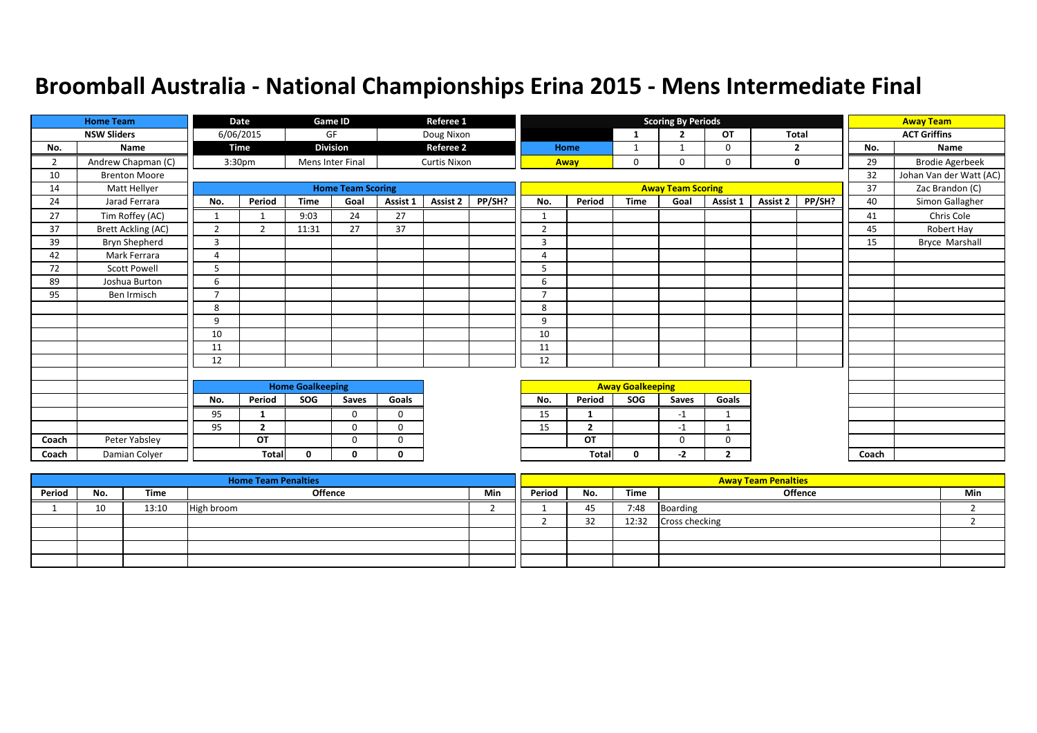# Broomball Australia - National Championships Erina 2015 - Mens Intermediate Final

| Home Team | | Date | Game ID | Referee 1 |
|---|---|---|---|---|
| NSW Sliders | | 6/06/2015 | GF | Doug Nixon |
| | | Time | Division | Referee 2 |
| | | 3:30pm | Mens Inter Final | Curtis Nixon |

**Scoring By Periods**

| | 1 | 2 | OT | Total |
|---|---|---|---|---|
| Home | 1 | 1 | 0 | 2 |
| Away | 0 | 0 | 0 | 0 |

**Home Team (NSW Sliders)**

| No. | Name |
|---|---|
| 2 | Andrew Chapman (C) |
| 10 | Brenton Moore |
| 14 | Matt Hellyer |
| 24 | Jarad Ferrara |
| 27 | Tim Roffey (AC) |
| 37 | Brett Ackling (AC) |
| 39 | Bryn Shepherd |
| 42 | Mark Ferrara |
| 72 | Scott Powell |
| 89 | Joshua Burton |
| 95 | Ben Irmisch |
| Coach | Peter Yabsley |
| Coach | Damian Colyer |

**Away Team (ACT Griffins)**

| No. | Name |
|---|---|
| 29 | Brodie Agerbeek |
| 32 | Johan Van der Watt (AC) |
| 37 | Zac Brandon (C) |
| 40 | Simon Gallagher |
| 41 | Chris Cole |
| 45 | Robert Hay |
| 15 | Bryce Marshall |
| Coach | |

**Home Team Scoring**

| No. | Period | Time | Goal | Assist 1 | Assist 2 | PP/SH? |
|---|---|---|---|---|---|---|
| 1 | 1 | 9:03 | 24 | 27 | | |
| 2 | 2 | 11:31 | 27 | 37 | | |
| 3 | | | | | | |
| 4 | | | | | | |
| 5 | | | | | | |
| 6 | | | | | | |
| 7 | | | | | | |
| 8 | | | | | | |
| 9 | | | | | | |
| 10 | | | | | | |
| 11 | | | | | | |
| 12 | | | | | | |

**Away Team Scoring**

| No. | Period | Time | Goal | Assist 1 | Assist 2 | PP/SH? |
|---|---|---|---|---|---|---|
| 1 | | | | | | |
| 2 | | | | | | |
| 3 | | | | | | |
| 4 | | | | | | |
| 5 | | | | | | |
| 6 | | | | | | |
| 7 | | | | | | |
| 8 | | | | | | |
| 9 | | | | | | |
| 10 | | | | | | |
| 11 | | | | | | |
| 12 | | | | | | |

**Home Goalkeeping**

| No. | Period | SOG | Saves | Goals |
|---|---|---|---|---|
| 95 | 1 | | 0 | 0 |
| 95 | 2 | | 0 | 0 |
| | OT | | 0 | 0 |
| | Total | 0 | 0 | 0 |

**Away Goalkeeping**

| No. | Period | SOG | Saves | Goals |
|---|---|---|---|---|
| 15 | 1 | | -1 | 1 |
| 15 | 2 | | -1 | 1 |
| | OT | | 0 | 0 |
| | Total | 0 | -2 | 2 |

**Home Team Penalties**

| Period | No. | Time | Offence | Min |
|---|---|---|---|---|
| 1 | 10 | 13:10 | High broom | 2 |
| | | | | |
| | | | | |
| | | | | |
| | | | | |

**Away Team Penalties**

| Period | No. | Time | Offence | Min |
|---|---|---|---|---|
| 1 | 45 | 7:48 | Boarding | 2 |
| 2 | 32 | 12:32 | Cross checking | 2 |
| | | | | |
| | | | | |
| | | | | |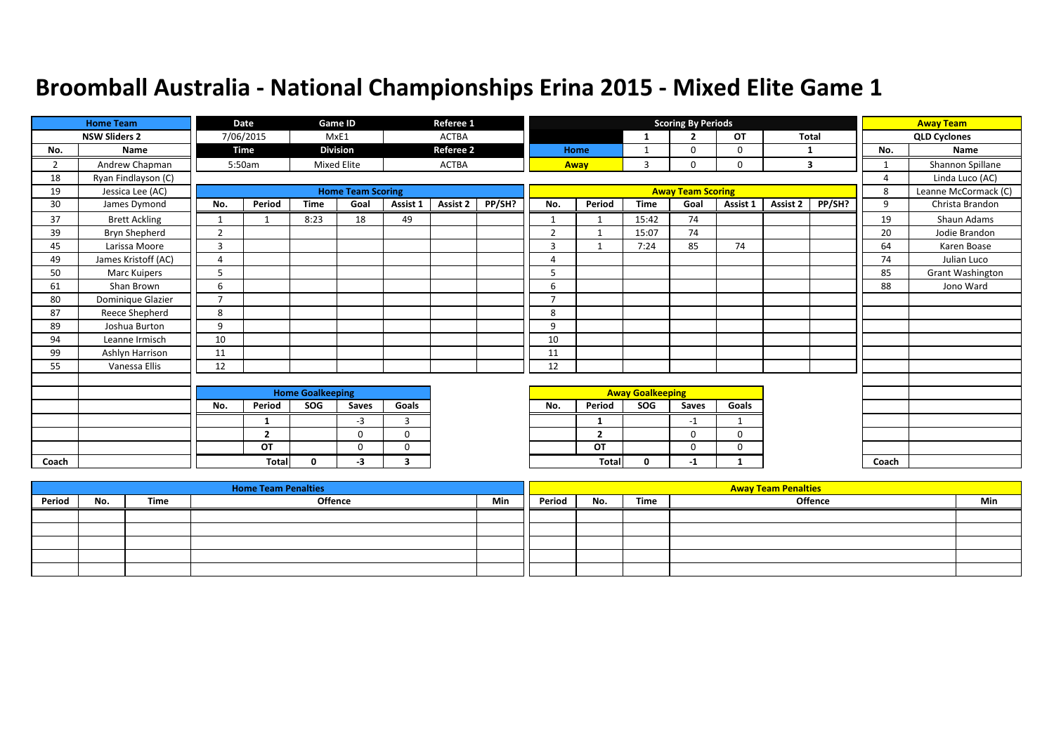# Broomball Australia - National Championships Erina 2015 - Mixed Elite Game 1

| Date | Game ID | Referee 1 |
|---|---|---|
| 7/06/2015 | MxE1 | ACTBA |
| **Time** | **Division** | **Referee 2** |
| 5:50am | Mixed Elite | ACTBA |

## Scoring By Periods

| | 1 | 2 | OT | Total |
|---|---|---|---|---|
| Home | 1 | 0 | 0 | 1 |
| Away | 3 | 0 | 0 | 3 |

## Home Team: NSW Sliders 2

| No. | Name |
|---|---|
| 2 | Andrew Chapman |
| 18 | Ryan Findlayson (C) |
| 19 | Jessica Lee (AC) |
| 30 | James Dymond |
| 37 | Brett Ackling |
| 39 | Bryn Shepherd |
| 45 | Larissa Moore |
| 49 | James Kristoff (AC) |
| 50 | Marc Kuipers |
| 61 | Shan Brown |
| 80 | Dominique Glazier |
| 87 | Reece Shepherd |
| 89 | Joshua Burton |
| 94 | Leanne Irmisch |
| 99 | Ashlyn Harrison |
| 55 | Vanessa Ellis |
| Coach | |

## Away Team: QLD Cyclones

| No. | Name |
|---|---|
| 1 | Shannon Spillane |
| 4 | Linda Luco (AC) |
| 8 | Leanne McCormack (C) |
| 9 | Christa Brandon |
| 19 | Shaun Adams |
| 20 | Jodie Brandon |
| 64 | Karen Boase |
| 74 | Julian Luco |
| 85 | Grant Washington |
| 88 | Jono Ward |
| Coach | |

## Home Team Scoring

| No. | Period | Time | Goal | Assist 1 | Assist 2 | PP/SH? |
|---|---|---|---|---|---|---|
| 1 | 1 | 8:23 | 18 | 49 | | |
| 2 | | | | | | |
| 3 | | | | | | |
| 4 | | | | | | |
| 5 | | | | | | |
| 6 | | | | | | |
| 7 | | | | | | |
| 8 | | | | | | |
| 9 | | | | | | |
| 10 | | | | | | |
| 11 | | | | | | |
| 12 | | | | | | |

## Away Team Scoring

| No. | Period | Time | Goal | Assist 1 | Assist 2 | PP/SH? |
|---|---|---|---|---|---|---|
| 1 | 1 | 15:42 | 74 | | | |
| 2 | 1 | 15:07 | 74 | | | |
| 3 | 1 | 7:24 | 85 | 74 | | |
| 4 | | | | | | |
| 5 | | | | | | |
| 6 | | | | | | |
| 7 | | | | | | |
| 8 | | | | | | |
| 9 | | | | | | |
| 10 | | | | | | |
| 11 | | | | | | |
| 12 | | | | | | |

## Home Goalkeeping

| No. | Period | SOG | Saves | Goals |
|---|---|---|---|---|
| | 1 | | -3 | 3 |
| | 2 | | 0 | 0 |
| | OT | | 0 | 0 |
| | Total | 0 | -3 | 3 |

## Away Goalkeeping

| No. | Period | SOG | Saves | Goals |
|---|---|---|---|---|
| | 1 | | -1 | 1 |
| | 2 | | 0 | 0 |
| | OT | | 0 | 0 |
| | Total | 0 | -1 | 1 |

## Home Team Penalties

| Period | No. | Time | Offence | Min |
|---|---|---|---|---|
| | | | | |

## Away Team Penalties

| Period | No. | Time | Offence | Min |
|---|---|---|---|---|
| | | | | |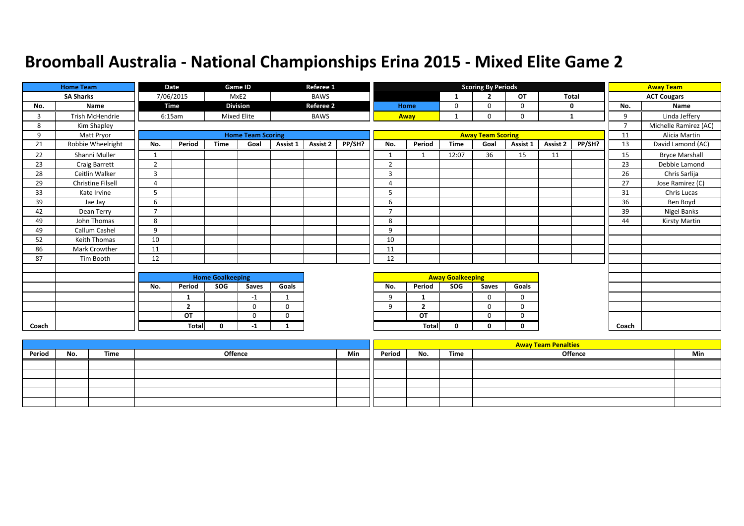# Broomball Australia - National Championships Erina 2015 - Mixed Elite Game 2

| Home Team | Date | Game ID | Referee 1 |
|---|---|---|---|
| SA Sharks | 7/06/2015 | MxE2 | BAWS |
| | **Time** | **Division** | **Referee 2** |
| | 6:15am | Mixed Elite | BAWS |

**Scoring By Periods**

| | 1 | 2 | OT | Total |
|---|---|---|---|---|
| Home | 0 | 0 | 0 | 0 |
| Away | 1 | 0 | 0 | 1 |

**Away Team:** ACT Cougars

## Home Team Roster (SA Sharks)

| No. | Name |
|---|---|
| 3 | Trish McHendrie |
| 8 | Kim Shapley |
| 9 | Matt Pryor |
| 21 | Robbie Wheelright |
| 22 | Shanni Muller |
| 23 | Craig Barrett |
| 28 | Ceitlin Walker |
| 29 | Christine Filsell |
| 33 | Kate Irvine |
| 39 | Jae Jay |
| 42 | Dean Terry |
| 49 | John Thomas |
| 49 | Callum Cashel |
| 52 | Keith Thomas |
| 86 | Mark Crowther |
| 87 | Tim Booth |
| Coach | |

## Away Team Roster (ACT Cougars)

| No. | Name |
|---|---|
| 9 | Linda Jeffery |
| 7 | Michelle Ramirez (AC) |
| 11 | Alicia Martin |
| 13 | David Lamond (AC) |
| 15 | Bryce Marshall |
| 23 | Debbie Lamond |
| 26 | Chris Sarlija |
| 27 | Jose Ramirez (C) |
| 31 | Chris Lucas |
| 36 | Ben Boyd |
| 39 | Nigel Banks |
| 44 | Kirsty Martin |
| Coach | |

## Home Team Scoring

| No. | Period | Time | Goal | Assist 1 | Assist 2 | PP/SH? |
|---|---|---|---|---|---|---|
| 1 | | | | | | |
| 2 | | | | | | |
| 3 | | | | | | |
| 4 | | | | | | |
| 5 | | | | | | |
| 6 | | | | | | |
| 7 | | | | | | |
| 8 | | | | | | |
| 9 | | | | | | |
| 10 | | | | | | |
| 11 | | | | | | |
| 12 | | | | | | |

## Away Team Scoring

| No. | Period | Time | Goal | Assist 1 | Assist 2 | PP/SH? |
|---|---|---|---|---|---|---|
| 1 | 1 | 12:07 | 36 | 15 | 11 | |
| 2 | | | | | | |
| 3 | | | | | | |
| 4 | | | | | | |
| 5 | | | | | | |
| 6 | | | | | | |
| 7 | | | | | | |
| 8 | | | | | | |
| 9 | | | | | | |
| 10 | | | | | | |
| 11 | | | | | | |
| 12 | | | | | | |

## Home Goalkeeping

| No. | Period | SOG | Saves | Goals |
|---|---|---|---|---|
| | 1 | | -1 | 1 |
| | 2 | | 0 | 0 |
| | OT | | 0 | 0 |
| | Total | 0 | -1 | 1 |

## Away Goalkeeping

| No. | Period | SOG | Saves | Goals |
|---|---|---|---|---|
| 9 | 1 | | 0 | 0 |
| 9 | 2 | | 0 | 0 |
| | OT | | 0 | 0 |
| | Total | 0 | 0 | 0 |

## Home Team Penalties

| Period | No. | Time | Offence | Min |
|---|---|---|---|---|
| | | | | |
| | | | | |
| | | | | |
| | | | | |
| | | | | |

## Away Team Penalties

| Period | No. | Time | Offence | Min |
|---|---|---|---|---|
| | | | | |
| | | | | |
| | | | | |
| | | | | |
| | | | | |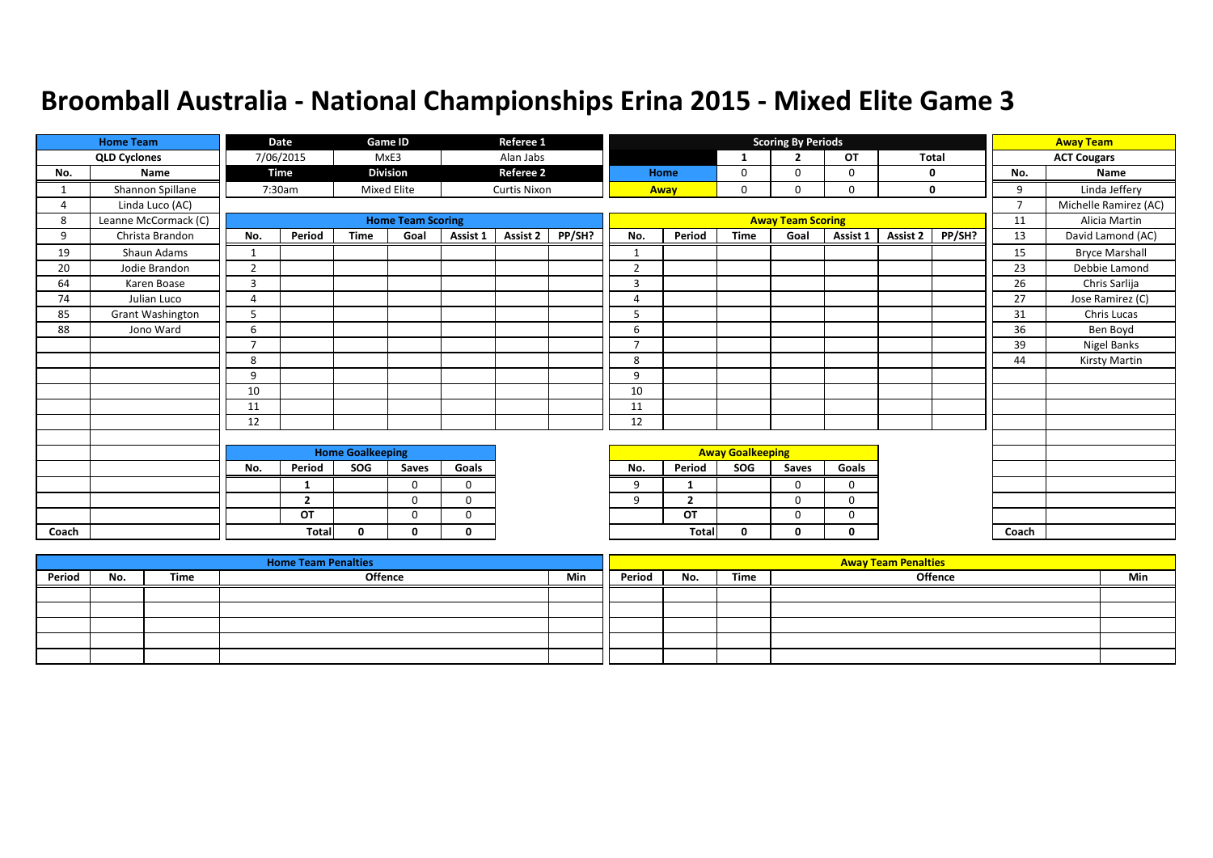# Broomball Australia - National Championships Erina 2015 - Mixed Elite Game 3

| Home Team | |
|---|---|
| QLD Cyclones | |
| No. | Name |
| 1 | Shannon Spillane |
| 4 | Linda Luco (AC) |
| 8 | Leanne McCormack (C) |
| 9 | Christa Brandon |
| 19 | Shaun Adams |
| 20 | Jodie Brandon |
| 64 | Karen Boase |
| 74 | Julian Luco |
| 85 | Grant Washington |
| 88 | Jono Ward |
| Coach | |

| Date | Game ID | Referee 1 |
|---|---|---|
| 7/06/2015 | MxE3 | Alan Jabs |
| **Time** | **Division** | **Referee 2** |
| 7:30am | Mixed Elite | Curtis Nixon |

| Scoring By Periods | 1 | 2 | OT | Total |
|---|---|---|---|---|
| Home | 0 | 0 | 0 | 0 |
| Away | 0 | 0 | 0 | 0 |

| Away Team | |
|---|---|
| ACT Cougars | |
| No. | Name |
| 9 | Linda Jeffery |
| 7 | Michelle Ramirez (AC) |
| 11 | Alicia Martin |
| 13 | David Lamond (AC) |
| 15 | Bryce Marshall |
| 23 | Debbie Lamond |
| 26 | Chris Sarlija |
| 27 | Jose Ramirez (C) |
| 31 | Chris Lucas |
| 36 | Ben Boyd |
| 39 | Nigel Banks |
| 44 | Kirsty Martin |
| Coach | |

## Home Team Scoring

| No. | Period | Time | Goal | Assist 1 | Assist 2 | PP/SH? |
|---|---|---|---|---|---|---|
| 1 | | | | | | |
| 2 | | | | | | |
| 3 | | | | | | |
| 4 | | | | | | |
| 5 | | | | | | |
| 6 | | | | | | |
| 7 | | | | | | |
| 8 | | | | | | |
| 9 | | | | | | |
| 10 | | | | | | |
| 11 | | | | | | |
| 12 | | | | | | |

## Away Team Scoring

| No. | Period | Time | Goal | Assist 1 | Assist 2 | PP/SH? |
|---|---|---|---|---|---|---|
| 1 | | | | | | |
| 2 | | | | | | |
| 3 | | | | | | |
| 4 | | | | | | |
| 5 | | | | | | |
| 6 | | | | | | |
| 7 | | | | | | |
| 8 | | | | | | |
| 9 | | | | | | |
| 10 | | | | | | |
| 11 | | | | | | |
| 12 | | | | | | |

## Home Goalkeeping

| No. | Period | SOG | Saves | Goals |
|---|---|---|---|---|
| | 1 | | 0 | 0 |
| | 2 | | 0 | 0 |
| | OT | | 0 | 0 |
| | Total | 0 | 0 | 0 |

## Away Goalkeeping

| No. | Period | SOG | Saves | Goals |
|---|---|---|---|---|
| 9 | 1 | | 0 | 0 |
| 9 | 2 | | 0 | 0 |
| | OT | | 0 | 0 |
| | Total | 0 | 0 | 0 |

## Home Team Penalties

| Period | No. | Time | Offence | Min |
|---|---|---|---|---|
| | | | | |
| | | | | |
| | | | | |
| | | | | |
| | | | | |

## Away Team Penalties

| Period | No. | Time | Offence | Min |
|---|---|---|---|---|
| | | | | |
| | | | | |
| | | | | |
| | | | | |
| | | | | |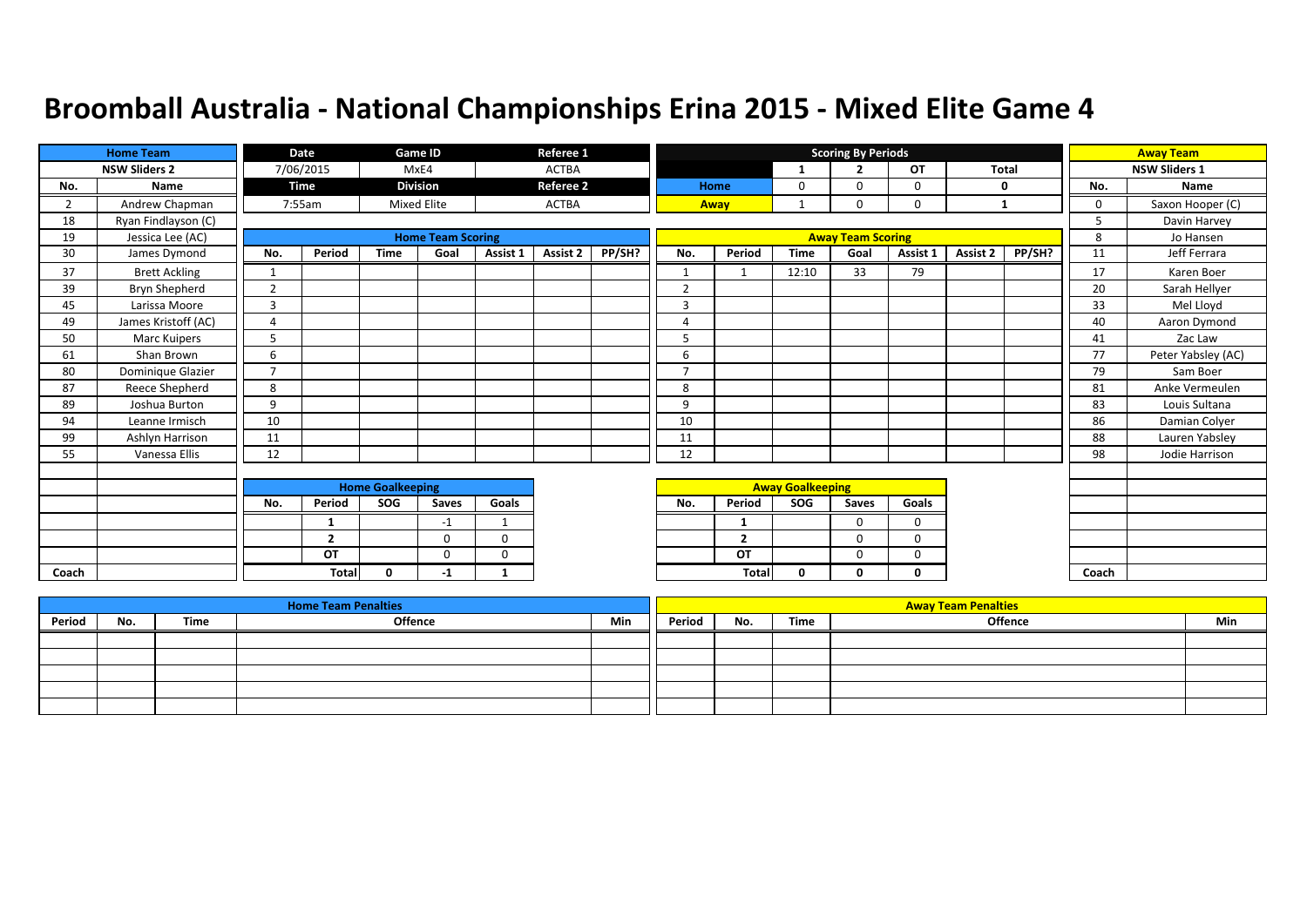# Broomball Australia - National Championships Erina 2015 - Mixed Elite Game 4

| Home Team | | Date | Game ID | Referee 1 |
|---|---|---|---|---|
| NSW Sliders 2 | | 7/06/2015 | MxE4 | ACTBA |
| No. | Name | Time | Division | Referee 2 |
| 2 | Andrew Chapman | 7:55am | Mixed Elite | ACTBA |
| 18 | Ryan Findlayson (C) | | | |
| 19 | Jessica Lee (AC) | | | |
| 30 | James Dymond | | | |
| 37 | Brett Ackling | | | |
| 39 | Bryn Shepherd | | | |
| 45 | Larissa Moore | | | |
| 49 | James Kristoff (AC) | | | |
| 50 | Marc Kuipers | | | |
| 61 | Shan Brown | | | |
| 80 | Dominique Glazier | | | |
| 87 | Reece Shepherd | | | |
| 89 | Joshua Burton | | | |
| 94 | Leanne Irmisch | | | |
| 99 | Ashlyn Harrison | | | |
| 55 | Vanessa Ellis | | | |
| Coach | | | | |

**Scoring By Periods**

| | 1 | 2 | OT | Total |
|---|---|---|---|---|
| Home | 0 | 0 | 0 | 0 |
| Away | 1 | 0 | 0 | 1 |

| Away Team | |
|---|---|
| NSW Sliders 1 | |
| No. | Name |
| 0 | Saxon Hooper (C) |
| 5 | Davin Harvey |
| 8 | Jo Hansen |
| 11 | Jeff Ferrara |
| 17 | Karen Boer |
| 20 | Sarah Hellyer |
| 33 | Mel Lloyd |
| 40 | Aaron Dymond |
| 41 | Zac Law |
| 77 | Peter Yabsley (AC) |
| 79 | Sam Boer |
| 81 | Anke Vermeulen |
| 83 | Louis Sultana |
| 86 | Damian Colyer |
| 88 | Lauren Yabsley |
| 98 | Jodie Harrison |
| Coach | |

**Home Team Scoring**

| No. | Period | Time | Goal | Assist 1 | Assist 2 | PP/SH? |
|---|---|---|---|---|---|---|
| 1 | | | | | | |
| 2 | | | | | | |
| 3 | | | | | | |
| 4 | | | | | | |
| 5 | | | | | | |
| 6 | | | | | | |
| 7 | | | | | | |
| 8 | | | | | | |
| 9 | | | | | | |
| 10 | | | | | | |
| 11 | | | | | | |
| 12 | | | | | | |

**Away Team Scoring**

| No. | Period | Time | Goal | Assist 1 | Assist 2 | PP/SH? |
|---|---|---|---|---|---|---|
| 1 | 1 | 12:10 | 33 | 79 | | |
| 2 | | | | | | |
| 3 | | | | | | |
| 4 | | | | | | |
| 5 | | | | | | |
| 6 | | | | | | |
| 7 | | | | | | |
| 8 | | | | | | |
| 9 | | | | | | |
| 10 | | | | | | |
| 11 | | | | | | |
| 12 | | | | | | |

**Home Goalkeeping**

| No. | Period | SOG | Saves | Goals |
|---|---|---|---|---|
| | 1 | | -1 | 1 |
| | 2 | | 0 | 0 |
| | OT | | 0 | 0 |
| | Total | 0 | -1 | 1 |

**Away Goalkeeping**

| No. | Period | SOG | Saves | Goals |
|---|---|---|---|---|
| | 1 | | 0 | 0 |
| | 2 | | 0 | 0 |
| | OT | | 0 | 0 |
| | Total | 0 | 0 | 0 |

**Home Team Penalties**

| Period | No. | Time | Offence | Min |
|---|---|---|---|---|
| | | | | |
| | | | | |
| | | | | |
| | | | | |
| | | | | |

**Away Team Penalties**

| Period | No. | Time | Offence | Min |
|---|---|---|---|---|
| | | | | |
| | | | | |
| | | | | |
| | | | | |
| | | | | |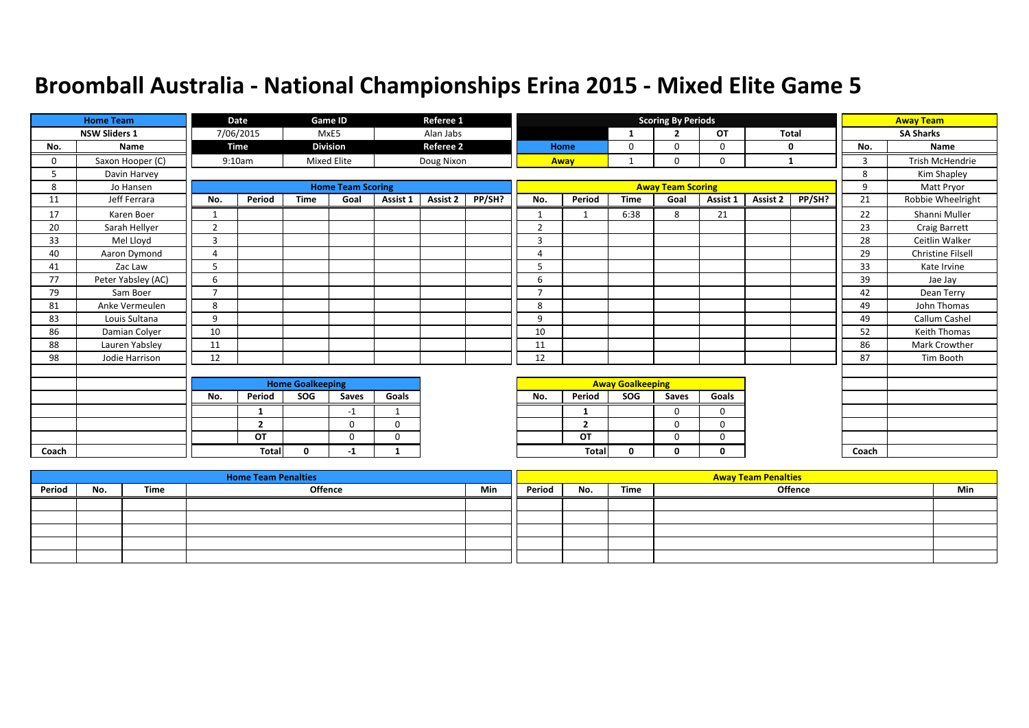# Broomball Australia - National Championships Erina 2015 - Mixed Elite Game 5

| Home Team | |
|---|---|
| NSW Sliders 1 | |
| No. | Name |
| 0 | Saxon Hooper (C) |
| 5 | Davin Harvey |
| 8 | Jo Hansen |
| 11 | Jeff Ferrara |
| 17 | Karen Boer |
| 20 | Sarah Hellyer |
| 33 | Mel Lloyd |
| 40 | Aaron Dymond |
| 41 | Zac Law |
| 77 | Peter Yabsley (AC) |
| 79 | Sam Boer |
| 81 | Anke Vermeulen |
| 83 | Louis Sultana |
| 86 | Damian Colyer |
| 88 | Lauren Yabsley |
| 98 | Jodie Harrison |
| Coach | |

| Date | Game ID | Referee 1 |
|---|---|---|
| 7/06/2015 | MxE5 | Alan Jabs |
| **Time** | **Division** | **Referee 2** |
| 9:10am | Mixed Elite | Doug Nixon |

| Scoring By Periods | 1 | 2 | OT | Total |
|---|---|---|---|---|
| Home | 0 | 0 | 0 | 0 |
| Away | 1 | 0 | 0 | 1 |

| Away Team | |
|---|---|
| SA Sharks | |
| No. | Name |
| 3 | Trish McHendrie |
| 8 | Kim Shapley |
| 9 | Matt Pryor |
| 21 | Robbie Wheelright |
| 22 | Shanni Muller |
| 23 | Craig Barrett |
| 28 | Ceitlin Walker |
| 29 | Christine Filsell |
| 33 | Kate Irvine |
| 39 | Jae Jay |
| 42 | Dean Terry |
| 49 | John Thomas |
| 49 | Callum Cashel |
| 52 | Keith Thomas |
| 86 | Mark Crowther |
| 87 | Tim Booth |
| Coach | |

## Home Team Scoring

| No. | Period | Time | Goal | Assist 1 | Assist 2 | PP/SH? |
|---|---|---|---|---|---|---|
| 1 | | | | | | |
| 2 | | | | | | |
| 3 | | | | | | |
| 4 | | | | | | |
| 5 | | | | | | |
| 6 | | | | | | |
| 7 | | | | | | |
| 8 | | | | | | |
| 9 | | | | | | |
| 10 | | | | | | |
| 11 | | | | | | |
| 12 | | | | | | |

## Away Team Scoring

| No. | Period | Time | Goal | Assist 1 | Assist 2 | PP/SH? |
|---|---|---|---|---|---|---|
| 1 | 1 | 6:38 | 8 | 21 | | |
| 2 | | | | | | |
| 3 | | | | | | |
| 4 | | | | | | |
| 5 | | | | | | |
| 6 | | | | | | |
| 7 | | | | | | |
| 8 | | | | | | |
| 9 | | | | | | |
| 10 | | | | | | |
| 11 | | | | | | |
| 12 | | | | | | |

## Home Goalkeeping

| No. | Period | SOG | Saves | Goals |
|---|---|---|---|---|
| | 1 | | -1 | 1 |
| | 2 | | 0 | 0 |
| | OT | | 0 | 0 |
| | Total | 0 | -1 | 1 |

## Away Goalkeeping

| No. | Period | SOG | Saves | Goals |
|---|---|---|---|---|
| | 1 | | 0 | 0 |
| | 2 | | 0 | 0 |
| | OT | | 0 | 0 |
| | Total | 0 | 0 | 0 |

## Home Team Penalties

| Period | No. | Time | Offence | Min |
|---|---|---|---|---|
| | | | | |
| | | | | |
| | | | | |
| | | | | |
| | | | | |

## Away Team Penalties

| Period | No. | Time | Offence | Min |
|---|---|---|---|---|
| | | | | |
| | | | | |
| | | | | |
| | | | | |
| | | | | |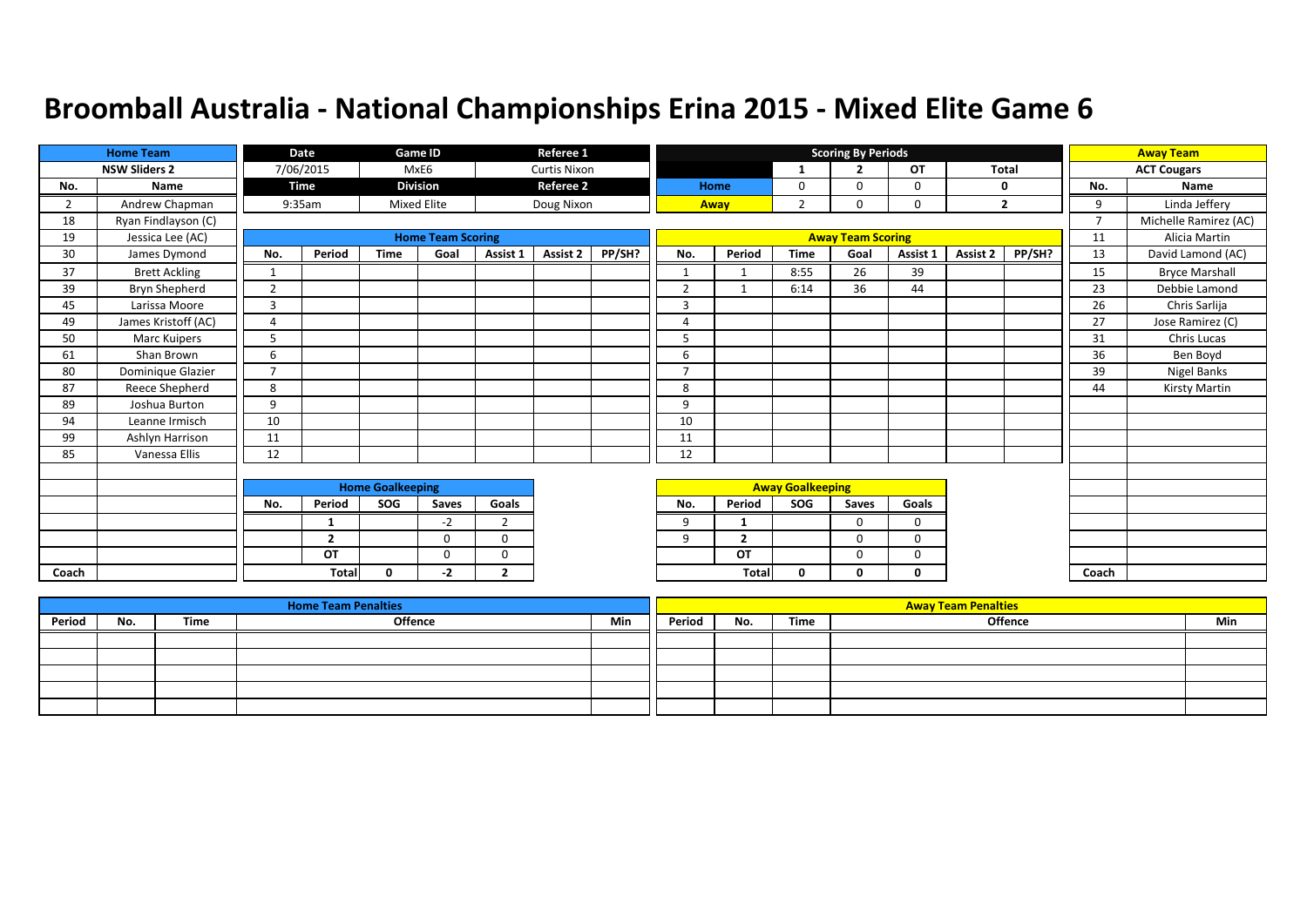# Broomball Australia - National Championships Erina 2015 - Mixed Elite Game 6

| Home Team | | Date | Game ID | Referee 1 |
|---|---|---|---|---|
| NSW Sliders 2 | | 7/06/2015 | MxE6 | Curtis Nixon |
| | | **Time** | **Division** | **Referee 2** |
| | | 9:35am | Mixed Elite | Doug Nixon |

**Scoring By Periods**

| | 1 | 2 | OT | Total |
|---|---|---|---|---|
| Home | 0 | 0 | 0 | 0 |
| Away | 2 | 0 | 0 | 2 |

**Home Team: NSW Sliders 2**

| No. | Name |
|---|---|
| 2 | Andrew Chapman |
| 18 | Ryan Findlayson (C) |
| 19 | Jessica Lee (AC) |
| 30 | James Dymond |
| 37 | Brett Ackling |
| 39 | Bryn Shepherd |
| 45 | Larissa Moore |
| 49 | James Kristoff (AC) |
| 50 | Marc Kuipers |
| 61 | Shan Brown |
| 80 | Dominique Glazier |
| 87 | Reece Shepherd |
| 89 | Joshua Burton |
| 94 | Leanne Irmisch |
| 99 | Ashlyn Harrison |
| 85 | Vanessa Ellis |
| Coach | |

**Away Team: ACT Cougars**

| No. | Name |
|---|---|
| 9 | Linda Jeffery |
| 7 | Michelle Ramirez (AC) |
| 11 | Alicia Martin |
| 13 | David Lamond (AC) |
| 15 | Bryce Marshall |
| 23 | Debbie Lamond |
| 26 | Chris Sarlija |
| 27 | Jose Ramirez (C) |
| 31 | Chris Lucas |
| 36 | Ben Boyd |
| 39 | Nigel Banks |
| 44 | Kirsty Martin |
| Coach | |

**Home Team Scoring**

| No. | Period | Time | Goal | Assist 1 | Assist 2 | PP/SH? |
|---|---|---|---|---|---|---|
| 1 | | | | | | |
| 2 | | | | | | |
| 3 | | | | | | |
| 4 | | | | | | |
| 5 | | | | | | |
| 6 | | | | | | |
| 7 | | | | | | |
| 8 | | | | | | |
| 9 | | | | | | |
| 10 | | | | | | |
| 11 | | | | | | |
| 12 | | | | | | |

**Away Team Scoring**

| No. | Period | Time | Goal | Assist 1 | Assist 2 | PP/SH? |
|---|---|---|---|---|---|---|
| 1 | 1 | 8:55 | 26 | 39 | | |
| 2 | 1 | 6:14 | 36 | 44 | | |
| 3 | | | | | | |
| 4 | | | | | | |
| 5 | | | | | | |
| 6 | | | | | | |
| 7 | | | | | | |
| 8 | | | | | | |
| 9 | | | | | | |
| 10 | | | | | | |
| 11 | | | | | | |
| 12 | | | | | | |

**Home Goalkeeping**

| No. | Period | SOG | Saves | Goals |
|---|---|---|---|---|
| | 1 | | -2 | 2 |
| | 2 | | 0 | 0 |
| | OT | | 0 | 0 |
| | Total | 0 | -2 | 2 |

**Away Goalkeeping**

| No. | Period | SOG | Saves | Goals |
|---|---|---|---|---|
| 9 | 1 | | 0 | 0 |
| 9 | 2 | | 0 | 0 |
| | OT | | 0 | 0 |
| | Total | 0 | 0 | 0 |

**Home Team Penalties**

| Period | No. | Time | Offence | Min |
|---|---|---|---|---|
| | | | | |
| | | | | |
| | | | | |
| | | | | |
| | | | | |

**Away Team Penalties**

| Period | No. | Time | Offence | Min |
|---|---|---|---|---|
| | | | | |
| | | | | |
| | | | | |
| | | | | |
| | | | | |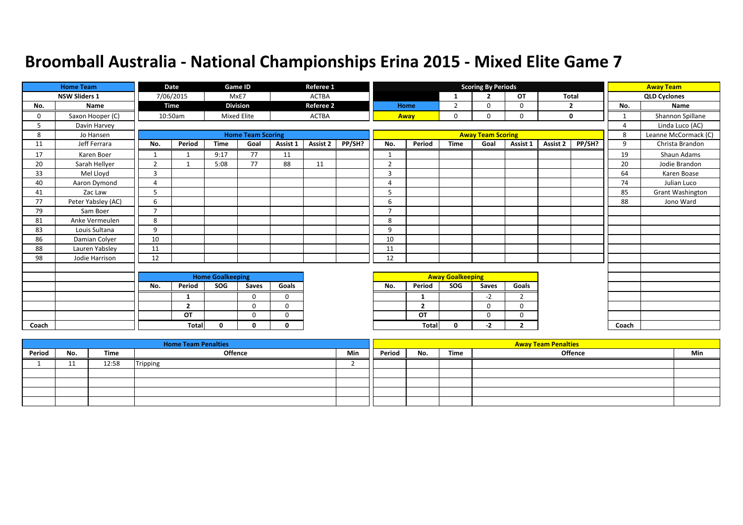# Broomball Australia - National Championships Erina 2015 - Mixed Elite Game 7

| Home Team | | Date | Game ID | Referee 1 |
|---|---|---|---|---|
| NSW Sliders 1 | | 7/06/2015 | MxE7 | ACTBA |
| | | **Time** | **Division** | **Referee 2** |
| | | 10:50am | Mixed Elite | ACTBA |

**Scoring By Periods**

| | 1 | 2 | OT | Total |
|---|---|---|---|---|
| Home | 2 | 0 | 0 | 2 |
| Away | 0 | 0 | 0 | 0 |

**Home Team: NSW Sliders 1**

| No. | Name |
|---|---|
| 0 | Saxon Hooper (C) |
| 5 | Davin Harvey |
| 8 | Jo Hansen |
| 11 | Jeff Ferrara |
| 17 | Karen Boer |
| 20 | Sarah Hellyer |
| 33 | Mel Lloyd |
| 40 | Aaron Dymond |
| 41 | Zac Law |
| 77 | Peter Yabsley (AC) |
| 79 | Sam Boer |
| 81 | Anke Vermeulen |
| 83 | Louis Sultana |
| 86 | Damian Colyer |
| 88 | Lauren Yabsley |
| 98 | Jodie Harrison |
| Coach | |

**Away Team: QLD Cyclones**

| No. | Name |
|---|---|
| 1 | Shannon Spillane |
| 4 | Linda Luco (AC) |
| 8 | Leanne McCormack (C) |
| 9 | Christa Brandon |
| 19 | Shaun Adams |
| 20 | Jodie Brandon |
| 64 | Karen Boase |
| 74 | Julian Luco |
| 85 | Grant Washington |
| 88 | Jono Ward |
| Coach | |

**Home Team Scoring**

| No. | Period | Time | Goal | Assist 1 | Assist 2 | PP/SH? |
|---|---|---|---|---|---|---|
| 1 | 1 | 9:17 | 77 | 11 | | |
| 2 | 1 | 5:08 | 77 | 88 | 11 | |
| 3 | | | | | | |
| 4 | | | | | | |
| 5 | | | | | | |
| 6 | | | | | | |
| 7 | | | | | | |
| 8 | | | | | | |
| 9 | | | | | | |
| 10 | | | | | | |
| 11 | | | | | | |
| 12 | | | | | | |

**Away Team Scoring**

| No. | Period | Time | Goal | Assist 1 | Assist 2 | PP/SH? |
|---|---|---|---|---|---|---|
| 1 | | | | | | |
| 2 | | | | | | |
| 3 | | | | | | |
| 4 | | | | | | |
| 5 | | | | | | |
| 6 | | | | | | |
| 7 | | | | | | |
| 8 | | | | | | |
| 9 | | | | | | |
| 10 | | | | | | |
| 11 | | | | | | |
| 12 | | | | | | |

**Home Goalkeeping**

| No. | Period | SOG | Saves | Goals |
|---|---|---|---|---|
| | 1 | | 0 | 0 |
| | 2 | | 0 | 0 |
| | OT | | 0 | 0 |
| | Total | 0 | 0 | 0 |

**Away Goalkeeping**

| No. | Period | SOG | Saves | Goals |
|---|---|---|---|---|
| | 1 | | -2 | 2 |
| | 2 | | 0 | 0 |
| | OT | | 0 | 0 |
| | Total | 0 | -2 | 2 |

**Home Team Penalties**

| Period | No. | Time | Offence | Min |
|---|---|---|---|---|
| 1 | 11 | 12:58 | Tripping | 2 |
| | | | | |
| | | | | |
| | | | | |
| | | | | |

**Away Team Penalties**

| Period | No. | Time | Offence | Min |
|---|---|---|---|---|
| | | | | |
| | | | | |
| | | | | |
| | | | | |
| | | | | |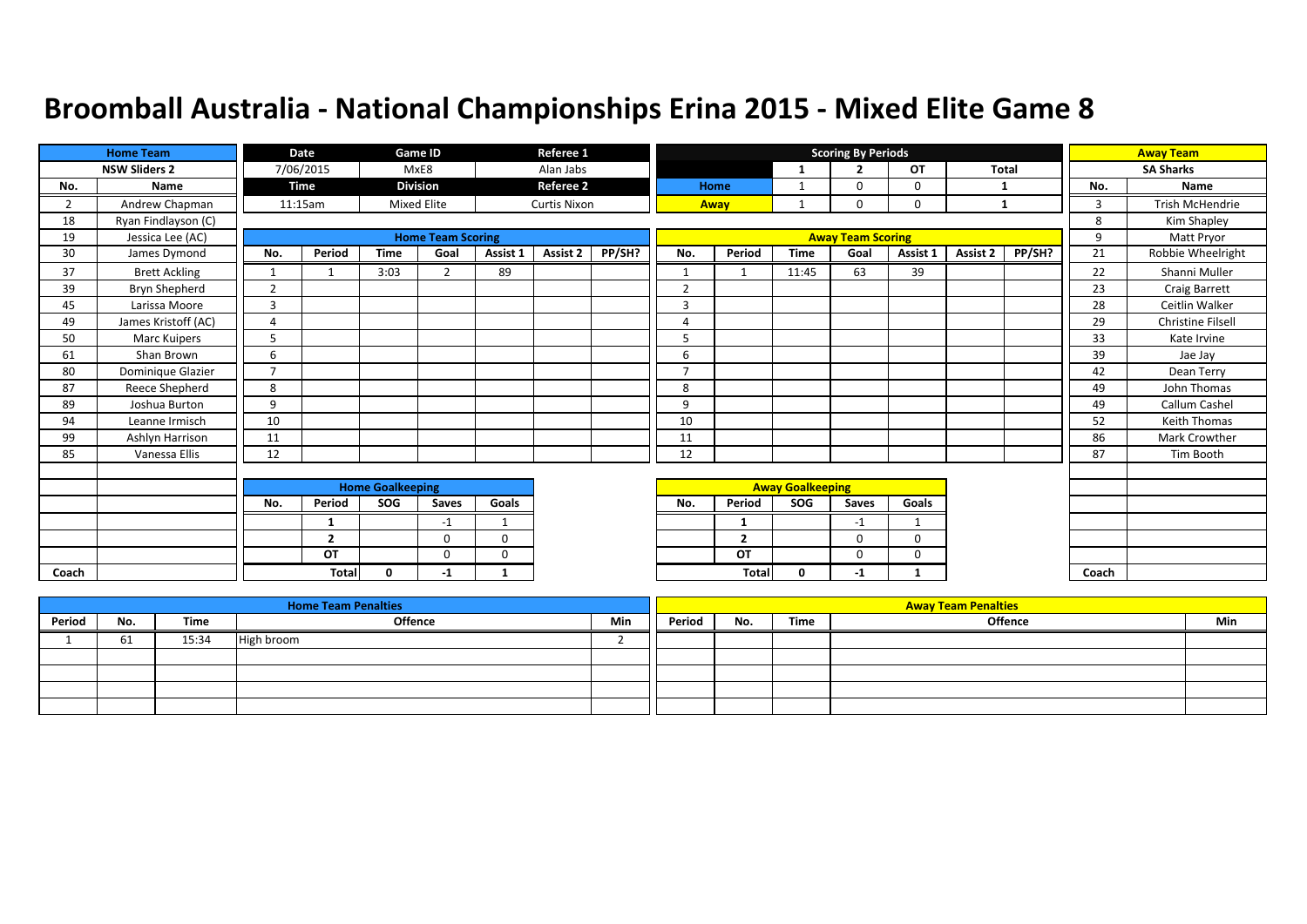# Broomball Australia - National Championships Erina 2015 - Mixed Elite Game 8

| Home Team | |
|---|---|
| NSW Sliders 2 | |
| No. | Name |
| 2 | Andrew Chapman |
| 18 | Ryan Findlayson (C) |
| 19 | Jessica Lee (AC) |
| 30 | James Dymond |
| 37 | Brett Ackling |
| 39 | Bryn Shepherd |
| 45 | Larissa Moore |
| 49 | James Kristoff (AC) |
| 50 | Marc Kuipers |
| 61 | Shan Brown |
| 80 | Dominique Glazier |
| 87 | Reece Shepherd |
| 89 | Joshua Burton |
| 94 | Leanne Irmisch |
| 99 | Ashlyn Harrison |
| 85 | Vanessa Ellis |
| Coach | |

| Date | Game ID | Referee 1 |
|---|---|---|
| 7/06/2015 | MxE8 | Alan Jabs |
| **Time** | **Division** | **Referee 2** |
| 11:15am | Mixed Elite | Curtis Nixon |

**Scoring By Periods**

| | 1 | 2 | OT | Total |
|---|---|---|---|---|
| Home | 1 | 0 | 0 | 1 |
| Away | 1 | 0 | 0 | 1 |

| Away Team | |
|---|---|
| SA Sharks | |
| No. | Name |
| 3 | Trish McHendrie |
| 8 | Kim Shapley |
| 9 | Matt Pryor |
| 21 | Robbie Wheelright |
| 22 | Shanni Muller |
| 23 | Craig Barrett |
| 28 | Ceitlin Walker |
| 29 | Christine Filsell |
| 33 | Kate Irvine |
| 39 | Jae Jay |
| 42 | Dean Terry |
| 49 | John Thomas |
| 49 | Callum Cashel |
| 52 | Keith Thomas |
| 86 | Mark Crowther |
| 87 | Tim Booth |
| Coach | |

**Home Team Scoring**

| No. | Period | Time | Goal | Assist 1 | Assist 2 | PP/SH? |
|---|---|---|---|---|---|---|
| 1 | 1 | 3:03 | 2 | 89 | | |
| 2 | | | | | | |
| 3 | | | | | | |
| 4 | | | | | | |
| 5 | | | | | | |
| 6 | | | | | | |
| 7 | | | | | | |
| 8 | | | | | | |
| 9 | | | | | | |
| 10 | | | | | | |
| 11 | | | | | | |
| 12 | | | | | | |

**Away Team Scoring**

| No. | Period | Time | Goal | Assist 1 | Assist 2 | PP/SH? |
|---|---|---|---|---|---|---|
| 1 | 1 | 11:45 | 63 | 39 | | |
| 2 | | | | | | |
| 3 | | | | | | |
| 4 | | | | | | |
| 5 | | | | | | |
| 6 | | | | | | |
| 7 | | | | | | |
| 8 | | | | | | |
| 9 | | | | | | |
| 10 | | | | | | |
| 11 | | | | | | |
| 12 | | | | | | |

**Home Goalkeeping**

| No. | Period | SOG | Saves | Goals |
|---|---|---|---|---|
| | 1 | | -1 | 1 |
| | 2 | | 0 | 0 |
| | OT | | 0 | 0 |
| | Total | 0 | -1 | 1 |

**Away Goalkeeping**

| No. | Period | SOG | Saves | Goals |
|---|---|---|---|---|
| | 1 | | -1 | 1 |
| | 2 | | 0 | 0 |
| | OT | | 0 | 0 |
| | Total | 0 | -1 | 1 |

**Home Team Penalties**

| Period | No. | Time | Offence | Min |
|---|---|---|---|---|
| 1 | 61 | 15:34 | High broom | 2 |
| | | | | |
| | | | | |
| | | | | |
| | | | | |

**Away Team Penalties**

| Period | No. | Time | Offence | Min |
|---|---|---|---|---|
| | | | | |
| | | | | |
| | | | | |
| | | | | |
| | | | | |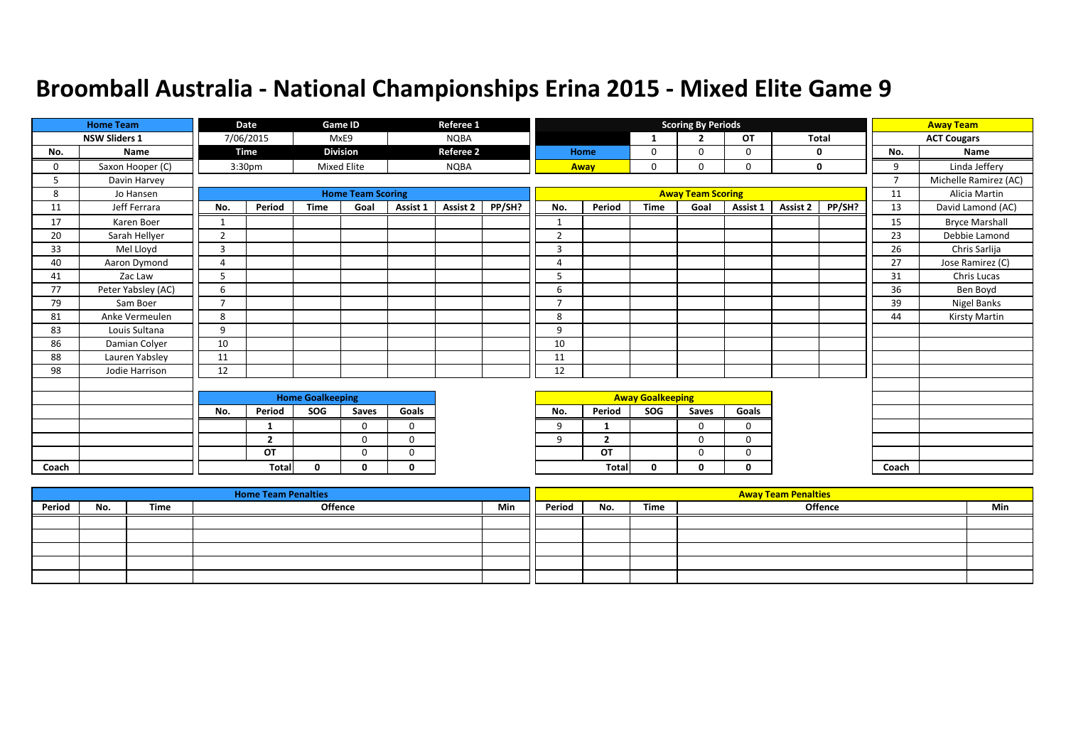# Broomball Australia - National Championships Erina 2015 - Mixed Elite Game 9

| Home Team | | Date | Game ID | Referee 1 |
|---|---|---|---|---|
| NSW Sliders 1 | | 7/06/2015 | MxE9 | NQBA |
| No. | Name | Time | Division | Referee 2 |
| 0 | Saxon Hooper (C) | 3:30pm | Mixed Elite | NQBA |
| 5 | Davin Harvey | | | |
| 8 | Jo Hansen | | | |
| 11 | Jeff Ferrara | | | |
| 17 | Karen Boer | | | |
| 20 | Sarah Hellyer | | | |
| 33 | Mel Lloyd | | | |
| 40 | Aaron Dymond | | | |
| 41 | Zac Law | | | |
| 77 | Peter Yabsley (AC) | | | |
| 79 | Sam Boer | | | |
| 81 | Anke Vermeulen | | | |
| 83 | Louis Sultana | | | |
| 86 | Damian Colyer | | | |
| 88 | Lauren Yabsley | | | |
| 98 | Jodie Harrison | | | |
| Coach | | | | |

**Scoring By Periods**

| | 1 | 2 | OT | Total |
|---|---|---|---|---|
| Home | 0 | 0 | 0 | 0 |
| Away | 0 | 0 | 0 | 0 |

| Away Team | |
|---|---|
| ACT Cougars | |
| No. | Name |
| 9 | Linda Jeffery |
| 7 | Michelle Ramirez (AC) |
| 11 | Alicia Martin |
| 13 | David Lamond (AC) |
| 15 | Bryce Marshall |
| 23 | Debbie Lamond |
| 26 | Chris Sarlija |
| 27 | Jose Ramirez (C) |
| 31 | Chris Lucas |
| 36 | Ben Boyd |
| 39 | Nigel Banks |
| 44 | Kirsty Martin |
| Coach | |

**Home Team Scoring**

| No. | Period | Time | Goal | Assist 1 | Assist 2 | PP/SH? |
|---|---|---|---|---|---|---|
| 1 | | | | | | |
| 2 | | | | | | |
| 3 | | | | | | |
| 4 | | | | | | |
| 5 | | | | | | |
| 6 | | | | | | |
| 7 | | | | | | |
| 8 | | | | | | |
| 9 | | | | | | |
| 10 | | | | | | |
| 11 | | | | | | |
| 12 | | | | | | |

**Away Team Scoring**

| No. | Period | Time | Goal | Assist 1 | Assist 2 | PP/SH? |
|---|---|---|---|---|---|---|
| 1 | | | | | | |
| 2 | | | | | | |
| 3 | | | | | | |
| 4 | | | | | | |
| 5 | | | | | | |
| 6 | | | | | | |
| 7 | | | | | | |
| 8 | | | | | | |
| 9 | | | | | | |
| 10 | | | | | | |
| 11 | | | | | | |
| 12 | | | | | | |

**Home Goalkeeping**

| No. | Period | SOG | Saves | Goals |
|---|---|---|---|---|
| | 1 | | 0 | 0 |
| | 2 | | 0 | 0 |
| | OT | | 0 | 0 |
| | Total | 0 | 0 | 0 |

**Away Goalkeeping**

| No. | Period | SOG | Saves | Goals |
|---|---|---|---|---|
| 9 | 1 | | 0 | 0 |
| 9 | 2 | | 0 | 0 |
| | OT | | 0 | 0 |
| | Total | 0 | 0 | 0 |

**Home Team Penalties**

| Period | No. | Time | Offence | Min |
|---|---|---|---|---|
| | | | | |
| | | | | |
| | | | | |
| | | | | |
| | | | | |

**Away Team Penalties**

| Period | No. | Time | Offence | Min |
|---|---|---|---|---|
| | | | | |
| | | | | |
| | | | | |
| | | | | |
| | | | | |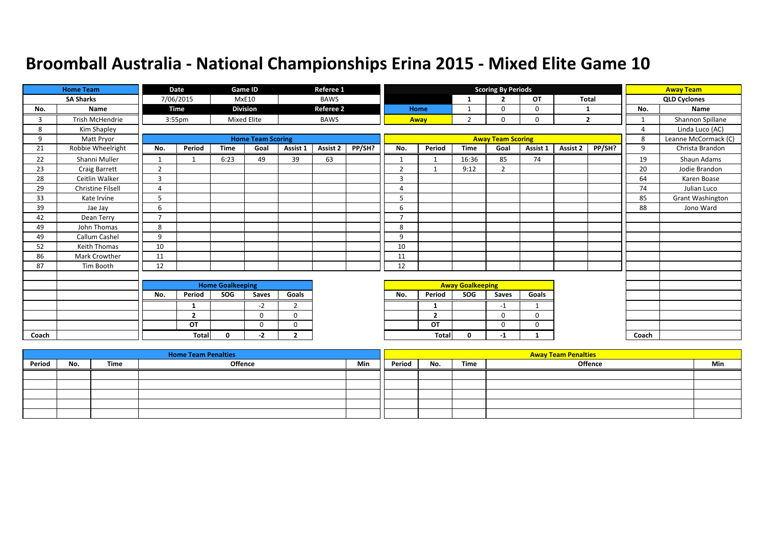# Broomball Australia - National Championships Erina 2015 - Mixed Elite Game 10

| Home Team | | Date | Game ID | Referee 1 |
|---|---|---|---|---|
| SA Sharks | | 7/06/2015 | MxE10 | BAWS |
| | | Time | Division | Referee 2 |
| | | 3:55pm | Mixed Elite | BAWS |

**Scoring By Periods**

| | 1 | 2 | OT | Total |
|---|---|---|---|---|
| Home | 1 | 0 | 0 | 1 |
| Away | 2 | 0 | 0 | 2 |

**Away Team:** QLD Cyclones

## Home Team Roster

| No. | Name |
|---|---|
| 3 | Trish McHendrie |
| 8 | Kim Shapley |
| 9 | Matt Pryor |
| 21 | Robbie Wheelright |
| 22 | Shanni Muller |
| 23 | Craig Barrett |
| 28 | Ceitlin Walker |
| 29 | Christine Filsell |
| 33 | Kate Irvine |
| 39 | Jae Jay |
| 42 | Dean Terry |
| 49 | John Thomas |
| 49 | Callum Cashel |
| 52 | Keith Thomas |
| 86 | Mark Crowther |
| 87 | Tim Booth |
| Coach | |

## Away Team Roster

| No. | Name |
|---|---|
| 1 | Shannon Spillane |
| 4 | Linda Luco (AC) |
| 8 | Leanne McCormack (C) |
| 9 | Christa Brandon |
| 19 | Shaun Adams |
| 20 | Jodie Brandon |
| 64 | Karen Boase |
| 74 | Julian Luco |
| 85 | Grant Washington |
| 88 | Jono Ward |
| Coach | |

## Home Team Scoring

| No. | Period | Time | Goal | Assist 1 | Assist 2 | PP/SH? |
|---|---|---|---|---|---|---|
| 1 | 1 | 6:23 | 49 | 39 | 63 | |
| 2 | | | | | | |
| 3 | | | | | | |
| 4 | | | | | | |
| 5 | | | | | | |
| 6 | | | | | | |
| 7 | | | | | | |
| 8 | | | | | | |
| 9 | | | | | | |
| 10 | | | | | | |
| 11 | | | | | | |
| 12 | | | | | | |

## Away Team Scoring

| No. | Period | Time | Goal | Assist 1 | Assist 2 | PP/SH? |
|---|---|---|---|---|---|---|
| 1 | 1 | 16:36 | 85 | 74 | | |
| 2 | 1 | 9:12 | 2 | | | |
| 3 | | | | | | |
| 4 | | | | | | |
| 5 | | | | | | |
| 6 | | | | | | |
| 7 | | | | | | |
| 8 | | | | | | |
| 9 | | | | | | |
| 10 | | | | | | |
| 11 | | | | | | |
| 12 | | | | | | |

## Home Goalkeeping

| No. | Period | SOG | Saves | Goals |
|---|---|---|---|---|
| | 1 | | -2 | 2 |
| | 2 | | 0 | 0 |
| | OT | | 0 | 0 |
| | Total | 0 | -2 | 2 |

## Away Goalkeeping

| No. | Period | SOG | Saves | Goals |
|---|---|---|---|---|
| | 1 | | -1 | 1 |
| | 2 | | 0 | 0 |
| | OT | | 0 | 0 |
| | Total | 0 | -1 | 1 |

## Home Team Penalties

| Period | No. | Time | Offence | Min |
|---|---|---|---|---|
| | | | | |
| | | | | |
| | | | | |
| | | | | |
| | | | | |

## Away Team Penalties

| Period | No. | Time | Offence | Min |
|---|---|---|---|---|
| | | | | |
| | | | | |
| | | | | |
| | | | | |
| | | | | |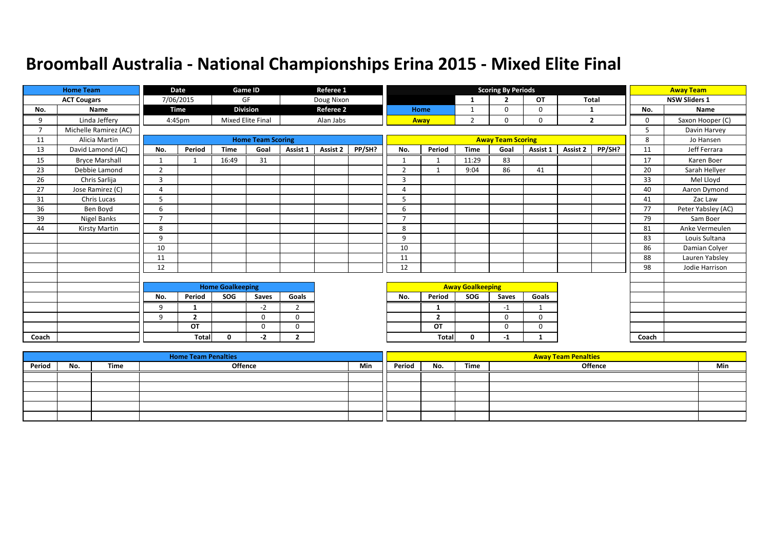# Broomball Australia - National Championships Erina 2015 - Mixed Elite Final

| Home Team | | Date | Game ID | Referee 1 |
|---|---|---|---|---|
| ACT Cougars | | 7/06/2015 | GF | Doug Nixon |
| | | **Time** | **Division** | **Referee 2** |
| | | 4:45pm | Mixed Elite Final | Alan Jabs |

**Scoring By Periods**

| | 1 | 2 | OT | Total |
|---|---|---|---|---|
| Home | 1 | 0 | 0 | 1 |
| Away | 2 | 0 | 0 | 2 |

**Home Team: ACT Cougars**

| No. | Name |
|---|---|
| 9 | Linda Jeffery |
| 7 | Michelle Ramirez (AC) |
| 11 | Alicia Martin |
| 13 | David Lamond (AC) |
| 15 | Bryce Marshall |
| 23 | Debbie Lamond |
| 26 | Chris Sarlija |
| 27 | Jose Ramirez (C) |
| 31 | Chris Lucas |
| 36 | Ben Boyd |
| 39 | Nigel Banks |
| 44 | Kirsty Martin |
| Coach | |

**Away Team: NSW Sliders 1**

| No. | Name |
|---|---|
| 0 | Saxon Hooper (C) |
| 5 | Davin Harvey |
| 8 | Jo Hansen |
| 11 | Jeff Ferrara |
| 17 | Karen Boer |
| 20 | Sarah Hellyer |
| 33 | Mel Lloyd |
| 40 | Aaron Dymond |
| 41 | Zac Law |
| 77 | Peter Yabsley (AC) |
| 79 | Sam Boer |
| 81 | Anke Vermeulen |
| 83 | Louis Sultana |
| 86 | Damian Colyer |
| 88 | Lauren Yabsley |
| 98 | Jodie Harrison |
| Coach | |

**Home Team Scoring**

| No. | Period | Time | Goal | Assist 1 | Assist 2 | PP/SH? |
|---|---|---|---|---|---|---|
| 1 | 1 | 16:49 | 31 | | | |
| 2 | | | | | | |
| 3 | | | | | | |
| 4 | | | | | | |
| 5 | | | | | | |
| 6 | | | | | | |
| 7 | | | | | | |
| 8 | | | | | | |
| 9 | | | | | | |
| 10 | | | | | | |
| 11 | | | | | | |
| 12 | | | | | | |

**Away Team Scoring**

| No. | Period | Time | Goal | Assist 1 | Assist 2 | PP/SH? |
|---|---|---|---|---|---|---|
| 1 | 1 | 11:29 | 83 | | | |
| 2 | 1 | 9:04 | 86 | 41 | | |
| 3 | | | | | | |
| 4 | | | | | | |
| 5 | | | | | | |
| 6 | | | | | | |
| 7 | | | | | | |
| 8 | | | | | | |
| 9 | | | | | | |
| 10 | | | | | | |
| 11 | | | | | | |
| 12 | | | | | | |

**Home Goalkeeping**

| No. | Period | SOG | Saves | Goals |
|---|---|---|---|---|
| 9 | 1 | | -2 | 2 |
| 9 | 2 | | 0 | 0 |
| | OT | | 0 | 0 |
| | Total | 0 | -2 | 2 |

**Away Goalkeeping**

| No. | Period | SOG | Saves | Goals |
|---|---|---|---|---|
| | 1 | | -1 | 1 |
| | 2 | | 0 | 0 |
| | OT | | 0 | 0 |
| | Total | 0 | -1 | 1 |

**Home Team Penalties**

| Period | No. | Time | Offence | Min |
|---|---|---|---|---|
| | | | | |

**Away Team Penalties**

| Period | No. | Time | Offence | Min |
|---|---|---|---|---|
| | | | | |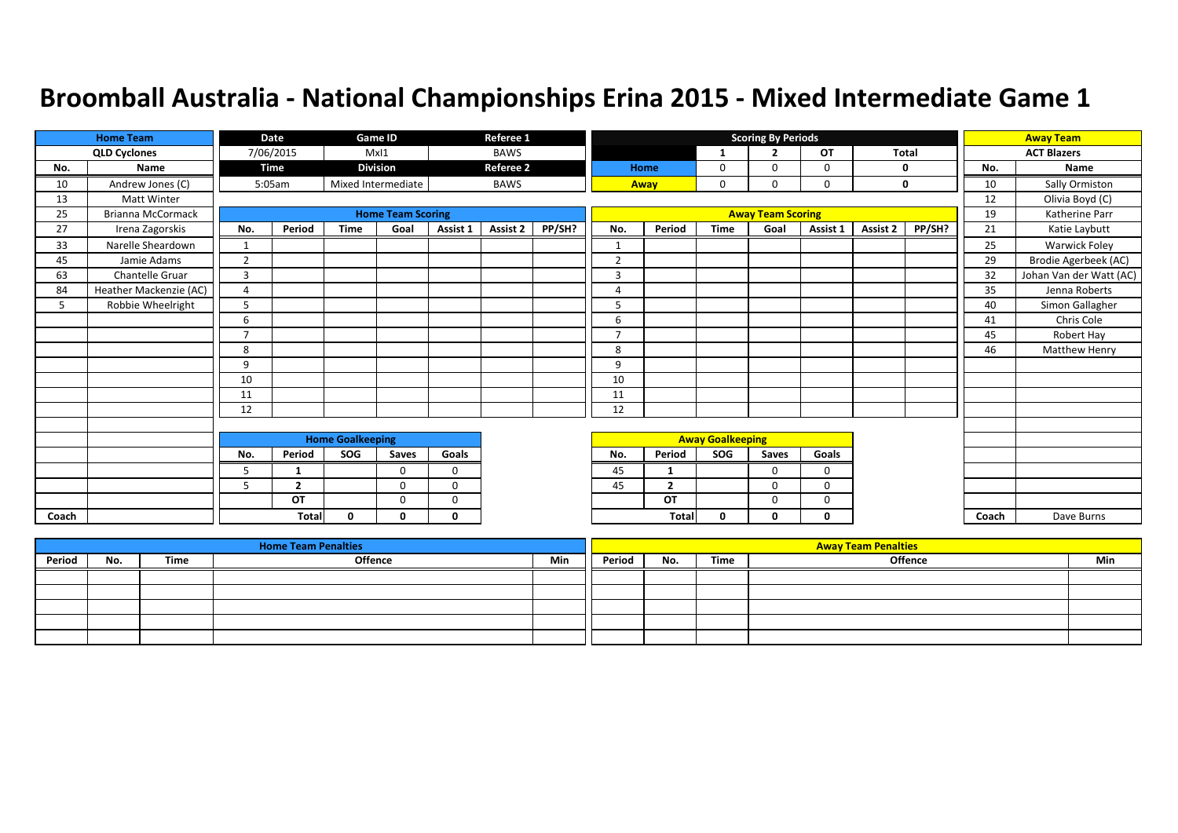# Broomball Australia - National Championships Erina 2015 - Mixed Intermediate Game 1

| Date | Game ID | Referee 1 |
|---|---|---|
| 7/06/2015 | MxI1 | BAWS |
| **Time** | **Division** | **Referee 2** |
| 5:05am | Mixed Intermediate | BAWS |

## Scoring By Periods

| | 1 | 2 | OT | Total |
|---|---|---|---|---|
| Home | 0 | 0 | 0 | 0 |
| Away | 0 | 0 | 0 | 0 |

## Home Team: QLD Cyclones

| No. | Name |
|---|---|
| 10 | Andrew Jones (C) |
| 13 | Matt Winter |
| 25 | Brianna McCormack |
| 27 | Irena Zagorskis |
| 33 | Narelle Sheardown |
| 45 | Jamie Adams |
| 63 | Chantelle Gruar |
| 84 | Heather Mackenzie (AC) |
| 5 | Robbie Wheelright |
| Coach | |

## Away Team: ACT Blazers

| No. | Name |
|---|---|
| 10 | Sally Ormiston |
| 12 | Olivia Boyd (C) |
| 19 | Katherine Parr |
| 21 | Katie Laybutt |
| 25 | Warwick Foley |
| 29 | Brodie Agerbeek (AC) |
| 32 | Johan Van der Watt (AC) |
| 35 | Jenna Roberts |
| 40 | Simon Gallagher |
| 41 | Chris Cole |
| 45 | Robert Hay |
| 46 | Matthew Henry |
| Coach | Dave Burns |

## Home Team Scoring

| No. | Period | Time | Goal | Assist 1 | Assist 2 | PP/SH? |
|---|---|---|---|---|---|---|
| 1 | | | | | | |
| 2 | | | | | | |
| 3 | | | | | | |
| 4 | | | | | | |
| 5 | | | | | | |
| 6 | | | | | | |
| 7 | | | | | | |
| 8 | | | | | | |
| 9 | | | | | | |
| 10 | | | | | | |
| 11 | | | | | | |
| 12 | | | | | | |

## Away Team Scoring

| No. | Period | Time | Goal | Assist 1 | Assist 2 | PP/SH? |
|---|---|---|---|---|---|---|
| 1 | | | | | | |
| 2 | | | | | | |
| 3 | | | | | | |
| 4 | | | | | | |
| 5 | | | | | | |
| 6 | | | | | | |
| 7 | | | | | | |
| 8 | | | | | | |
| 9 | | | | | | |
| 10 | | | | | | |
| 11 | | | | | | |
| 12 | | | | | | |

## Home Goalkeeping

| No. | Period | SOG | Saves | Goals |
|---|---|---|---|---|
| 5 | 1 | | 0 | 0 |
| 5 | 2 | | 0 | 0 |
| | OT | | 0 | 0 |
| | Total | 0 | 0 | 0 |

## Away Goalkeeping

| No. | Period | SOG | Saves | Goals |
|---|---|---|---|---|
| 45 | 1 | | 0 | 0 |
| 45 | 2 | | 0 | 0 |
| | OT | | 0 | 0 |
| | Total | 0 | 0 | 0 |

## Home Team Penalties

| Period | No. | Time | Offence | Min |
|---|---|---|---|---|
| | | | | |
| | | | | |
| | | | | |
| | | | | |
| | | | | |

## Away Team Penalties

| Period | No. | Time | Offence | Min |
|---|---|---|---|---|
| | | | | |
| | | | | |
| | | | | |
| | | | | |
| | | | | |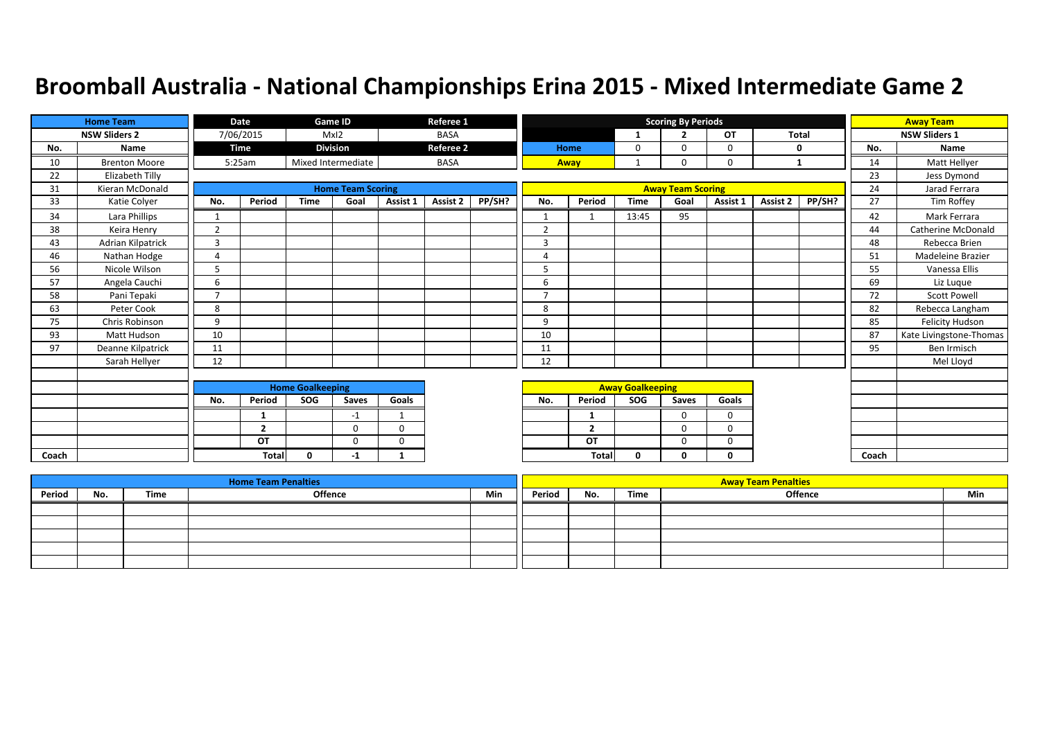# Broomball Australia - National Championships Erina 2015 - Mixed Intermediate Game 2

| Home Team | |
|---|---|
| NSW Sliders 2 | |
| No. | Name |
| 10 | Brenton Moore |
| 22 | Elizabeth Tilly |
| 31 | Kieran McDonald |
| 33 | Katie Colyer |
| 34 | Lara Phillips |
| 38 | Keira Henry |
| 43 | Adrian Kilpatrick |
| 46 | Nathan Hodge |
| 56 | Nicole Wilson |
| 57 | Angela Cauchi |
| 58 | Pani Tepaki |
| 63 | Peter Cook |
| 75 | Chris Robinson |
| 93 | Matt Hudson |
| 97 | Deanne Kilpatrick |
| | Sarah Hellyer |
| Coach | |

| Date | Game ID | Referee 1 |
|---|---|---|
| 7/06/2015 | MxI2 | BASA |
| **Time** | **Division** | **Referee 2** |
| 5:25am | Mixed Intermediate | BASA |

| Scoring By Periods | 1 | 2 | OT | Total |
|---|---|---|---|---|
| Home | 0 | 0 | 0 | 0 |
| Away | 1 | 0 | 0 | 1 |

| Away Team | |
|---|---|
| NSW Sliders 1 | |
| No. | Name |
| 14 | Matt Hellyer |
| 23 | Jess Dymond |
| 24 | Jarad Ferrara |
| 27 | Tim Roffey |
| 42 | Mark Ferrara |
| 44 | Catherine McDonald |
| 48 | Rebecca Brien |
| 51 | Madeleine Brazier |
| 55 | Vanessa Ellis |
| 69 | Liz Luque |
| 72 | Scott Powell |
| 82 | Rebecca Langham |
| 85 | Felicity Hudson |
| 87 | Kate Livingstone-Thomas |
| 95 | Ben Irmisch |
| | Mel Lloyd |
| Coach | |

## Home Team Scoring

| No. | Period | Time | Goal | Assist 1 | Assist 2 | PP/SH? |
|---|---|---|---|---|---|---|
| 1 | | | | | | |
| 2 | | | | | | |
| 3 | | | | | | |
| 4 | | | | | | |
| 5 | | | | | | |
| 6 | | | | | | |
| 7 | | | | | | |
| 8 | | | | | | |
| 9 | | | | | | |
| 10 | | | | | | |
| 11 | | | | | | |
| 12 | | | | | | |

## Away Team Scoring

| No. | Period | Time | Goal | Assist 1 | Assist 2 | PP/SH? |
|---|---|---|---|---|---|---|
| 1 | 1 | 13:45 | 95 | | | |
| 2 | | | | | | |
| 3 | | | | | | |
| 4 | | | | | | |
| 5 | | | | | | |
| 6 | | | | | | |
| 7 | | | | | | |
| 8 | | | | | | |
| 9 | | | | | | |
| 10 | | | | | | |
| 11 | | | | | | |
| 12 | | | | | | |

## Home Goalkeeping

| No. | Period | SOG | Saves | Goals |
|---|---|---|---|---|
| | 1 | | -1 | 1 |
| | 2 | | 0 | 0 |
| | OT | | 0 | 0 |
| | Total | 0 | -1 | 1 |

## Away Goalkeeping

| No. | Period | SOG | Saves | Goals |
|---|---|---|---|---|
| | 1 | | 0 | 0 |
| | 2 | | 0 | 0 |
| | OT | | 0 | 0 |
| | Total | 0 | 0 | 0 |

## Home Team Penalties

| Period | No. | Time | Offence | Min |
|---|---|---|---|---|
| | | | | |
| | | | | |
| | | | | |
| | | | | |
| | | | | |

## Away Team Penalties

| Period | No. | Time | Offence | Min |
|---|---|---|---|---|
| | | | | |
| | | | | |
| | | | | |
| | | | | |
| | | | | |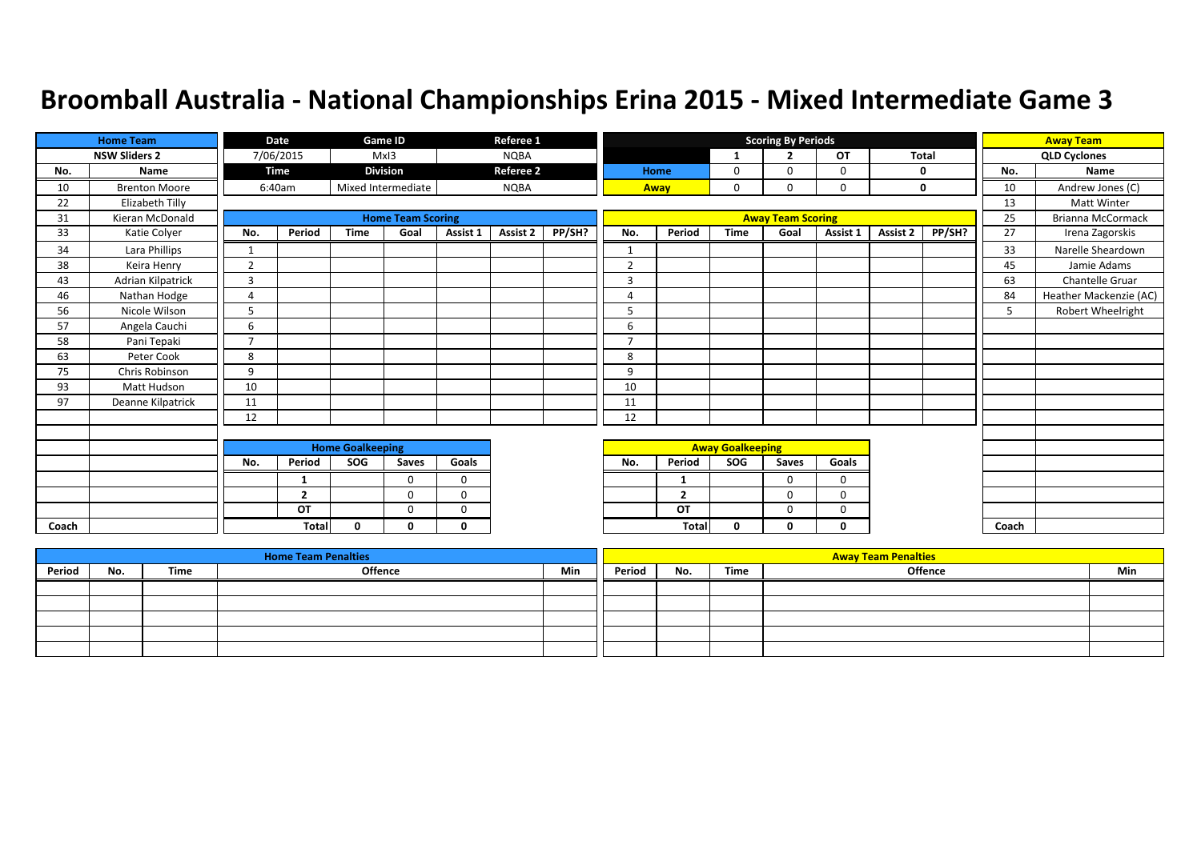# Broomball Australia - National Championships Erina 2015 - Mixed Intermediate Game 3

| Date | Game ID | Referee 1 |
|---|---|---|
| 7/06/2015 | MxI3 | NQBA |
| **Time** | **Division** | **Referee 2** |
| 6:40am | Mixed Intermediate | NQBA |

## Scoring By Periods

| | 1 | 2 | OT | Total |
|---|---|---|---|---|
| Home | 0 | 0 | 0 | 0 |
| Away | 0 | 0 | 0 | 0 |

## Home Team

**NSW Sliders 2**

| No. | Name |
|---|---|
| 10 | Brenton Moore |
| 22 | Elizabeth Tilly |
| 31 | Kieran McDonald |
| 33 | Katie Colyer |
| 34 | Lara Phillips |
| 38 | Keira Henry |
| 43 | Adrian Kilpatrick |
| 46 | Nathan Hodge |
| 56 | Nicole Wilson |
| 57 | Angela Cauchi |
| 58 | Pani Tepaki |
| 63 | Peter Cook |
| 75 | Chris Robinson |
| 93 | Matt Hudson |
| 97 | Deanne Kilpatrick |
| Coach | |

## Away Team

**QLD Cyclones**

| No. | Name |
|---|---|
| 10 | Andrew Jones (C) |
| 13 | Matt Winter |
| 25 | Brianna McCormack |
| 27 | Irena Zagorskis |
| 33 | Narelle Sheardown |
| 45 | Jamie Adams |
| 63 | Chantelle Gruar |
| 84 | Heather Mackenzie (AC) |
| 5 | Robert Wheelright |
| Coach | |

## Home Team Scoring

| No. | Period | Time | Goal | Assist 1 | Assist 2 | PP/SH? |
|---|---|---|---|---|---|---|
| 1 | | | | | | |
| 2 | | | | | | |
| 3 | | | | | | |
| 4 | | | | | | |
| 5 | | | | | | |
| 6 | | | | | | |
| 7 | | | | | | |
| 8 | | | | | | |
| 9 | | | | | | |
| 10 | | | | | | |
| 11 | | | | | | |
| 12 | | | | | | |

## Away Team Scoring

| No. | Period | Time | Goal | Assist 1 | Assist 2 | PP/SH? |
|---|---|---|---|---|---|---|
| 1 | | | | | | |
| 2 | | | | | | |
| 3 | | | | | | |
| 4 | | | | | | |
| 5 | | | | | | |
| 6 | | | | | | |
| 7 | | | | | | |
| 8 | | | | | | |
| 9 | | | | | | |
| 10 | | | | | | |
| 11 | | | | | | |
| 12 | | | | | | |

## Home Goalkeeping

| No. | Period | SOG | Saves | Goals |
|---|---|---|---|---|
| | 1 | | 0 | 0 |
| | 2 | | 0 | 0 |
| | OT | | 0 | 0 |
| | Total | 0 | 0 | 0 |

## Away Goalkeeping

| No. | Period | SOG | Saves | Goals |
|---|---|---|---|---|
| | 1 | | 0 | 0 |
| | 2 | | 0 | 0 |
| | OT | | 0 | 0 |
| | Total | 0 | 0 | 0 |

## Home Team Penalties

| Period | No. | Time | Offence | Min |
|---|---|---|---|---|
| | | | | |
| | | | | |
| | | | | |
| | | | | |
| | | | | |

## Away Team Penalties

| Period | No. | Time | Offence | Min |
|---|---|---|---|---|
| | | | | |
| | | | | |
| | | | | |
| | | | | |
| | | | | |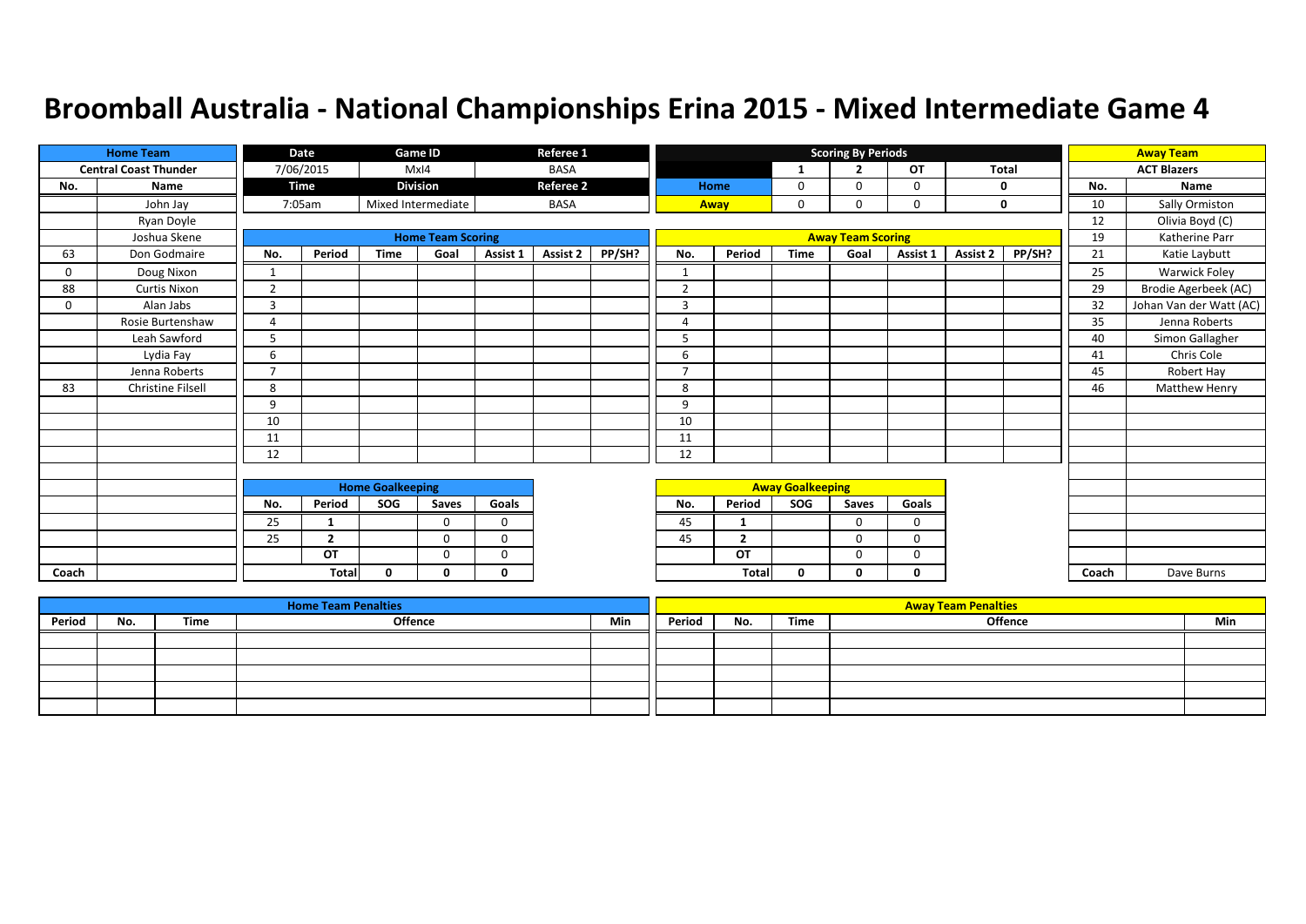# Broomball Australia - National Championships Erina 2015 - Mixed Intermediate Game 4

| Home Team | | Date | Game ID | Referee 1 |
|---|---|---|---|---|
| Central Coast Thunder | | 7/06/2015 | MxI4 | BASA |
| | | Time | Division | Referee 2 |
| | | 7:05am | Mixed Intermediate | BASA |

**Scoring By Periods**

| | 1 | 2 | OT | Total |
|---|---|---|---|---|
| Home | 0 | 0 | 0 | 0 |
| Away | 0 | 0 | 0 | 0 |

**Home Team: Central Coast Thunder**

| No. | Name |
|---|---|
| | John Jay |
| | Ryan Doyle |
| | Joshua Skene |
| 63 | Don Godmaire |
| 0 | Doug Nixon |
| 88 | Curtis Nixon |
| 0 | Alan Jabs |
| | Rosie Burtenshaw |
| | Leah Sawford |
| | Lydia Fay |
| | Jenna Roberts |
| 83 | Christine Filsell |
| Coach | |

**Away Team: ACT Blazers**

| No. | Name |
|---|---|
| 10 | Sally Ormiston |
| 12 | Olivia Boyd (C) |
| 19 | Katherine Parr |
| 21 | Katie Laybutt |
| 25 | Warwick Foley |
| 29 | Brodie Agerbeek (AC) |
| 32 | Johan Van der Watt (AC) |
| 35 | Jenna Roberts |
| 40 | Simon Gallagher |
| 41 | Chris Cole |
| 45 | Robert Hay |
| 46 | Matthew Henry |
| Coach | Dave Burns |

**Home Team Scoring**

| No. | Period | Time | Goal | Assist 1 | Assist 2 | PP/SH? |
|---|---|---|---|---|---|---|
| 1 | | | | | | |
| 2 | | | | | | |
| 3 | | | | | | |
| 4 | | | | | | |
| 5 | | | | | | |
| 6 | | | | | | |
| 7 | | | | | | |
| 8 | | | | | | |
| 9 | | | | | | |
| 10 | | | | | | |
| 11 | | | | | | |
| 12 | | | | | | |

**Away Team Scoring**

| No. | Period | Time | Goal | Assist 1 | Assist 2 | PP/SH? |
|---|---|---|---|---|---|---|
| 1 | | | | | | |
| 2 | | | | | | |
| 3 | | | | | | |
| 4 | | | | | | |
| 5 | | | | | | |
| 6 | | | | | | |
| 7 | | | | | | |
| 8 | | | | | | |
| 9 | | | | | | |
| 10 | | | | | | |
| 11 | | | | | | |
| 12 | | | | | | |

**Home Goalkeeping**

| No. | Period | SOG | Saves | Goals |
|---|---|---|---|---|
| 25 | 1 | | 0 | 0 |
| 25 | 2 | | 0 | 0 |
| | OT | | 0 | 0 |
| | Total | 0 | 0 | 0 |

**Away Goalkeeping**

| No. | Period | SOG | Saves | Goals |
|---|---|---|---|---|
| 45 | 1 | | 0 | 0 |
| 45 | 2 | | 0 | 0 |
| | OT | | 0 | 0 |
| | Total | 0 | 0 | 0 |

**Home Team Penalties**

| Period | No. | Time | Offence | Min |
|---|---|---|---|---|
| | | | | |
| | | | | |
| | | | | |
| | | | | |
| | | | | |

**Away Team Penalties**

| Period | No. | Time | Offence | Min |
|---|---|---|---|---|
| | | | | |
| | | | | |
| | | | | |
| | | | | |
| | | | | |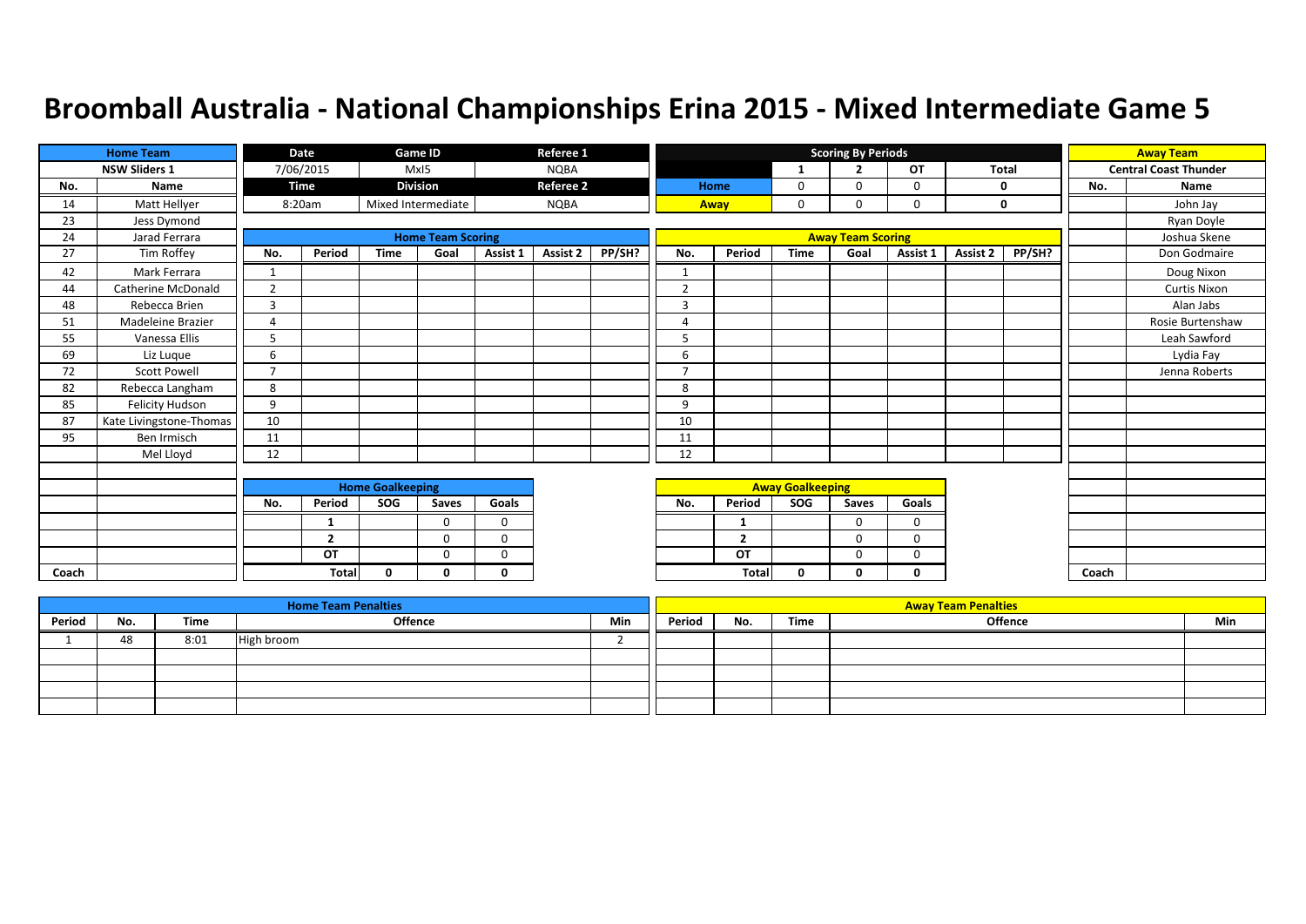# Broomball Australia - National Championships Erina 2015 - Mixed Intermediate Game 5

| Home Team | Date | Game ID | Referee 1 |
|---|---|---|---|
| NSW Sliders 1 | 7/06/2015 | MxI5 | NQBA |
| | **Time** | **Division** | **Referee 2** |
| | 8:20am | Mixed Intermediate | NQBA |

**Scoring By Periods**

| | 1 | 2 | OT | Total |
|---|---|---|---|---|
| Home | 0 | 0 | 0 | 0 |
| Away | 0 | 0 | 0 | 0 |

**Away Team:** Central Coast Thunder

## Home Team Roster (NSW Sliders 1)

| No. | Name |
|---|---|
| 14 | Matt Hellyer |
| 23 | Jess Dymond |
| 24 | Jarad Ferrara |
| 27 | Tim Roffey |
| 42 | Mark Ferrara |
| 44 | Catherine McDonald |
| 48 | Rebecca Brien |
| 51 | Madeleine Brazier |
| 55 | Vanessa Ellis |
| 69 | Liz Luque |
| 72 | Scott Powell |
| 82 | Rebecca Langham |
| 85 | Felicity Hudson |
| 87 | Kate Livingstone-Thomas |
| 95 | Ben Irmisch |
| | Mel Lloyd |
| Coach | |

## Away Team Roster (Central Coast Thunder)

| No. | Name |
|---|---|
| | John Jay |
| | Ryan Doyle |
| | Joshua Skene |
| | Don Godmaire |
| | Doug Nixon |
| | Curtis Nixon |
| | Alan Jabs |
| | Rosie Burtenshaw |
| | Leah Sawford |
| | Lydia Fay |
| | Jenna Roberts |
| Coach | |

## Home Team Scoring

| No. | Period | Time | Goal | Assist 1 | Assist 2 | PP/SH? |
|---|---|---|---|---|---|---|
| 1 | | | | | | |
| 2 | | | | | | |
| 3 | | | | | | |
| 4 | | | | | | |
| 5 | | | | | | |
| 6 | | | | | | |
| 7 | | | | | | |
| 8 | | | | | | |
| 9 | | | | | | |
| 10 | | | | | | |
| 11 | | | | | | |
| 12 | | | | | | |

## Away Team Scoring

| No. | Period | Time | Goal | Assist 1 | Assist 2 | PP/SH? |
|---|---|---|---|---|---|---|
| 1 | | | | | | |
| 2 | | | | | | |
| 3 | | | | | | |
| 4 | | | | | | |
| 5 | | | | | | |
| 6 | | | | | | |
| 7 | | | | | | |
| 8 | | | | | | |
| 9 | | | | | | |
| 10 | | | | | | |
| 11 | | | | | | |
| 12 | | | | | | |

## Home Goalkeeping

| No. | Period | SOG | Saves | Goals |
|---|---|---|---|---|
| | 1 | | 0 | 0 |
| | 2 | | 0 | 0 |
| | OT | | 0 | 0 |
| | Total | 0 | 0 | 0 |

## Away Goalkeeping

| No. | Period | SOG | Saves | Goals |
|---|---|---|---|---|
| | 1 | | 0 | 0 |
| | 2 | | 0 | 0 |
| | OT | | 0 | 0 |
| | Total | 0 | 0 | 0 |

## Home Team Penalties

| Period | No. | Time | Offence | Min |
|---|---|---|---|---|
| 1 | 48 | 8:01 | High broom | 2 |
| | | | | |
| | | | | |
| | | | | |
| | | | | |

## Away Team Penalties

| Period | No. | Time | Offence | Min |
|---|---|---|---|---|
| | | | | |
| | | | | |
| | | | | |
| | | | | |
| | | | | |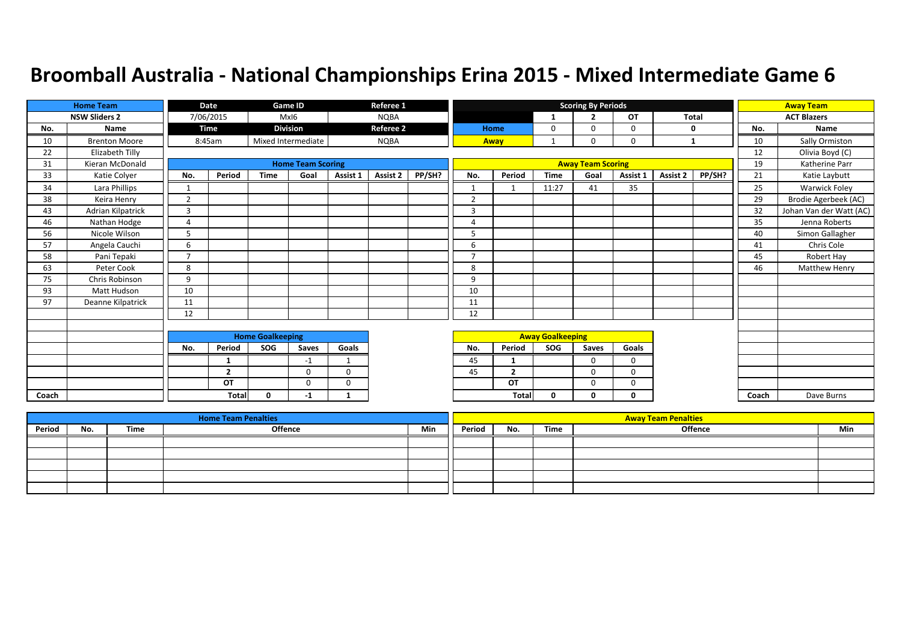# Broomball Australia - National Championships Erina 2015 - Mixed Intermediate Game 6

| Home Team | | Date | Game ID | Referee 1 |
|---|---|---|---|---|
| NSW Sliders 2 | | 7/06/2015 | MxI6 | NQBA |
| No. | Name | Time | Division | Referee 2 |
| 10 | Brenton Moore | 8:45am | Mixed Intermediate | NQBA |
| 22 | Elizabeth Tilly | | | |
| 31 | Kieran McDonald | | | |
| 33 | Katie Colyer | | | |
| 34 | Lara Phillips | | | |
| 38 | Keira Henry | | | |
| 43 | Adrian Kilpatrick | | | |
| 46 | Nathan Hodge | | | |
| 56 | Nicole Wilson | | | |
| 57 | Angela Cauchi | | | |
| 58 | Pani Tepaki | | | |
| 63 | Peter Cook | | | |
| 75 | Chris Robinson | | | |
| 93 | Matt Hudson | | | |
| 97 | Deanne Kilpatrick | | | |
| Coach | | | | |

**Scoring By Periods**

| | 1 | 2 | OT | Total |
|---|---|---|---|---|
| Home | 0 | 0 | 0 | 0 |
| Away | 1 | 0 | 0 | 1 |

| Away Team | |
|---|---|
| ACT Blazers | |
| No. | Name |
| 10 | Sally Ormiston |
| 12 | Olivia Boyd (C) |
| 19 | Katherine Parr |
| 21 | Katie Laybutt |
| 25 | Warwick Foley |
| 29 | Brodie Agerbeek (AC) |
| 32 | Johan Van der Watt (AC) |
| 35 | Jenna Roberts |
| 40 | Simon Gallagher |
| 41 | Chris Cole |
| 45 | Robert Hay |
| 46 | Matthew Henry |
| Coach | Dave Burns |

**Home Team Scoring**

| No. | Period | Time | Goal | Assist 1 | Assist 2 | PP/SH? |
|---|---|---|---|---|---|---|
| 1 | | | | | | |
| 2 | | | | | | |
| 3 | | | | | | |
| 4 | | | | | | |
| 5 | | | | | | |
| 6 | | | | | | |
| 7 | | | | | | |
| 8 | | | | | | |
| 9 | | | | | | |
| 10 | | | | | | |
| 11 | | | | | | |
| 12 | | | | | | |

**Away Team Scoring**

| No. | Period | Time | Goal | Assist 1 | Assist 2 | PP/SH? |
|---|---|---|---|---|---|---|
| 1 | 1 | 11:27 | 41 | 35 | | |
| 2 | | | | | | |
| 3 | | | | | | |
| 4 | | | | | | |
| 5 | | | | | | |
| 6 | | | | | | |
| 7 | | | | | | |
| 8 | | | | | | |
| 9 | | | | | | |
| 10 | | | | | | |
| 11 | | | | | | |
| 12 | | | | | | |

**Home Goalkeeping**

| No. | Period | SOG | Saves | Goals |
|---|---|---|---|---|
| | 1 | | -1 | 1 |
| | 2 | | 0 | 0 |
| | OT | | 0 | 0 |
| | Total | 0 | -1 | 1 |

**Away Goalkeeping**

| No. | Period | SOG | Saves | Goals |
|---|---|---|---|---|
| 45 | 1 | | 0 | 0 |
| 45 | 2 | | 0 | 0 |
| | OT | | 0 | 0 |
| | Total | 0 | 0 | 0 |

**Home Team Penalties**

| Period | No. | Time | Offence | Min |
|---|---|---|---|---|
| | | | | |
| | | | | |
| | | | | |
| | | | | |
| | | | | |

**Away Team Penalties**

| Period | No. | Time | Offence | Min |
|---|---|---|---|---|
| | | | | |
| | | | | |
| | | | | |
| | | | | |
| | | | | |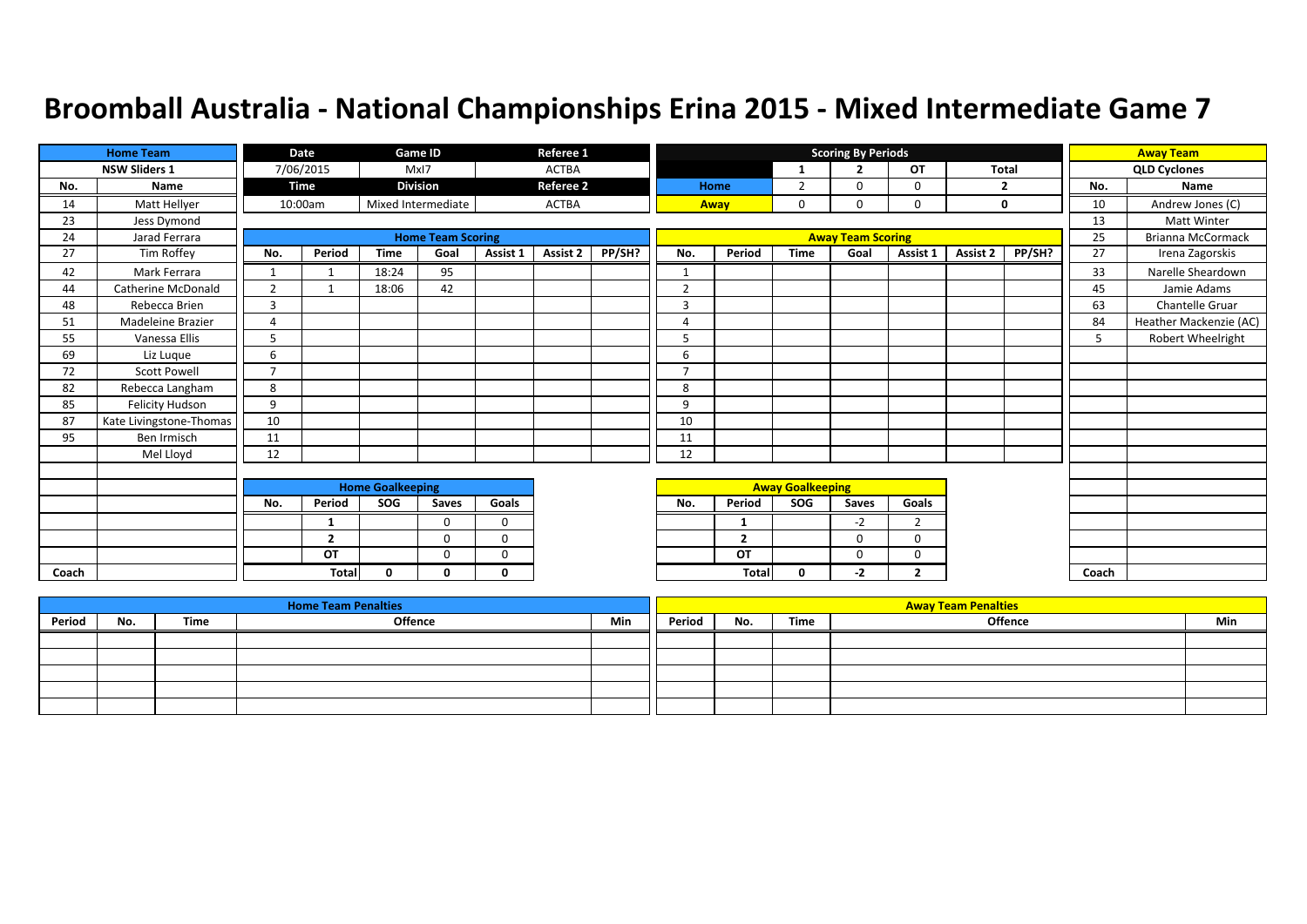# Broomball Australia - National Championships Erina 2015 - Mixed Intermediate Game 7

| Date | Game ID | Referee 1 |
| --- | --- | --- |
| 7/06/2015 | MxI7 | ACTBA |
| **Time** | **Division** | **Referee 2** |
| 10:00am | Mixed Intermediate | ACTBA |

## Scoring By Periods

| | 1 | 2 | OT | Total |
| --- | --- | --- | --- | --- |
| Home | 2 | 0 | 0 | 2 |
| Away | 0 | 0 | 0 | 0 |

## Home Team: NSW Sliders 1

| No. | Name |
| --- | --- |
| 14 | Matt Hellyer |
| 23 | Jess Dymond |
| 24 | Jarad Ferrara |
| 27 | Tim Roffey |
| 42 | Mark Ferrara |
| 44 | Catherine McDonald |
| 48 | Rebecca Brien |
| 51 | Madeleine Brazier |
| 55 | Vanessa Ellis |
| 69 | Liz Luque |
| 72 | Scott Powell |
| 82 | Rebecca Langham |
| 85 | Felicity Hudson |
| 87 | Kate Livingstone-Thomas |
| 95 | Ben Irmisch |
| | Mel Lloyd |
| Coach | |

## Away Team: QLD Cyclones

| No. | Name |
| --- | --- |
| 10 | Andrew Jones (C) |
| 13 | Matt Winter |
| 25 | Brianna McCormack |
| 27 | Irena Zagorskis |
| 33 | Narelle Sheardown |
| 45 | Jamie Adams |
| 63 | Chantelle Gruar |
| 84 | Heather Mackenzie (AC) |
| 5 | Robert Wheelright |
| Coach | |

## Home Team Scoring

| No. | Period | Time | Goal | Assist 1 | Assist 2 | PP/SH? |
| --- | --- | --- | --- | --- | --- | --- |
| 1 | 1 | 18:24 | 95 | | | |
| 2 | 1 | 18:06 | 42 | | | |
| 3 | | | | | | |
| 4 | | | | | | |
| 5 | | | | | | |
| 6 | | | | | | |
| 7 | | | | | | |
| 8 | | | | | | |
| 9 | | | | | | |
| 10 | | | | | | |
| 11 | | | | | | |
| 12 | | | | | | |

## Away Team Scoring

| No. | Period | Time | Goal | Assist 1 | Assist 2 | PP/SH? |
| --- | --- | --- | --- | --- | --- | --- |
| 1 | | | | | | |
| 2 | | | | | | |
| 3 | | | | | | |
| 4 | | | | | | |
| 5 | | | | | | |
| 6 | | | | | | |
| 7 | | | | | | |
| 8 | | | | | | |
| 9 | | | | | | |
| 10 | | | | | | |
| 11 | | | | | | |
| 12 | | | | | | |

## Home Goalkeeping

| No. | Period | SOG | Saves | Goals |
| --- | --- | --- | --- | --- |
| | 1 | | 0 | 0 |
| | 2 | | 0 | 0 |
| | OT | | 0 | 0 |
| | Total | 0 | 0 | 0 |

## Away Goalkeeping

| No. | Period | SOG | Saves | Goals |
| --- | --- | --- | --- | --- |
| | 1 | | -2 | 2 |
| | 2 | | 0 | 0 |
| | OT | | 0 | 0 |
| | Total | 0 | -2 | 2 |

## Home Team Penalties

| Period | No. | Time | Offence | Min |
| --- | --- | --- | --- | --- |
| | | | | |

## Away Team Penalties

| Period | No. | Time | Offence | Min |
| --- | --- | --- | --- | --- |
| | | | | |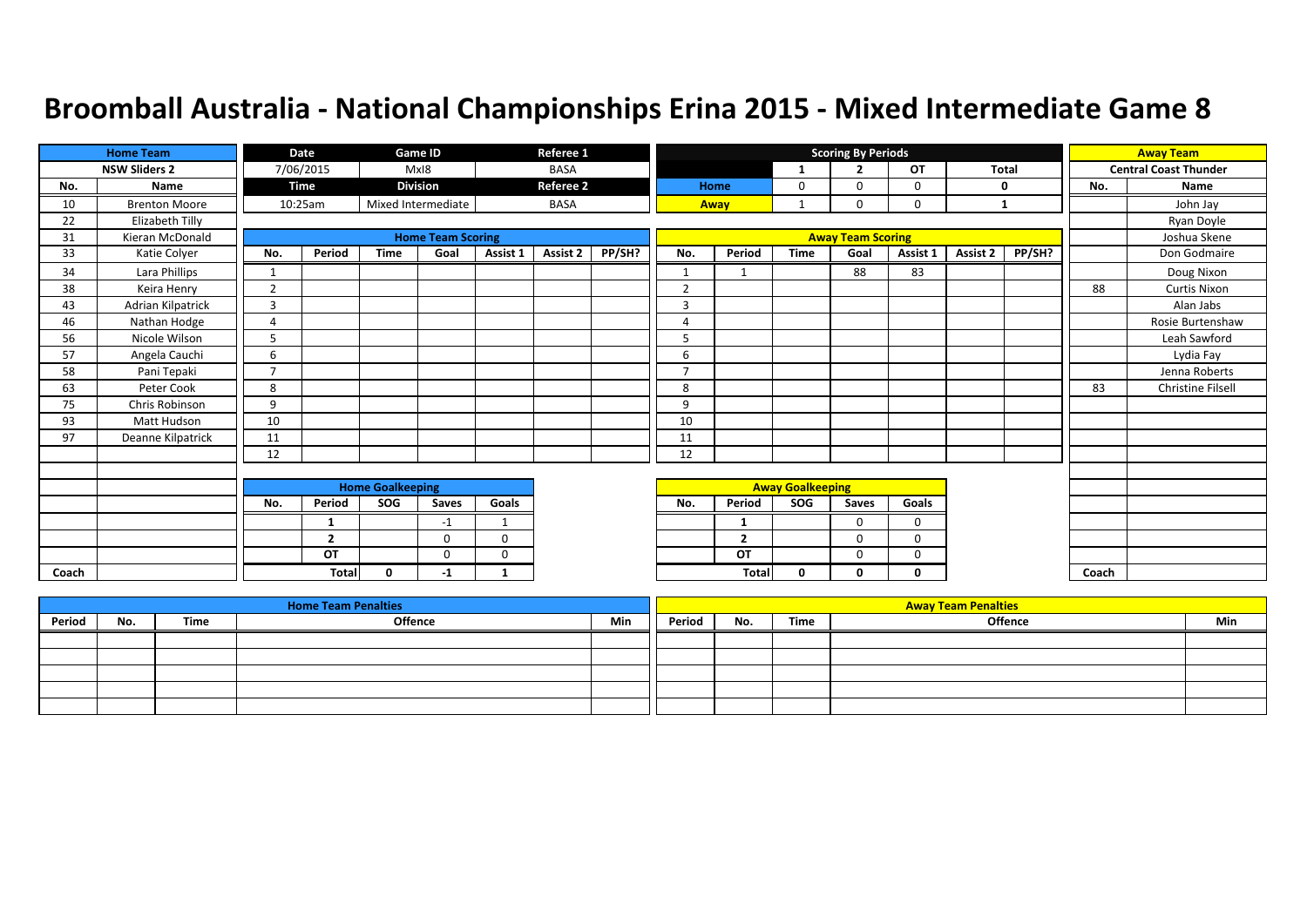# Broomball Australia - National Championships Erina 2015 - Mixed Intermediate Game 8

| Home Team | |
|---|---|
| NSW Sliders 2 | |
| No. | Name |
| 10 | Brenton Moore |
| 22 | Elizabeth Tilly |
| 31 | Kieran McDonald |
| 33 | Katie Colyer |
| 34 | Lara Phillips |
| 38 | Keira Henry |
| 43 | Adrian Kilpatrick |
| 46 | Nathan Hodge |
| 56 | Nicole Wilson |
| 57 | Angela Cauchi |
| 58 | Pani Tepaki |
| 63 | Peter Cook |
| 75 | Chris Robinson |
| 93 | Matt Hudson |
| 97 | Deanne Kilpatrick |
| Coach | |

| Date | Game ID | Referee 1 |
|---|---|---|
| 7/06/2015 | MxI8 | BASA |
| **Time** | **Division** | **Referee 2** |
| 10:25am | Mixed Intermediate | BASA |

**Scoring By Periods**

| | 1 | 2 | OT | Total |
|---|---|---|---|---|
| Home | 0 | 0 | 0 | 0 |
| Away | 1 | 0 | 0 | 1 |

| Away Team | |
|---|---|
| Central Coast Thunder | |
| No. | Name |
| | John Jay |
| | Ryan Doyle |
| | Joshua Skene |
| | Don Godmaire |
| | Doug Nixon |
| 88 | Curtis Nixon |
| | Alan Jabs |
| | Rosie Burtenshaw |
| | Leah Sawford |
| | Lydia Fay |
| | Jenna Roberts |
| 83 | Christine Filsell |
| Coach | |

**Home Team Scoring**

| No. | Period | Time | Goal | Assist 1 | Assist 2 | PP/SH? |
|---|---|---|---|---|---|---|
| 1 | | | | | | |
| 2 | | | | | | |
| 3 | | | | | | |
| 4 | | | | | | |
| 5 | | | | | | |
| 6 | | | | | | |
| 7 | | | | | | |
| 8 | | | | | | |
| 9 | | | | | | |
| 10 | | | | | | |
| 11 | | | | | | |
| 12 | | | | | | |

**Away Team Scoring**

| No. | Period | Time | Goal | Assist 1 | Assist 2 | PP/SH? |
|---|---|---|---|---|---|---|
| 1 | 1 | | 88 | 83 | | |
| 2 | | | | | | |
| 3 | | | | | | |
| 4 | | | | | | |
| 5 | | | | | | |
| 6 | | | | | | |
| 7 | | | | | | |
| 8 | | | | | | |
| 9 | | | | | | |
| 10 | | | | | | |
| 11 | | | | | | |
| 12 | | | | | | |

**Home Goalkeeping**

| No. | Period | SOG | Saves | Goals |
|---|---|---|---|---|
| | 1 | | -1 | 1 |
| | 2 | | 0 | 0 |
| | OT | | 0 | 0 |
| | Total | 0 | -1 | 1 |

**Away Goalkeeping**

| No. | Period | SOG | Saves | Goals |
|---|---|---|---|---|
| | 1 | | 0 | 0 |
| | 2 | | 0 | 0 |
| | OT | | 0 | 0 |
| | Total | 0 | 0 | 0 |

**Home Team Penalties**

| Period | No. | Time | Offence | Min |
|---|---|---|---|---|
| | | | | |

**Away Team Penalties**

| Period | No. | Time | Offence | Min |
|---|---|---|---|---|
| | | | | |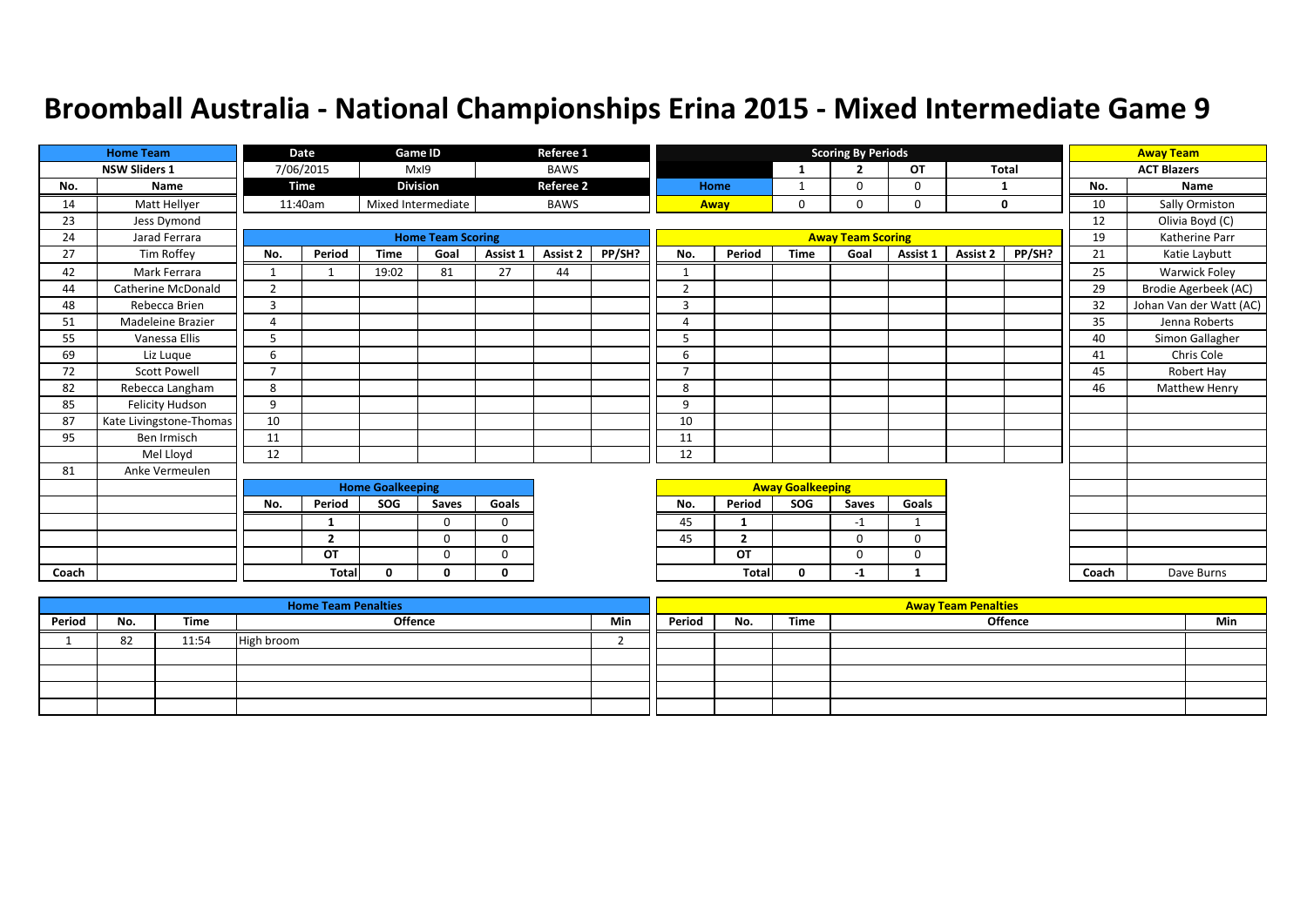# Broomball Australia - National Championships Erina 2015 - Mixed Intermediate Game 9

| Home Team | |
|---|---|
| NSW Sliders 1 | |
| No. | Name |
| 14 | Matt Hellyer |
| 23 | Jess Dymond |
| 24 | Jarad Ferrara |
| 27 | Tim Roffey |
| 42 | Mark Ferrara |
| 44 | Catherine McDonald |
| 48 | Rebecca Brien |
| 51 | Madeleine Brazier |
| 55 | Vanessa Ellis |
| 69 | Liz Luque |
| 72 | Scott Powell |
| 82 | Rebecca Langham |
| 85 | Felicity Hudson |
| 87 | Kate Livingstone-Thomas |
| 95 | Ben Irmisch |
| | Mel Lloyd |
| 81 | Anke Vermeulen |
| Coach | |

| Date | Game ID | Referee 1 |
|---|---|---|
| 7/06/2015 | MxI9 | BAWS |
| **Time** | **Division** | **Referee 2** |
| 11:40am | Mixed Intermediate | BAWS |

| Scoring By Periods | 1 | 2 | OT | Total |
|---|---|---|---|---|
| Home | 1 | 0 | 0 | 1 |
| Away | 0 | 0 | 0 | 0 |

| Away Team | |
|---|---|
| ACT Blazers | |
| No. | Name |
| 10 | Sally Ormiston |
| 12 | Olivia Boyd (C) |
| 19 | Katherine Parr |
| 21 | Katie Laybutt |
| 25 | Warwick Foley |
| 29 | Brodie Agerbeek (AC) |
| 32 | Johan Van der Watt (AC) |
| 35 | Jenna Roberts |
| 40 | Simon Gallagher |
| 41 | Chris Cole |
| 45 | Robert Hay |
| 46 | Matthew Henry |
| Coach | Dave Burns |

## Home Team Scoring

| No. | Period | Time | Goal | Assist 1 | Assist 2 | PP/SH? |
|---|---|---|---|---|---|---|
| 1 | 1 | 19:02 | 81 | 27 | 44 | |
| 2 | | | | | | |
| 3 | | | | | | |
| 4 | | | | | | |
| 5 | | | | | | |
| 6 | | | | | | |
| 7 | | | | | | |
| 8 | | | | | | |
| 9 | | | | | | |
| 10 | | | | | | |
| 11 | | | | | | |
| 12 | | | | | | |

## Away Team Scoring

| No. | Period | Time | Goal | Assist 1 | Assist 2 | PP/SH? |
|---|---|---|---|---|---|---|
| 1 | | | | | | |
| 2 | | | | | | |
| 3 | | | | | | |
| 4 | | | | | | |
| 5 | | | | | | |
| 6 | | | | | | |
| 7 | | | | | | |
| 8 | | | | | | |
| 9 | | | | | | |
| 10 | | | | | | |
| 11 | | | | | | |
| 12 | | | | | | |

## Home Goalkeeping

| No. | Period | SOG | Saves | Goals |
|---|---|---|---|---|
| | 1 | | 0 | 0 |
| | 2 | | 0 | 0 |
| | OT | | 0 | 0 |
| | Total | 0 | 0 | 0 |

## Away Goalkeeping

| No. | Period | SOG | Saves | Goals |
|---|---|---|---|---|
| 45 | 1 | | -1 | 1 |
| 45 | 2 | | 0 | 0 |
| | OT | | 0 | 0 |
| | Total | 0 | -1 | 1 |

## Home Team Penalties

| Period | No. | Time | Offence | Min |
|---|---|---|---|---|
| 1 | 82 | 11:54 | High broom | 2 |
| | | | | |
| | | | | |
| | | | | |
| | | | | |

## Away Team Penalties

| Period | No. | Time | Offence | Min |
|---|---|---|---|---|
| | | | | |
| | | | | |
| | | | | |
| | | | | |
| | | | | |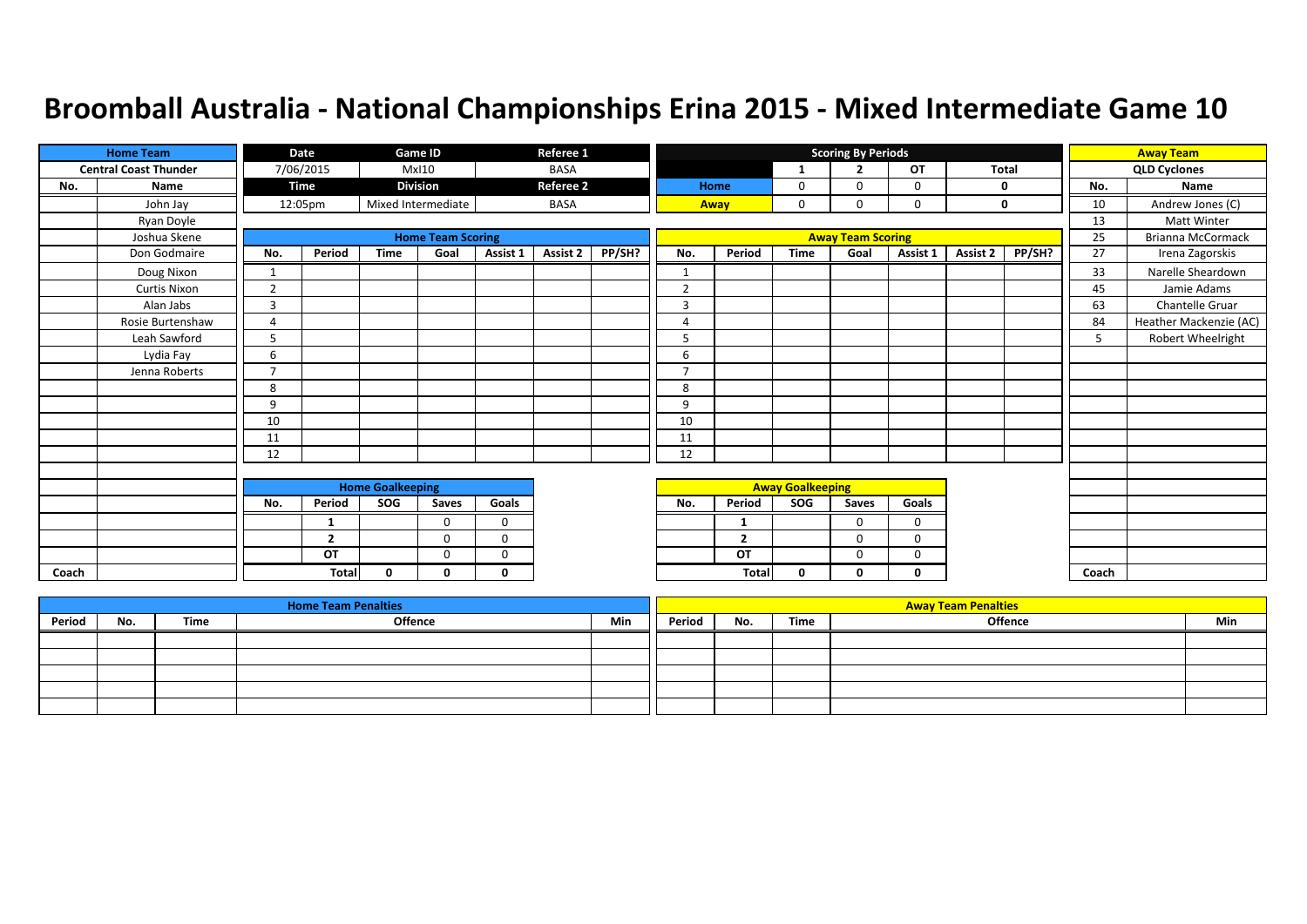# Broomball Australia - National Championships Erina 2015 - Mixed Intermediate Game 10

| Home Team | Date | Game ID | Referee 1 | Away Team |
|---|---|---|---|---|
| Central Coast Thunder | 7/06/2015 | MxI10 | BASA | QLD Cyclones |
| | **Time** | **Division** | **Referee 2** | |
| | 12:05pm | Mixed Intermediate | BASA | |

**Scoring By Periods**

| | 1 | 2 | OT | Total |
|---|---|---|---|---|
| Home | 0 | 0 | 0 | 0 |
| Away | 0 | 0 | 0 | 0 |

**Home Team: Central Coast Thunder**

| No. | Name |
|---|---|
| | John Jay |
| | Ryan Doyle |
| | Joshua Skene |
| | Don Godmaire |
| | Doug Nixon |
| | Curtis Nixon |
| | Alan Jabs |
| | Rosie Burtenshaw |
| | Leah Sawford |
| | Lydia Fay |
| | Jenna Roberts |
| Coach | |

**Away Team: QLD Cyclones**

| No. | Name |
|---|---|
| 10 | Andrew Jones (C) |
| 13 | Matt Winter |
| 25 | Brianna McCormack |
| 27 | Irena Zagorskis |
| 33 | Narelle Sheardown |
| 45 | Jamie Adams |
| 63 | Chantelle Gruar |
| 84 | Heather Mackenzie (AC) |
| 5 | Robert Wheelright |
| Coach | |

**Home Team Scoring**

| No. | Period | Time | Goal | Assist 1 | Assist 2 | PP/SH? |
|---|---|---|---|---|---|---|
| 1 | | | | | | |
| 2 | | | | | | |
| 3 | | | | | | |
| 4 | | | | | | |
| 5 | | | | | | |
| 6 | | | | | | |
| 7 | | | | | | |
| 8 | | | | | | |
| 9 | | | | | | |
| 10 | | | | | | |
| 11 | | | | | | |
| 12 | | | | | | |

**Away Team Scoring**

| No. | Period | Time | Goal | Assist 1 | Assist 2 | PP/SH? |
|---|---|---|---|---|---|---|
| 1 | | | | | | |
| 2 | | | | | | |
| 3 | | | | | | |
| 4 | | | | | | |
| 5 | | | | | | |
| 6 | | | | | | |
| 7 | | | | | | |
| 8 | | | | | | |
| 9 | | | | | | |
| 10 | | | | | | |
| 11 | | | | | | |
| 12 | | | | | | |

**Home Goalkeeping**

| No. | Period | SOG | Saves | Goals |
|---|---|---|---|---|
| | 1 | | 0 | 0 |
| | 2 | | 0 | 0 |
| | OT | | 0 | 0 |
| | Total | 0 | 0 | 0 |

**Away Goalkeeping**

| No. | Period | SOG | Saves | Goals |
|---|---|---|---|---|
| | 1 | | 0 | 0 |
| | 2 | | 0 | 0 |
| | OT | | 0 | 0 |
| | Total | 0 | 0 | 0 |

**Home Team Penalties**

| Period | No. | Time | Offence | Min |
|---|---|---|---|---|
| | | | | |
| | | | | |
| | | | | |
| | | | | |
| | | | | |

**Away Team Penalties**

| Period | No. | Time | Offence | Min |
|---|---|---|---|---|
| | | | | |
| | | | | |
| | | | | |
| | | | | |
| | | | | |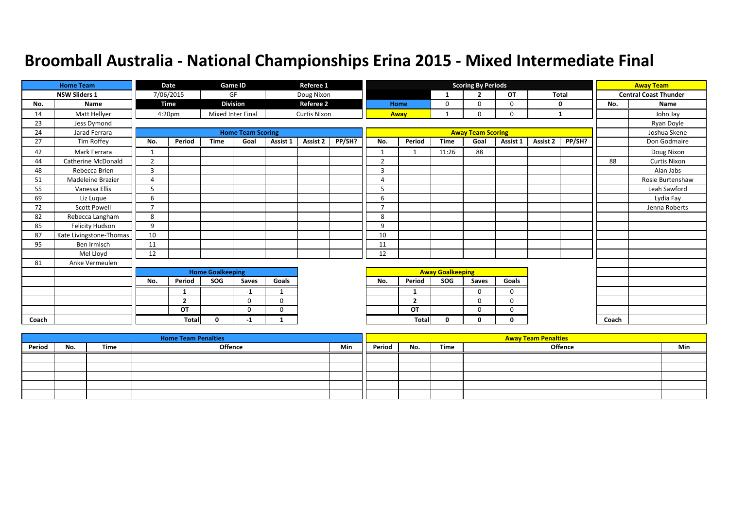# Broomball Australia - National Championships Erina 2015 - Mixed Intermediate Final

| Home Team | | Date | Game ID | Referee 1 |
|---|---|---|---|---|
| NSW Sliders 1 | | 7/06/2015 | GF | Doug Nixon |
| | | **Time** | **Division** | **Referee 2** |
| | | 4:20pm | Mixed Inter Final | Curtis Nixon |

**Scoring By Periods**

| | 1 | 2 | OT | Total |
|---|---|---|---|---|
| Home | 0 | 0 | 0 | 0 |
| Away | 1 | 0 | 0 | 1 |

**Home Team: NSW Sliders 1**

| No. | Name |
|---|---|
| 14 | Matt Hellyer |
| 23 | Jess Dymond |
| 24 | Jarad Ferrara |
| 27 | Tim Roffey |
| 42 | Mark Ferrara |
| 44 | Catherine McDonald |
| 48 | Rebecca Brien |
| 51 | Madeleine Brazier |
| 55 | Vanessa Ellis |
| 69 | Liz Luque |
| 72 | Scott Powell |
| 82 | Rebecca Langham |
| 85 | Felicity Hudson |
| 87 | Kate Livingstone-Thomas |
| 95 | Ben Irmisch |
| | Mel Lloyd |
| 81 | Anke Vermeulen |
| Coach | |

**Away Team: Central Coast Thunder**

| No. | Name |
|---|---|
| | John Jay |
| | Ryan Doyle |
| | Joshua Skene |
| | Don Godmaire |
| | Doug Nixon |
| 88 | Curtis Nixon |
| | Alan Jabs |
| | Rosie Burtenshaw |
| | Leah Sawford |
| | Lydia Fay |
| | Jenna Roberts |
| Coach | |

**Home Team Scoring**

| No. | Period | Time | Goal | Assist 1 | Assist 2 | PP/SH? |
|---|---|---|---|---|---|---|
| 1 | | | | | | |
| 2 | | | | | | |
| 3 | | | | | | |
| 4 | | | | | | |
| 5 | | | | | | |
| 6 | | | | | | |
| 7 | | | | | | |
| 8 | | | | | | |
| 9 | | | | | | |
| 10 | | | | | | |
| 11 | | | | | | |
| 12 | | | | | | |

**Away Team Scoring**

| No. | Period | Time | Goal | Assist 1 | Assist 2 | PP/SH? |
|---|---|---|---|---|---|---|
| 1 | 1 | 11:26 | 88 | | | |
| 2 | | | | | | |
| 3 | | | | | | |
| 4 | | | | | | |
| 5 | | | | | | |
| 6 | | | | | | |
| 7 | | | | | | |
| 8 | | | | | | |
| 9 | | | | | | |
| 10 | | | | | | |
| 11 | | | | | | |
| 12 | | | | | | |

**Home Goalkeeping**

| No. | Period | SOG | Saves | Goals |
|---|---|---|---|---|
| | 1 | | -1 | 1 |
| | 2 | | 0 | 0 |
| | OT | | 0 | 0 |
| | Total | 0 | -1 | 1 |

**Away Goalkeeping**

| No. | Period | SOG | Saves | Goals |
|---|---|---|---|---|
| | 1 | | 0 | 0 |
| | 2 | | 0 | 0 |
| | OT | | 0 | 0 |
| | Total | 0 | 0 | 0 |

**Home Team Penalties**

| Period | No. | Time | Offence | Min |
|---|---|---|---|---|
| | | | | |

**Away Team Penalties**

| Period | No. | Time | Offence | Min |
|---|---|---|---|---|
| | | | | |